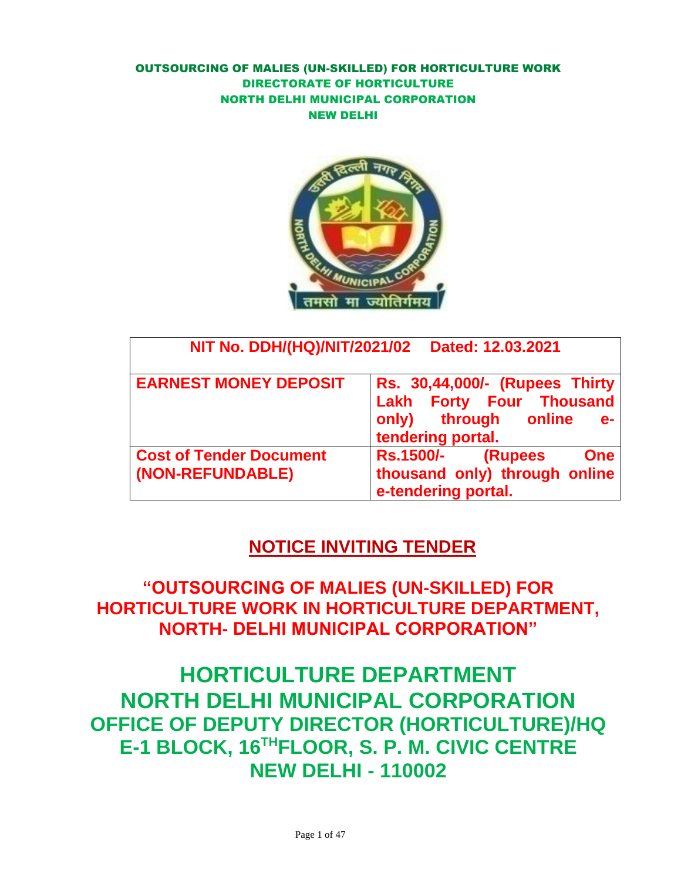**OUTSOURCING OF MALIES (UN-SKILLED) FOR HORTICULTURE WORK**
**DIRECTORATE OF HORTICULTURE**
**NORTH DELHI MUNICIPAL CORPORATION**
**NEW DELHI**

| NIT No. DDH/(HQ)/NIT/2021/02 Dated: 12.03.2021 | |
|---|---|
| **EARNEST MONEY DEPOSIT** | **Rs. 30,44,000/- (Rupees Thirty Lakh Forty Four Thousand only) through online e-tendering portal.** |
| **Cost of Tender Document (NON-REFUNDABLE)** | **Rs.1500/- (Rupees One thousand only) through online e-tendering portal.** |

## NOTICE INVITING TENDER

## "OUTSOURCING OF MALIES (UN-SKILLED) FOR HORTICULTURE WORK IN HORTICULTURE DEPARTMENT, NORTH- DELHI MUNICIPAL CORPORATION"

# HORTICULTURE DEPARTMENT
# NORTH DELHI MUNICIPAL CORPORATION
## OFFICE OF DEPUTY DIRECTOR (HORTICULTURE)/HQ
## E-1 BLOCK, 16TH FLOOR, S. P. M. CIVIC CENTRE
## NEW DELHI - 110002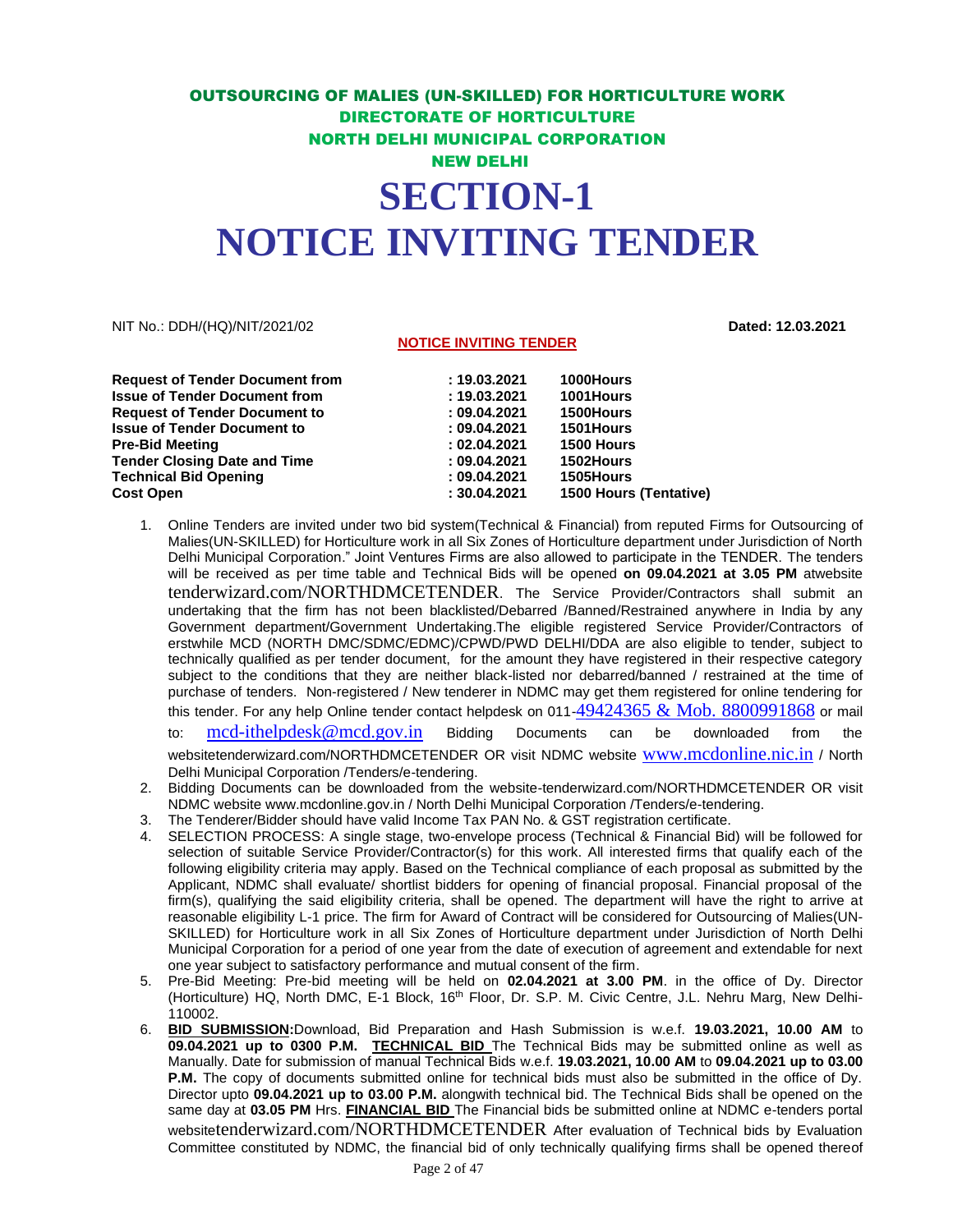# OUTSOURCING OF MALIES (UN-SKILLED) FOR HORTICULTURE WORK
## DIRECTORATE OF HORTICULTURE
## NORTH DELHI MUNICIPAL CORPORATION
## NEW DELHI

# SECTION-1
# NOTICE INVITING TENDER

NIT No.: DDH/(HQ)/NIT/2021/02 **Dated: 12.03.2021**

**NOTICE INVITING TENDER**

| | | |
|---|---|---|
| **Request of Tender Document from** | **: 19.03.2021** | **1000Hours** |
| **Issue of Tender Document from** | **: 19.03.2021** | **1001Hours** |
| **Request of Tender Document to** | **: 09.04.2021** | **1500Hours** |
| **Issue of Tender Document to** | **: 09.04.2021** | **1501Hours** |
| **Pre-Bid Meeting** | **: 02.04.2021** | **1500 Hours** |
| **Tender Closing Date and Time** | **: 09.04.2021** | **1502Hours** |
| **Technical Bid Opening** | **: 09.04.2021** | **1505Hours** |
| **Cost Open** | **: 30.04.2021** | **1500 Hours (Tentative)** |

1. Online Tenders are invited under two bid system(Technical & Financial) from reputed Firms for Outsourcing of Malies(UN-SKILLED) for Horticulture work in all Six Zones of Horticulture department under Jurisdiction of North Delhi Municipal Corporation." Joint Ventures Firms are also allowed to participate in the TENDER. The tenders will be received as per time table and Technical Bids will be opened **on 09.04.2021 at 3.05 PM** atwebsite tenderwizard.com/NORTHDMCETENDER. The Service Provider/Contractors shall submit an undertaking that the firm has not been blacklisted/Debarred /Banned/Restrained anywhere in India by any Government department/Government Undertaking.The eligible registered Service Provider/Contractors of erstwhile MCD (NORTH DMC/SDMC/EDMC)/CPWD/PWD DELHI/DDA are also eligible to tender, subject to technically qualified as per tender document, for the amount they have registered in their respective category subject to the conditions that they are neither black-listed nor debarred/banned / restrained at the time of purchase of tenders. Non-registered / New tenderer in NDMC may get them registered for online tendering for this tender. For any help Online tender contact helpdesk on 011-49424365 & Mob. 8800991868 or mail to: mcd-ithelpdesk@mcd.gov.in Bidding Documents can be downloaded from the websitetenderwizard.com/NORTHDMCETENDER OR visit NDMC website www.mcdonline.nic.in / North Delhi Municipal Corporation /Tenders/e-tendering.
2. Bidding Documents can be downloaded from the website-tenderwizard.com/NORTHDMCETENDER OR visit NDMC website www.mcdonline.gov.in / North Delhi Municipal Corporation /Tenders/e-tendering.
3. The Tenderer/Bidder should have valid Income Tax PAN No. & GST registration certificate.
4. SELECTION PROCESS: A single stage, two-envelope process (Technical & Financial Bid) will be followed for selection of suitable Service Provider/Contractor(s) for this work. All interested firms that qualify each of the following eligibility criteria may apply. Based on the Technical compliance of each proposal as submitted by the Applicant, NDMC shall evaluate/ shortlist bidders for opening of financial proposal. Financial proposal of the firm(s), qualifying the said eligibility criteria, shall be opened. The department will have the right to arrive at reasonable eligibility L-1 price. The firm for Award of Contract will be considered for Outsourcing of Malies(UN-SKILLED) for Horticulture work in all Six Zones of Horticulture department under Jurisdiction of North Delhi Municipal Corporation for a period of one year from the date of execution of agreement and extendable for next one year subject to satisfactory performance and mutual consent of the firm.
5. Pre-Bid Meeting: Pre-bid meeting will be held on **02.04.2021 at 3.00 PM**. in the office of Dy. Director (Horticulture) HQ, North DMC, E-1 Block, 16th Floor, Dr. S.P. M. Civic Centre, J.L. Nehru Marg, New Delhi-110002.
6. **BID SUBMISSION:**Download, Bid Preparation and Hash Submission is w.e.f. **19.03.2021, 10.00 AM** to **09.04.2021 up to 0300 P.M.** **TECHNICAL BID** The Technical Bids may be submitted online as well as Manually. Date for submission of manual Technical Bids w.e.f. **19.03.2021, 10.00 AM** to **09.04.2021 up to 03.00 P.M.** The copy of documents submitted online for technical bids must also be submitted in the office of Dy. Director upto **09.04.2021 up to 03.00 P.M.** alongwith technical bid. The Technical Bids shall be opened on the same day at **03.05 PM** Hrs. **FINANCIAL BID** The Financial bids be submitted online at NDMC e-tenders portal websitetenderwizard.com/NORTHDMCETENDER After evaluation of Technical bids by Evaluation Committee constituted by NDMC, the financial bid of only technically qualifying firms shall be opened thereof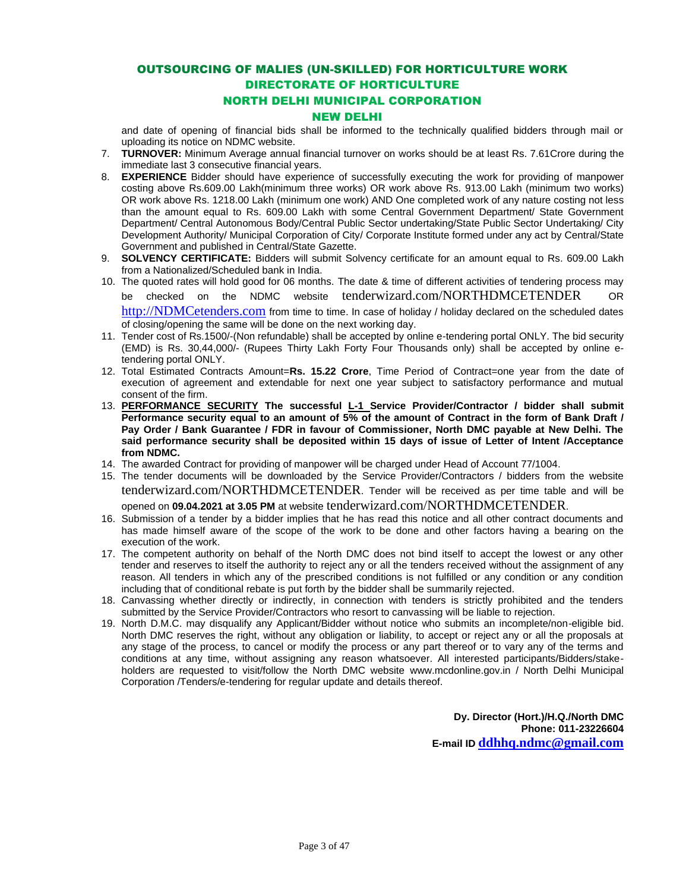# OUTSOURCING OF MALIES (UN-SKILLED) FOR HORTICULTURE WORK
## DIRECTORATE OF HORTICULTURE
## NORTH DELHI MUNICIPAL CORPORATION
## NEW DELHI

and date of opening of financial bids shall be informed to the technically qualified bidders through mail or uploading its notice on NDMC website.

7. **TURNOVER:** Minimum Average annual financial turnover on works should be at least Rs. 7.61Crore during the immediate last 3 consecutive financial years.
8. **EXPERIENCE** Bidder should have experience of successfully executing the work for providing of manpower costing above Rs.609.00 Lakh(minimum three works) OR work above Rs. 913.00 Lakh (minimum two works) OR work above Rs. 1218.00 Lakh (minimum one work) AND One completed work of any nature costing not less than the amount equal to Rs. 609.00 Lakh with some Central Government Department/ State Government Department/ Central Autonomous Body/Central Public Sector undertaking/State Public Sector Undertaking/ City Development Authority/ Municipal Corporation of City/ Corporate Institute formed under any act by Central/State Government and published in Central/State Gazette.
9. **SOLVENCY CERTIFICATE:** Bidders will submit Solvency certificate for an amount equal to Rs. 609.00 Lakh from a Nationalized/Scheduled bank in India.
10. The quoted rates will hold good for 06 months. The date & time of different activities of tendering process may be checked on the NDMC website tenderwizard.com/NORTHDMCETENDER OR http://NDMCetenders.com from time to time. In case of holiday / holiday declared on the scheduled dates of closing/opening the same will be done on the next working day.
11. Tender cost of Rs.1500/-(Non refundable) shall be accepted by online e-tendering portal ONLY. The bid security (EMD) is Rs. 30,44,000/- (Rupees Thirty Lakh Forty Four Thousands only) shall be accepted by online e-tendering portal ONLY.
12. Total Estimated Contracts Amount=**Rs. 15.22 Crore**, Time Period of Contract=one year from the date of execution of agreement and extendable for next one year subject to satisfactory performance and mutual consent of the firm.
13. **PERFORMANCE SECURITY The successful L-1 Service Provider/Contractor / bidder shall submit Performance security equal to an amount of 5% of the amount of Contract in the form of Bank Draft / Pay Order / Bank Guarantee / FDR in favour of Commissioner, North DMC payable at New Delhi. The said performance security shall be deposited within 15 days of issue of Letter of Intent /Acceptance from NDMC.**
14. The awarded Contract for providing of manpower will be charged under Head of Account 77/1004.
15. The tender documents will be downloaded by the Service Provider/Contractors / bidders from the website tenderwizard.com/NORTHDMCETENDER. Tender will be received as per time table and will be opened on **09.04.2021 at 3.05 PM** at website tenderwizard.com/NORTHDMCETENDER.
16. Submission of a tender by a bidder implies that he has read this notice and all other contract documents and has made himself aware of the scope of the work to be done and other factors having a bearing on the execution of the work.
17. The competent authority on behalf of the North DMC does not bind itself to accept the lowest or any other tender and reserves to itself the authority to reject any or all the tenders received without the assignment of any reason. All tenders in which any of the prescribed conditions is not fulfilled or any condition or any condition including that of conditional rebate is put forth by the bidder shall be summarily rejected.
18. Canvassing whether directly or indirectly, in connection with tenders is strictly prohibited and the tenders submitted by the Service Provider/Contractors who resort to canvassing will be liable to rejection.
19. North D.M.C. may disqualify any Applicant/Bidder without notice who submits an incomplete/non-eligible bid. North DMC reserves the right, without any obligation or liability, to accept or reject any or all the proposals at any stage of the process, to cancel or modify the process or any part thereof or to vary any of the terms and conditions at any time, without assigning any reason whatsoever. All interested participants/Bidders/stake-holders are requested to visit/follow the North DMC website www.mcdonline.gov.in / North Delhi Municipal Corporation /Tenders/e-tendering for regular update and details thereof.

**Dy. Director (Hort.)/H.Q./North DMC**
**Phone: 011-23226604**
**E-mail ID ddhhq.ndmc@gmail.com**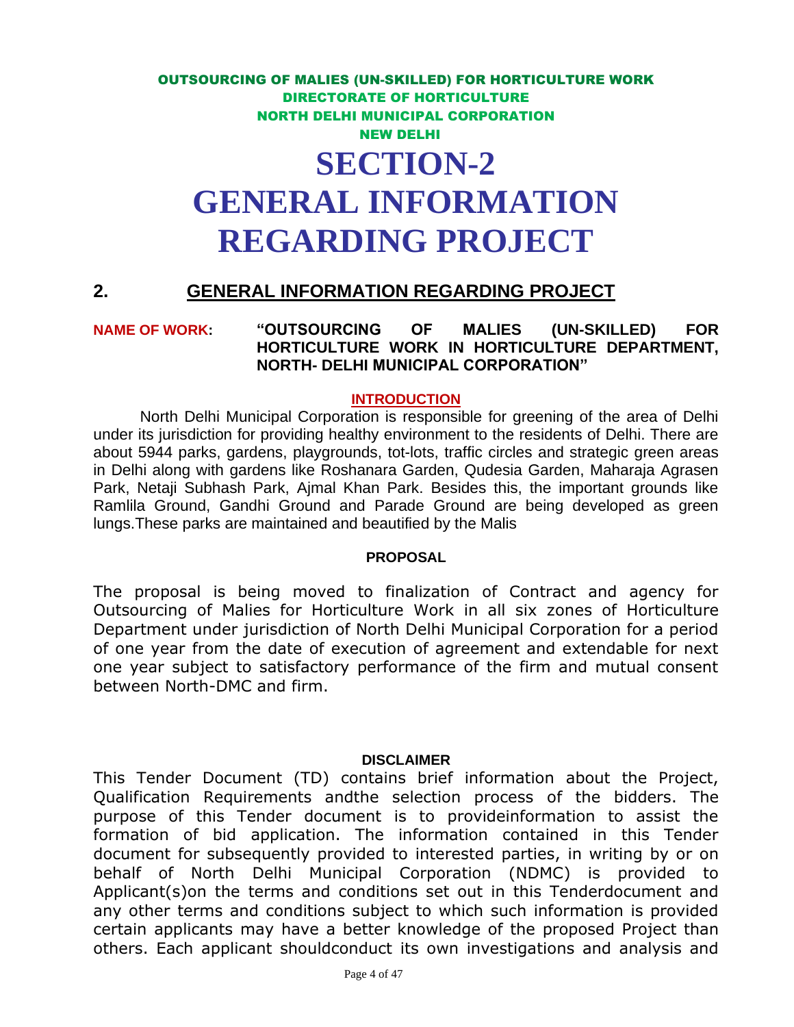OUTSOURCING OF MALIES (UN-SKILLED) FOR HORTICULTURE WORK
DIRECTORATE OF HORTICULTURE
NORTH DELHI MUNICIPAL CORPORATION
NEW DELHI

# SECTION-2
# GENERAL INFORMATION REGARDING PROJECT

## 2. GENERAL INFORMATION REGARDING PROJECT

**NAME OF WORK:** **"OUTSOURCING OF MALIES (UN-SKILLED) FOR HORTICULTURE WORK IN HORTICULTURE DEPARTMENT, NORTH- DELHI MUNICIPAL CORPORATION"**

### INTRODUCTION

North Delhi Municipal Corporation is responsible for greening of the area of Delhi under its jurisdiction for providing healthy environment to the residents of Delhi. There are about 5944 parks, gardens, playgrounds, tot-lots, traffic circles and strategic green areas in Delhi along with gardens like Roshanara Garden, Qudesia Garden, Maharaja Agrasen Park, Netaji Subhash Park, Ajmal Khan Park. Besides this, the important grounds like Ramlila Ground, Gandhi Ground and Parade Ground are being developed as green lungs.These parks are maintained and beautified by the Malis

### PROPOSAL

The proposal is being moved to finalization of Contract and agency for Outsourcing of Malies for Horticulture Work in all six zones of Horticulture Department under jurisdiction of North Delhi Municipal Corporation for a period of one year from the date of execution of agreement and extendable for next one year subject to satisfactory performance of the firm and mutual consent between North-DMC and firm.

### DISCLAIMER

This Tender Document (TD) contains brief information about the Project, Qualification Requirements andthe selection process of the bidders. The purpose of this Tender document is to provideinformation to assist the formation of bid application. The information contained in this Tender document for subsequently provided to interested parties, in writing by or on behalf of North Delhi Municipal Corporation (NDMC) is provided to Applicant(s)on the terms and conditions set out in this Tenderdocument and any other terms and conditions subject to which such information is provided certain applicants may have a better knowledge of the proposed Project than others. Each applicant shouldconduct its own investigations and analysis and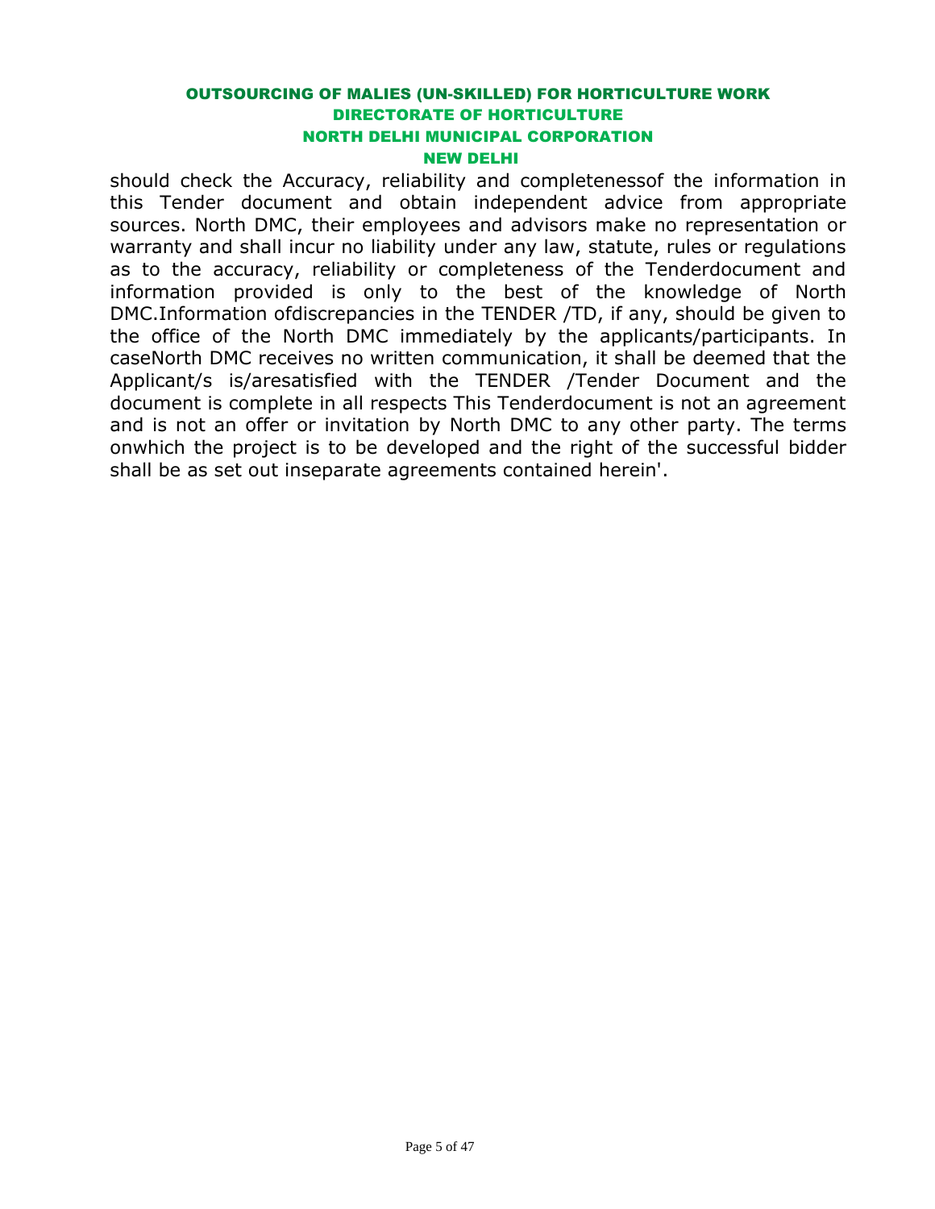should check the Accuracy, reliability and completenessof the information in this Tender document and obtain independent advice from appropriate sources. North DMC, their employees and advisors make no representation or warranty and shall incur no liability under any law, statute, rules or regulations as to the accuracy, reliability or completeness of the Tenderdocument and information provided is only to the best of the knowledge of North DMC.Information ofdiscrepancies in the TENDER /TD, if any, should be given to the office of the North DMC immediately by the applicants/participants. In caseNorth DMC receives no written communication, it shall be deemed that the Applicant/s is/aresatisfied with the TENDER /Tender Document and the document is complete in all respects This Tenderdocument is not an agreement and is not an offer or invitation by North DMC to any other party. The terms onwhich the project is to be developed and the right of the successful bidder shall be as set out inseparate agreements contained herein'.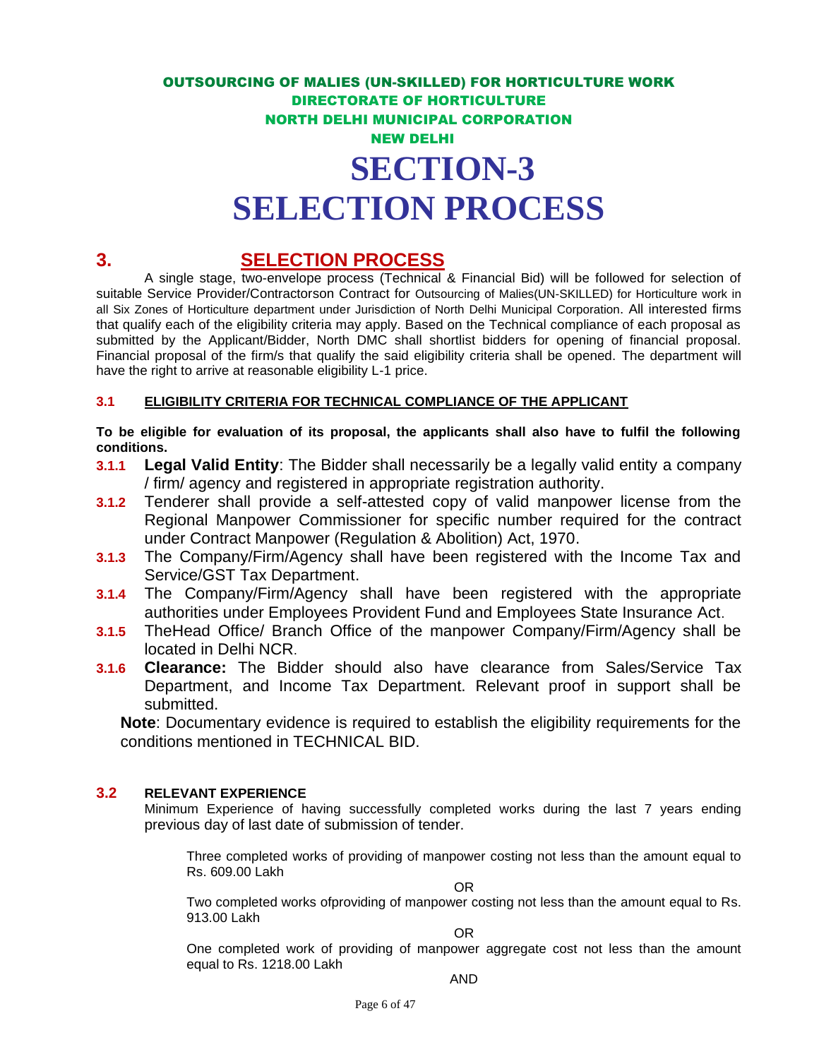OUTSOURCING OF MALIES (UN-SKILLED) FOR HORTICULTURE WORK
DIRECTORATE OF HORTICULTURE
NORTH DELHI MUNICIPAL CORPORATION
NEW DELHI

# SECTION-3
# SELECTION PROCESS

## 3. SELECTION PROCESS

A single stage, two-envelope process (Technical & Financial Bid) will be followed for selection of suitable Service Provider/Contractorson Contract for Outsourcing of Malies(UN-SKILLED) for Horticulture work in all Six Zones of Horticulture department under Jurisdiction of North Delhi Municipal Corporation. All interested firms that qualify each of the eligibility criteria may apply. Based on the Technical compliance of each proposal as submitted by the Applicant/Bidder, North DMC shall shortlist bidders for opening of financial proposal. Financial proposal of the firm/s that qualify the said eligibility criteria shall be opened. The department will have the right to arrive at reasonable eligibility L-1 price.

### 3.1 ELIGIBILITY CRITERIA FOR TECHNICAL COMPLIANCE OF THE APPLICANT

**To be eligible for evaluation of its proposal, the applicants shall also have to fulfil the following conditions.**

**3.1.1** **Legal Valid Entity**: The Bidder shall necessarily be a legally valid entity a company / firm/ agency and registered in appropriate registration authority.

**3.1.2** Tenderer shall provide a self-attested copy of valid manpower license from the Regional Manpower Commissioner for specific number required for the contract under Contract Manpower (Regulation & Abolition) Act, 1970.

**3.1.3** The Company/Firm/Agency shall have been registered with the Income Tax and Service/GST Tax Department.

**3.1.4** The Company/Firm/Agency shall have been registered with the appropriate authorities under Employees Provident Fund and Employees State Insurance Act.

**3.1.5** TheHead Office/ Branch Office of the manpower Company/Firm/Agency shall be located in Delhi NCR.

**3.1.6** **Clearance:** The Bidder should also have clearance from Sales/Service Tax Department, and Income Tax Department. Relevant proof in support shall be submitted.

**Note**: Documentary evidence is required to establish the eligibility requirements for the conditions mentioned in TECHNICAL BID.

### 3.2 RELEVANT EXPERIENCE

Minimum Experience of having successfully completed works during the last 7 years ending previous day of last date of submission of tender.

Three completed works of providing of manpower costing not less than the amount equal to Rs. 609.00 Lakh

OR

Two completed works ofproviding of manpower costing not less than the amount equal to Rs. 913.00 Lakh

OR

One completed work of providing of manpower aggregate cost not less than the amount equal to Rs. 1218.00 Lakh

AND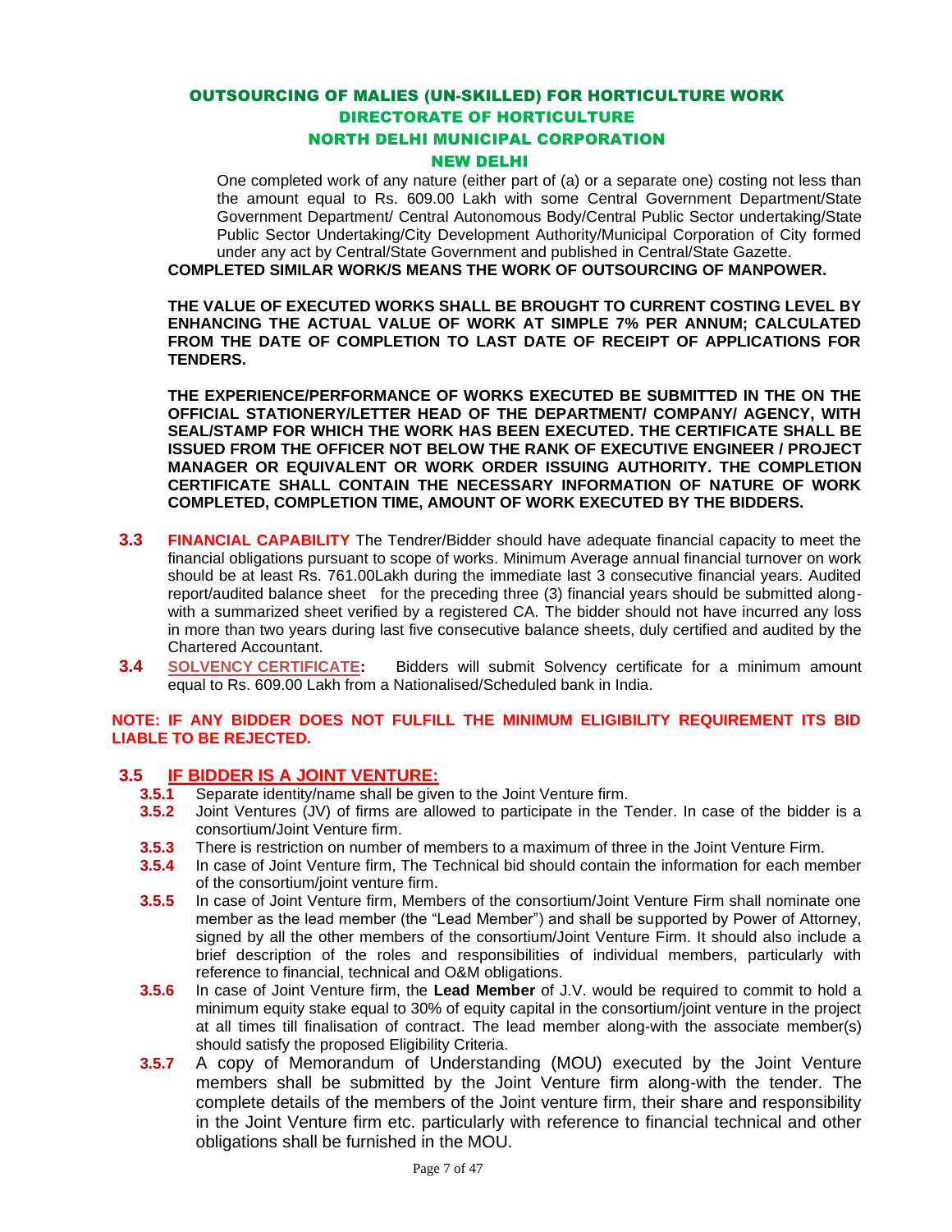One completed work of any nature (either part of (a) or a separate one) costing not less than the amount equal to Rs. 609.00 Lakh with some Central Government Department/State Government Department/ Central Autonomous Body/Central Public Sector undertaking/State Public Sector Undertaking/City Development Authority/Municipal Corporation of City formed under any act by Central/State Government and published in Central/State Gazette.

**COMPLETED SIMILAR WORK/S MEANS THE WORK OF OUTSOURCING OF MANPOWER.**

**THE VALUE OF EXECUTED WORKS SHALL BE BROUGHT TO CURRENT COSTING LEVEL BY ENHANCING THE ACTUAL VALUE OF WORK AT SIMPLE 7% PER ANNUM; CALCULATED FROM THE DATE OF COMPLETION TO LAST DATE OF RECEIPT OF APPLICATIONS FOR TENDERS.**

**THE EXPERIENCE/PERFORMANCE OF WORKS EXECUTED BE SUBMITTED IN THE ON THE OFFICIAL STATIONERY/LETTER HEAD OF THE DEPARTMENT/ COMPANY/ AGENCY, WITH SEAL/STAMP FOR WHICH THE WORK HAS BEEN EXECUTED. THE CERTIFICATE SHALL BE ISSUED FROM THE OFFICER NOT BELOW THE RANK OF EXECUTIVE ENGINEER / PROJECT MANAGER OR EQUIVALENT OR WORK ORDER ISSUING AUTHORITY. THE COMPLETION CERTIFICATE SHALL CONTAIN THE NECESSARY INFORMATION OF NATURE OF WORK COMPLETED, COMPLETION TIME, AMOUNT OF WORK EXECUTED BY THE BIDDERS.**

**3.3 FINANCIAL CAPABILITY** The Tendrer/Bidder should have adequate financial capacity to meet the financial obligations pursuant to scope of works. Minimum Average annual financial turnover on work should be at least Rs. 761.00Lakh during the immediate last 3 consecutive financial years. Audited report/audited balance sheet for the preceding three (3) financial years should be submitted along-with a summarized sheet verified by a registered CA. The bidder should not have incurred any loss in more than two years during last five consecutive balance sheets, duly certified and audited by the Chartered Accountant.

**3.4 SOLVENCY CERTIFICATE:** Bidders will submit Solvency certificate for a minimum amount equal to Rs. 609.00 Lakh from a Nationalised/Scheduled bank in India.

**NOTE: IF ANY BIDDER DOES NOT FULFILL THE MINIMUM ELIGIBILITY REQUIREMENT ITS BID LIABLE TO BE REJECTED.**

### 3.5 IF BIDDER IS A JOINT VENTURE:

**3.5.1** Separate identity/name shall be given to the Joint Venture firm.

**3.5.2** Joint Ventures (JV) of firms are allowed to participate in the Tender. In case of the bidder is a consortium/Joint Venture firm.

**3.5.3** There is restriction on number of members to a maximum of three in the Joint Venture Firm.

**3.5.4** In case of Joint Venture firm, The Technical bid should contain the information for each member of the consortium/joint venture firm.

**3.5.5** In case of Joint Venture firm, Members of the consortium/Joint Venture Firm shall nominate one member as the lead member (the "Lead Member") and shall be supported by Power of Attorney, signed by all the other members of the consortium/Joint Venture Firm. It should also include a brief description of the roles and responsibilities of individual members, particularly with reference to financial, technical and O&M obligations.

**3.5.6** In case of Joint Venture firm, the **Lead Member** of J.V. would be required to commit to hold a minimum equity stake equal to 30% of equity capital in the consortium/joint venture in the project at all times till finalisation of contract. The lead member along-with the associate member(s) should satisfy the proposed Eligibility Criteria.

**3.5.7** A copy of Memorandum of Understanding (MOU) executed by the Joint Venture members shall be submitted by the Joint Venture firm along-with the tender. The complete details of the members of the Joint venture firm, their share and responsibility in the Joint Venture firm etc. particularly with reference to financial technical and other obligations shall be furnished in the MOU.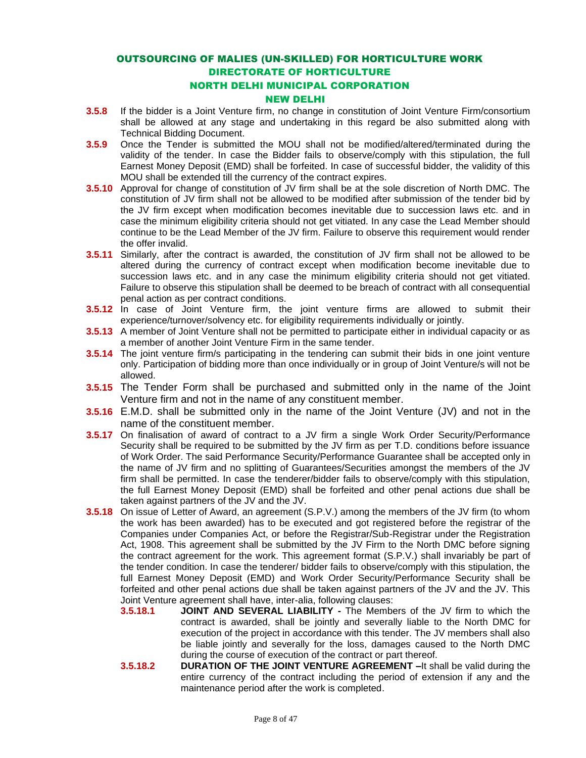**3.5.8** If the bidder is a Joint Venture firm, no change in constitution of Joint Venture Firm/consortium shall be allowed at any stage and undertaking in this regard be also submitted along with Technical Bidding Document.

**3.5.9** Once the Tender is submitted the MOU shall not be modified/altered/terminated during the validity of the tender. In case the Bidder fails to observe/comply with this stipulation, the full Earnest Money Deposit (EMD) shall be forfeited. In case of successful bidder, the validity of this MOU shall be extended till the currency of the contract expires.

**3.5.10** Approval for change of constitution of JV firm shall be at the sole discretion of North DMC. The constitution of JV firm shall not be allowed to be modified after submission of the tender bid by the JV firm except when modification becomes inevitable due to succession laws etc. and in case the minimum eligibility criteria should not get vitiated. In any case the Lead Member should continue to be the Lead Member of the JV firm. Failure to observe this requirement would render the offer invalid.

**3.5.11** Similarly, after the contract is awarded, the constitution of JV firm shall not be allowed to be altered during the currency of contract except when modification become inevitable due to succession laws etc. and in any case the minimum eligibility criteria should not get vitiated. Failure to observe this stipulation shall be deemed to be breach of contract with all consequential penal action as per contract conditions.

**3.5.12** In case of Joint Venture firm, the joint venture firms are allowed to submit their experience/turnover/solvency etc. for eligibility requirements individually or jointly.

**3.5.13** A member of Joint Venture shall not be permitted to participate either in individual capacity or as a member of another Joint Venture Firm in the same tender.

**3.5.14** The joint venture firm/s participating in the tendering can submit their bids in one joint venture only. Participation of bidding more than once individually or in group of Joint Venture/s will not be allowed.

**3.5.15** The Tender Form shall be purchased and submitted only in the name of the Joint Venture firm and not in the name of any constituent member.

**3.5.16** E.M.D. shall be submitted only in the name of the Joint Venture (JV) and not in the name of the constituent member.

**3.5.17** On finalisation of award of contract to a JV firm a single Work Order Security/Performance Security shall be required to be submitted by the JV firm as per T.D. conditions before issuance of Work Order. The said Performance Security/Performance Guarantee shall be accepted only in the name of JV firm and no splitting of Guarantees/Securities amongst the members of the JV firm shall be permitted. In case the tenderer/bidder fails to observe/comply with this stipulation, the full Earnest Money Deposit (EMD) shall be forfeited and other penal actions due shall be taken against partners of the JV and the JV.

**3.5.18** On issue of Letter of Award, an agreement (S.P.V.) among the members of the JV firm (to whom the work has been awarded) has to be executed and got registered before the registrar of the Companies under Companies Act, or before the Registrar/Sub-Registrar under the Registration Act, 1908. This agreement shall be submitted by the JV Firm to the North DMC before signing the contract agreement for the work. This agreement format (S.P.V.) shall invariably be part of the tender condition. In case the tenderer/ bidder fails to observe/comply with this stipulation, the full Earnest Money Deposit (EMD) and Work Order Security/Performance Security shall be forfeited and other penal actions due shall be taken against partners of the JV and the JV. This Joint Venture agreement shall have, inter-alia, following clauses:

- **3.5.18.1** **JOINT AND SEVERAL LIABILITY -** The Members of the JV firm to which the contract is awarded, shall be jointly and severally liable to the North DMC for execution of the project in accordance with this tender. The JV members shall also be liable jointly and severally for the loss, damages caused to the North DMC during the course of execution of the contract or part thereof.
- **3.5.18.2** **DURATION OF THE JOINT VENTURE AGREEMENT –** It shall be valid during the entire currency of the contract including the period of extension if any and the maintenance period after the work is completed.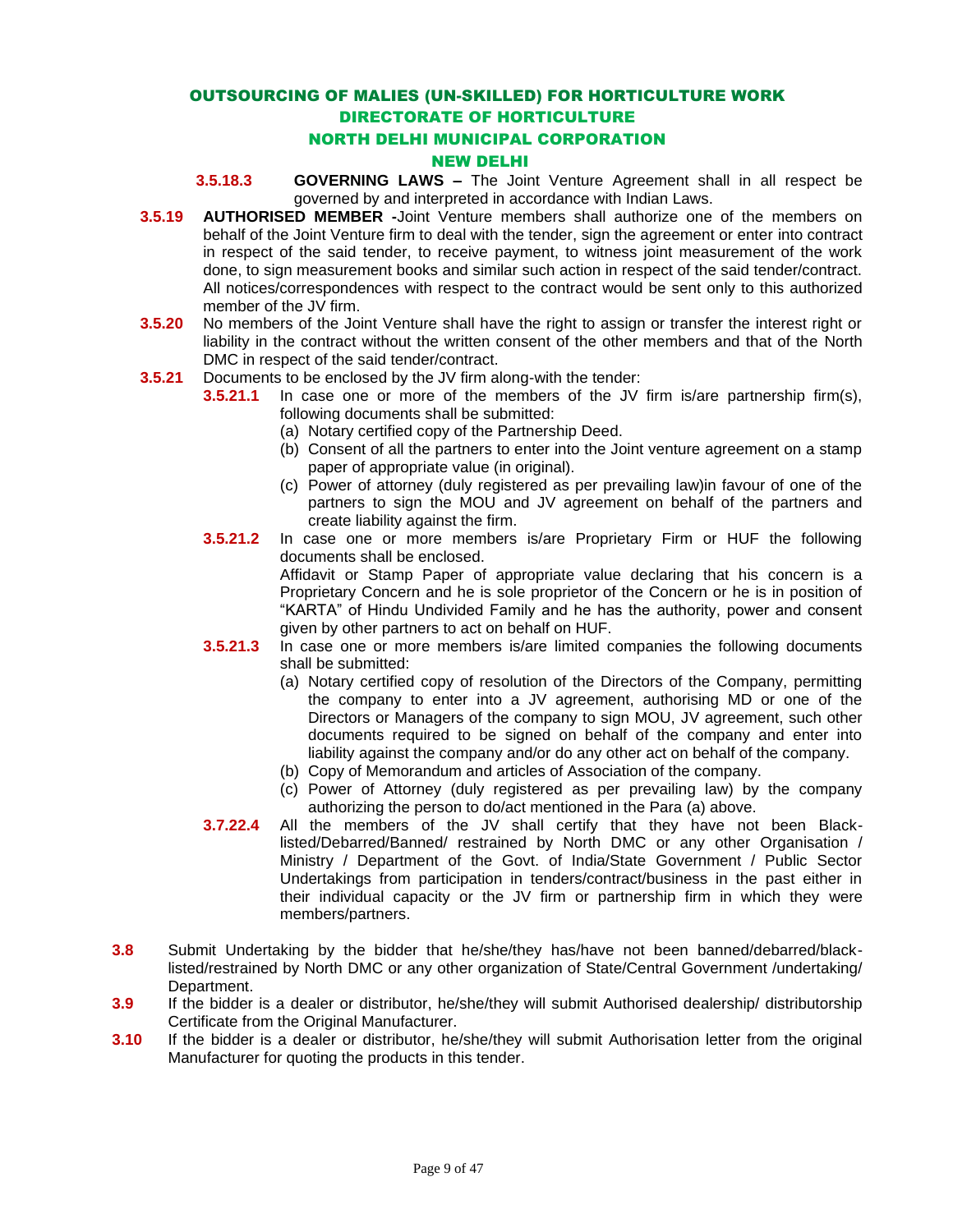**3.5.18.3** **GOVERNING LAWS –** The Joint Venture Agreement shall in all respect be governed by and interpreted in accordance with Indian Laws.

**3.5.19** **AUTHORISED MEMBER -**Joint Venture members shall authorize one of the members on behalf of the Joint Venture firm to deal with the tender, sign the agreement or enter into contract in respect of the said tender, to receive payment, to witness joint measurement of the work done, to sign measurement books and similar such action in respect of the said tender/contract. All notices/correspondences with respect to the contract would be sent only to this authorized member of the JV firm.

**3.5.20** No members of the Joint Venture shall have the right to assign or transfer the interest right or liability in the contract without the written consent of the other members and that of the North DMC in respect of the said tender/contract.

**3.5.21** Documents to be enclosed by the JV firm along-with the tender:

**3.5.21.1** In case one or more of the members of the JV firm is/are partnership firm(s), following documents shall be submitted:

(a) Notary certified copy of the Partnership Deed.

(b) Consent of all the partners to enter into the Joint venture agreement on a stamp paper of appropriate value (in original).

(c) Power of attorney (duly registered as per prevailing law)in favour of one of the partners to sign the MOU and JV agreement on behalf of the partners and create liability against the firm.

**3.5.21.2** In case one or more members is/are Proprietary Firm or HUF the following documents shall be enclosed.

Affidavit or Stamp Paper of appropriate value declaring that his concern is a Proprietary Concern and he is sole proprietor of the Concern or he is in position of "KARTA" of Hindu Undivided Family and he has the authority, power and consent given by other partners to act on behalf on HUF.

**3.5.21.3** In case one or more members is/are limited companies the following documents shall be submitted:

(a) Notary certified copy of resolution of the Directors of the Company, permitting the company to enter into a JV agreement, authorising MD or one of the Directors or Managers of the company to sign MOU, JV agreement, such other documents required to be signed on behalf of the company and enter into liability against the company and/or do any other act on behalf of the company.

(b) Copy of Memorandum and articles of Association of the company.

(c) Power of Attorney (duly registered as per prevailing law) by the company authorizing the person to do/act mentioned in the Para (a) above.

**3.7.22.4** All the members of the JV shall certify that they have not been Black-listed/Debarred/Banned/ restrained by North DMC or any other Organisation / Ministry / Department of the Govt. of India/State Government / Public Sector Undertakings from participation in tenders/contract/business in the past either in their individual capacity or the JV firm or partnership firm in which they were members/partners.

**3.8** Submit Undertaking by the bidder that he/she/they has/have not been banned/debarred/black-listed/restrained by North DMC or any other organization of State/Central Government /undertaking/ Department.

**3.9** If the bidder is a dealer or distributor, he/she/they will submit Authorised dealership/ distributorship Certificate from the Original Manufacturer.

**3.10** If the bidder is a dealer or distributor, he/she/they will submit Authorisation letter from the original Manufacturer for quoting the products in this tender.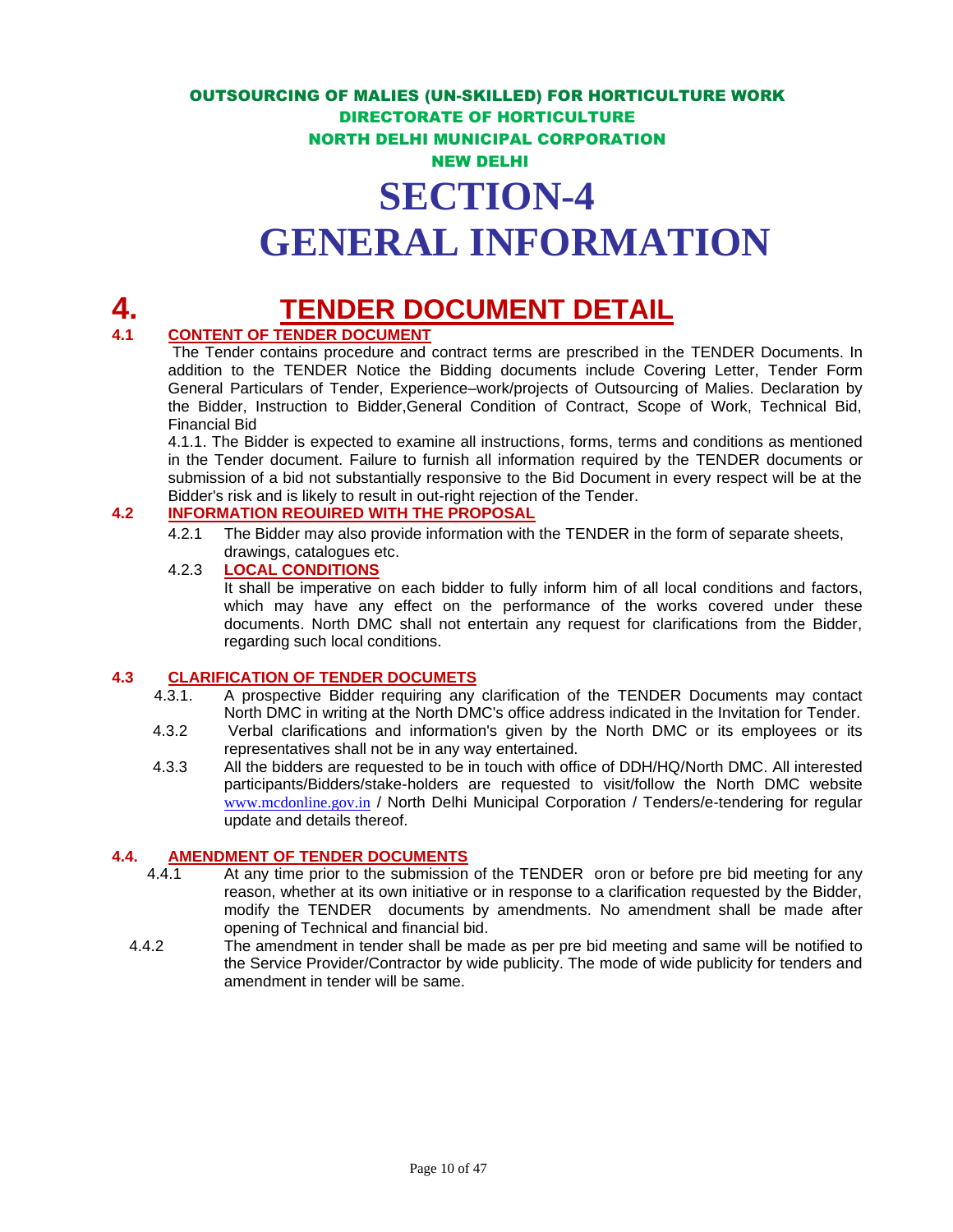OUTSOURCING OF MALIES (UN-SKILLED) FOR HORTICULTURE WORK
DIRECTORATE OF HORTICULTURE
NORTH DELHI MUNICIPAL CORPORATION
NEW DELHI

# SECTION-4
# GENERAL INFORMATION

## 4. TENDER DOCUMENT DETAIL

### 4.1 CONTENT OF TENDER DOCUMENT

The Tender contains procedure and contract terms are prescribed in the TENDER Documents. In addition to the TENDER Notice the Bidding documents include Covering Letter, Tender Form General Particulars of Tender, Experience–work/projects of Outsourcing of Malies. Declaration by the Bidder, Instruction to Bidder,General Condition of Contract, Scope of Work, Technical Bid, Financial Bid

4.1.1. The Bidder is expected to examine all instructions, forms, terms and conditions as mentioned in the Tender document. Failure to furnish all information required by the TENDER documents or submission of a bid not substantially responsive to the Bid Document in every respect will be at the Bidder's risk and is likely to result in out-right rejection of the Tender.

### 4.2 INFORMATION REOUIRED WITH THE PROPOSAL

4.2.1 The Bidder may also provide information with the TENDER in the form of separate sheets, drawings, catalogues etc.

4.2.3 **LOCAL CONDITIONS**

It shall be imperative on each bidder to fully inform him of all local conditions and factors, which may have any effect on the performance of the works covered under these documents. North DMC shall not entertain any request for clarifications from the Bidder, regarding such local conditions.

### 4.3 CLARIFICATION OF TENDER DOCUMETS

4.3.1. A prospective Bidder requiring any clarification of the TENDER Documents may contact North DMC in writing at the North DMC's office address indicated in the Invitation for Tender.

4.3.2 Verbal clarifications and information's given by the North DMC or its employees or its representatives shall not be in any way entertained.

4.3.3 All the bidders are requested to be in touch with office of DDH/HQ/North DMC. All interested participants/Bidders/stake-holders are requested to visit/follow the North DMC website www.mcdonline.gov.in / North Delhi Municipal Corporation / Tenders/e-tendering for regular update and details thereof.

### 4.4. AMENDMENT OF TENDER DOCUMENTS

4.4.1 At any time prior to the submission of the TENDER oron or before pre bid meeting for any reason, whether at its own initiative or in response to a clarification requested by the Bidder, modify the TENDER documents by amendments. No amendment shall be made after opening of Technical and financial bid.

4.4.2 The amendment in tender shall be made as per pre bid meeting and same will be notified to the Service Provider/Contractor by wide publicity. The mode of wide publicity for tenders and amendment in tender will be same.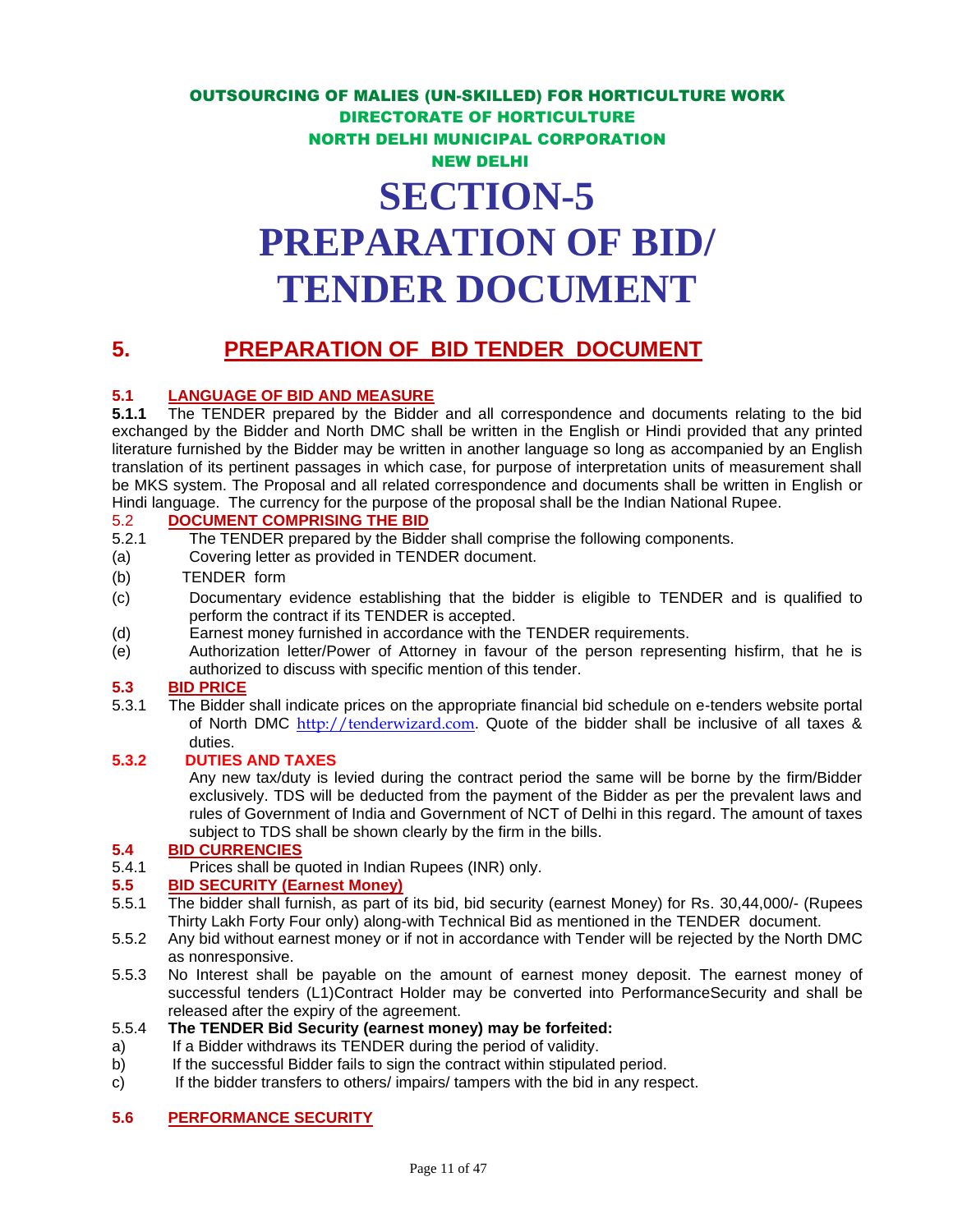OUTSOURCING OF MALIES (UN-SKILLED) FOR HORTICULTURE WORK
DIRECTORATE OF HORTICULTURE
NORTH DELHI MUNICIPAL CORPORATION
NEW DELHI

# SECTION-5
# PREPARATION OF BID/ TENDER DOCUMENT

## 5. PREPARATION OF BID TENDER DOCUMENT

### 5.1 LANGUAGE OF BID AND MEASURE

**5.1.1** The TENDER prepared by the Bidder and all correspondence and documents relating to the bid exchanged by the Bidder and North DMC shall be written in the English or Hindi provided that any printed literature furnished by the Bidder may be written in another language so long as accompanied by an English translation of its pertinent passages in which case, for purpose of interpretation units of measurement shall be MKS system. The Proposal and all related correspondence and documents shall be written in English or Hindi language. The currency for the purpose of the proposal shall be the Indian National Rupee.

### 5.2 DOCUMENT COMPRISING THE BID

5.2.1 The TENDER prepared by the Bidder shall comprise the following components.

(a) Covering letter as provided in TENDER document.

(b) TENDER form

(c) Documentary evidence establishing that the bidder is eligible to TENDER and is qualified to perform the contract if its TENDER is accepted.

(d) Earnest money furnished in accordance with the TENDER requirements.

(e) Authorization letter/Power of Attorney in favour of the person representing hisfirm, that he is authorized to discuss with specific mention of this tender.

### 5.3 BID PRICE

5.3.1 The Bidder shall indicate prices on the appropriate financial bid schedule on e-tenders website portal of North DMC http://tenderwizard.com. Quote of the bidder shall be inclusive of all taxes & duties.

**5.3.2 DUTIES AND TAXES**

Any new tax/duty is levied during the contract period the same will be borne by the firm/Bidder exclusively. TDS will be deducted from the payment of the Bidder as per the prevalent laws and rules of Government of India and Government of NCT of Delhi in this regard. The amount of taxes subject to TDS shall be shown clearly by the firm in the bills.

### 5.4 BID CURRENCIES

5.4.1 Prices shall be quoted in Indian Rupees (INR) only.

### 5.5 BID SECURITY (Earnest Money)

5.5.1 The bidder shall furnish, as part of its bid, bid security (earnest Money) for Rs. 30,44,000/- (Rupees Thirty Lakh Forty Four only) along-with Technical Bid as mentioned in the TENDER document.

5.5.2 Any bid without earnest money or if not in accordance with Tender will be rejected by the North DMC as nonresponsive.

5.5.3 No Interest shall be payable on the amount of earnest money deposit. The earnest money of successful tenders (L1)Contract Holder may be converted into PerformanceSecurity and shall be released after the expiry of the agreement.

5.5.4 **The TENDER Bid Security (earnest money) may be forfeited:**

a) If a Bidder withdraws its TENDER during the period of validity.

b) If the successful Bidder fails to sign the contract within stipulated period.

c) If the bidder transfers to others/ impairs/ tampers with the bid in any respect.

### 5.6 PERFORMANCE SECURITY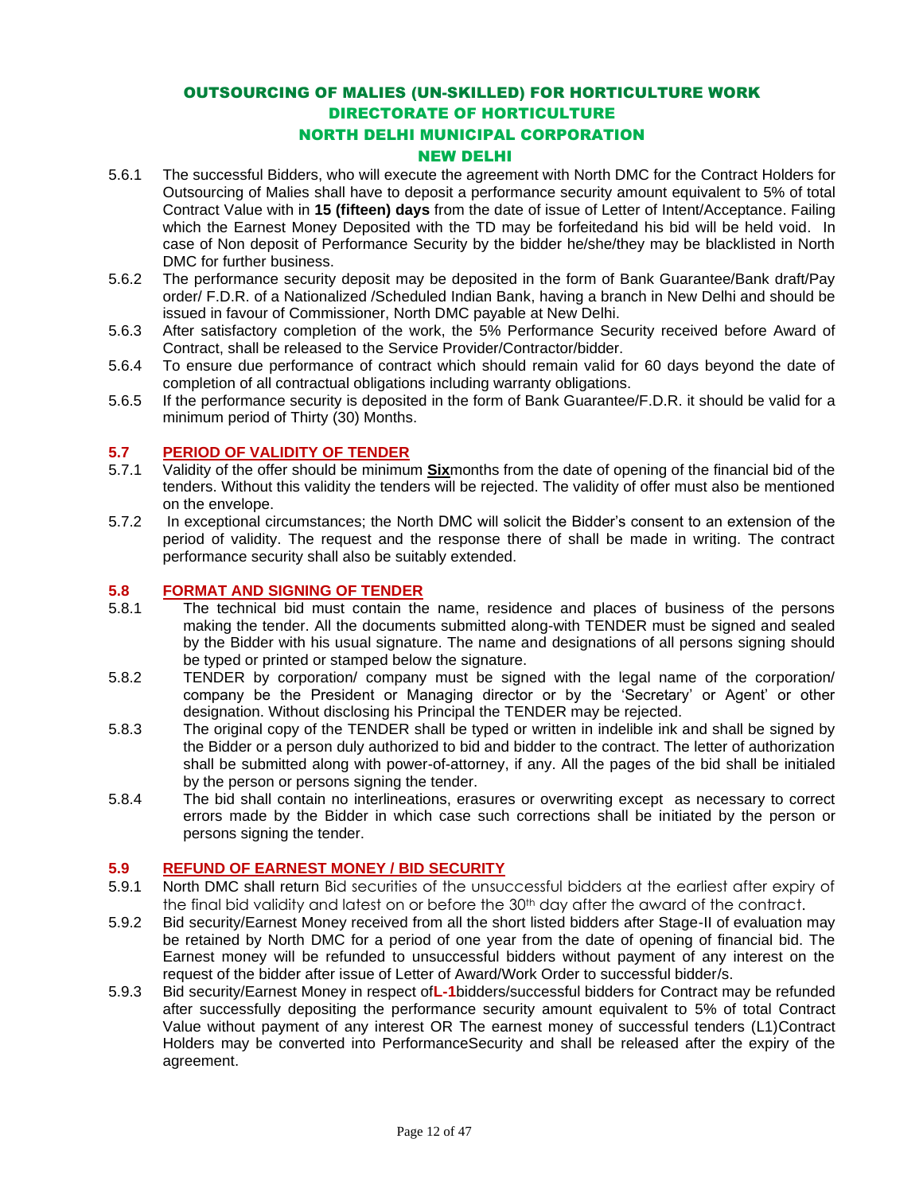5.6.1 The successful Bidders, who will execute the agreement with North DMC for the Contract Holders for Outsourcing of Malies shall have to deposit a performance security amount equivalent to 5% of total Contract Value with in **15 (fifteen) days** from the date of issue of Letter of Intent/Acceptance. Failing which the Earnest Money Deposited with the TD may be forfeitedand his bid will be held void. In case of Non deposit of Performance Security by the bidder he/she/they may be blacklisted in North DMC for further business.

5.6.2 The performance security deposit may be deposited in the form of Bank Guarantee/Bank draft/Pay order/ F.D.R. of a Nationalized /Scheduled Indian Bank, having a branch in New Delhi and should be issued in favour of Commissioner, North DMC payable at New Delhi.

5.6.3 After satisfactory completion of the work, the 5% Performance Security received before Award of Contract, shall be released to the Service Provider/Contractor/bidder.

5.6.4 To ensure due performance of contract which should remain valid for 60 days beyond the date of completion of all contractual obligations including warranty obligations.

5.6.5 If the performance security is deposited in the form of Bank Guarantee/F.D.R. it should be valid for a minimum period of Thirty (30) Months.

## 5.7 PERIOD OF VALIDITY OF TENDER

5.7.1 Validity of the offer should be minimum **Six**months from the date of opening of the financial bid of the tenders. Without this validity the tenders will be rejected. The validity of offer must also be mentioned on the envelope.

5.7.2 In exceptional circumstances; the North DMC will solicit the Bidder's consent to an extension of the period of validity. The request and the response there of shall be made in writing. The contract performance security shall also be suitably extended.

## 5.8 FORMAT AND SIGNING OF TENDER

5.8.1 The technical bid must contain the name, residence and places of business of the persons making the tender. All the documents submitted along-with TENDER must be signed and sealed by the Bidder with his usual signature. The name and designations of all persons signing should be typed or printed or stamped below the signature.

5.8.2 TENDER by corporation/ company must be signed with the legal name of the corporation/ company be the President or Managing director or by the 'Secretary' or Agent' or other designation. Without disclosing his Principal the TENDER may be rejected.

5.8.3 The original copy of the TENDER shall be typed or written in indelible ink and shall be signed by the Bidder or a person duly authorized to bid and bidder to the contract. The letter of authorization shall be submitted along with power-of-attorney, if any. All the pages of the bid shall be initialed by the person or persons signing the tender.

5.8.4 The bid shall contain no interlineations, erasures or overwriting except as necessary to correct errors made by the Bidder in which case such corrections shall be initiated by the person or persons signing the tender.

## 5.9 REFUND OF EARNEST MONEY / BID SECURITY

5.9.1 North DMC shall return Bid securities of the unsuccessful bidders at the earliest after expiry of the final bid validity and latest on or before the 30th day after the award of the contract.

5.9.2 Bid security/Earnest Money received from all the short listed bidders after Stage-II of evaluation may be retained by North DMC for a period of one year from the date of opening of financial bid. The Earnest money will be refunded to unsuccessful bidders without payment of any interest on the request of the bidder after issue of Letter of Award/Work Order to successful bidder/s.

5.9.3 Bid security/Earnest Money in respect of**L-1**bidders/successful bidders for Contract may be refunded after successfully depositing the performance security amount equivalent to 5% of total Contract Value without payment of any interest OR The earnest money of successful tenders (L1)Contract Holders may be converted into PerformanceSecurity and shall be released after the expiry of the agreement.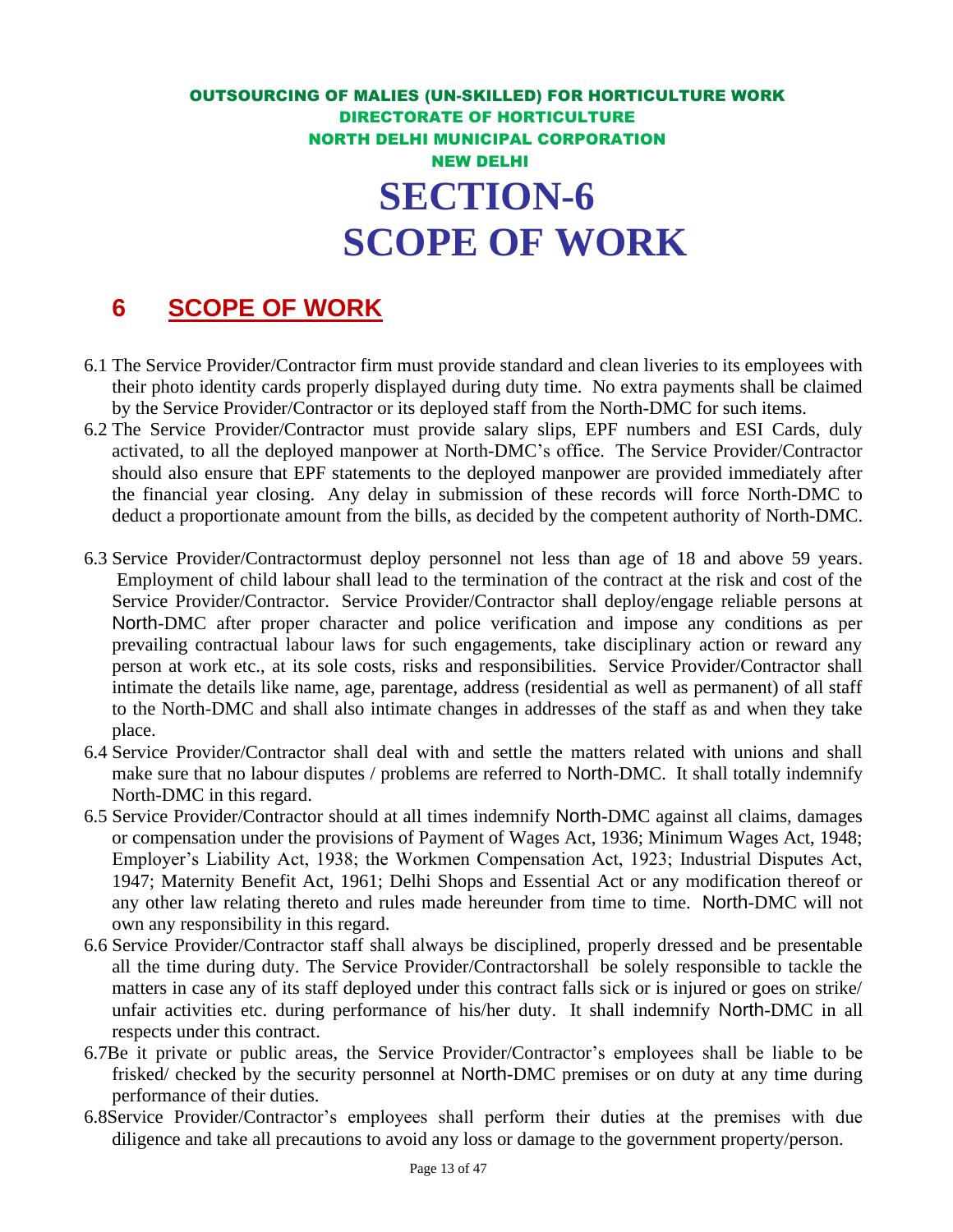OUTSOURCING OF MALIES (UN-SKILLED) FOR HORTICULTURE WORK
DIRECTORATE OF HORTICULTURE
NORTH DELHI MUNICIPAL CORPORATION
NEW DELHI

# SECTION-6
# SCOPE OF WORK

## 6 SCOPE OF WORK

6.1 The Service Provider/Contractor firm must provide standard and clean liveries to its employees with their photo identity cards properly displayed during duty time. No extra payments shall be claimed by the Service Provider/Contractor or its deployed staff from the North-DMC for such items.

6.2 The Service Provider/Contractor must provide salary slips, EPF numbers and ESI Cards, duly activated, to all the deployed manpower at North-DMC's office. The Service Provider/Contractor should also ensure that EPF statements to the deployed manpower are provided immediately after the financial year closing. Any delay in submission of these records will force North-DMC to deduct a proportionate amount from the bills, as decided by the competent authority of North-DMC.

6.3 Service Provider/Contractormust deploy personnel not less than age of 18 and above 59 years. Employment of child labour shall lead to the termination of the contract at the risk and cost of the Service Provider/Contractor. Service Provider/Contractor shall deploy/engage reliable persons at North-DMC after proper character and police verification and impose any conditions as per prevailing contractual labour laws for such engagements, take disciplinary action or reward any person at work etc., at its sole costs, risks and responsibilities. Service Provider/Contractor shall intimate the details like name, age, parentage, address (residential as well as permanent) of all staff to the North-DMC and shall also intimate changes in addresses of the staff as and when they take place.

6.4 Service Provider/Contractor shall deal with and settle the matters related with unions and shall make sure that no labour disputes / problems are referred to North-DMC. It shall totally indemnify North-DMC in this regard.

6.5 Service Provider/Contractor should at all times indemnify North-DMC against all claims, damages or compensation under the provisions of Payment of Wages Act, 1936; Minimum Wages Act, 1948; Employer's Liability Act, 1938; the Workmen Compensation Act, 1923; Industrial Disputes Act, 1947; Maternity Benefit Act, 1961; Delhi Shops and Essential Act or any modification thereof or any other law relating thereto and rules made hereunder from time to time. North-DMC will not own any responsibility in this regard.

6.6 Service Provider/Contractor staff shall always be disciplined, properly dressed and be presentable all the time during duty. The Service Provider/Contractorshall be solely responsible to tackle the matters in case any of its staff deployed under this contract falls sick or is injured or goes on strike/ unfair activities etc. during performance of his/her duty. It shall indemnify North-DMC in all respects under this contract.

6.7Be it private or public areas, the Service Provider/Contractor's employees shall be liable to be frisked/ checked by the security personnel at North-DMC premises or on duty at any time during performance of their duties.

6.8Service Provider/Contractor's employees shall perform their duties at the premises with due diligence and take all precautions to avoid any loss or damage to the government property/person.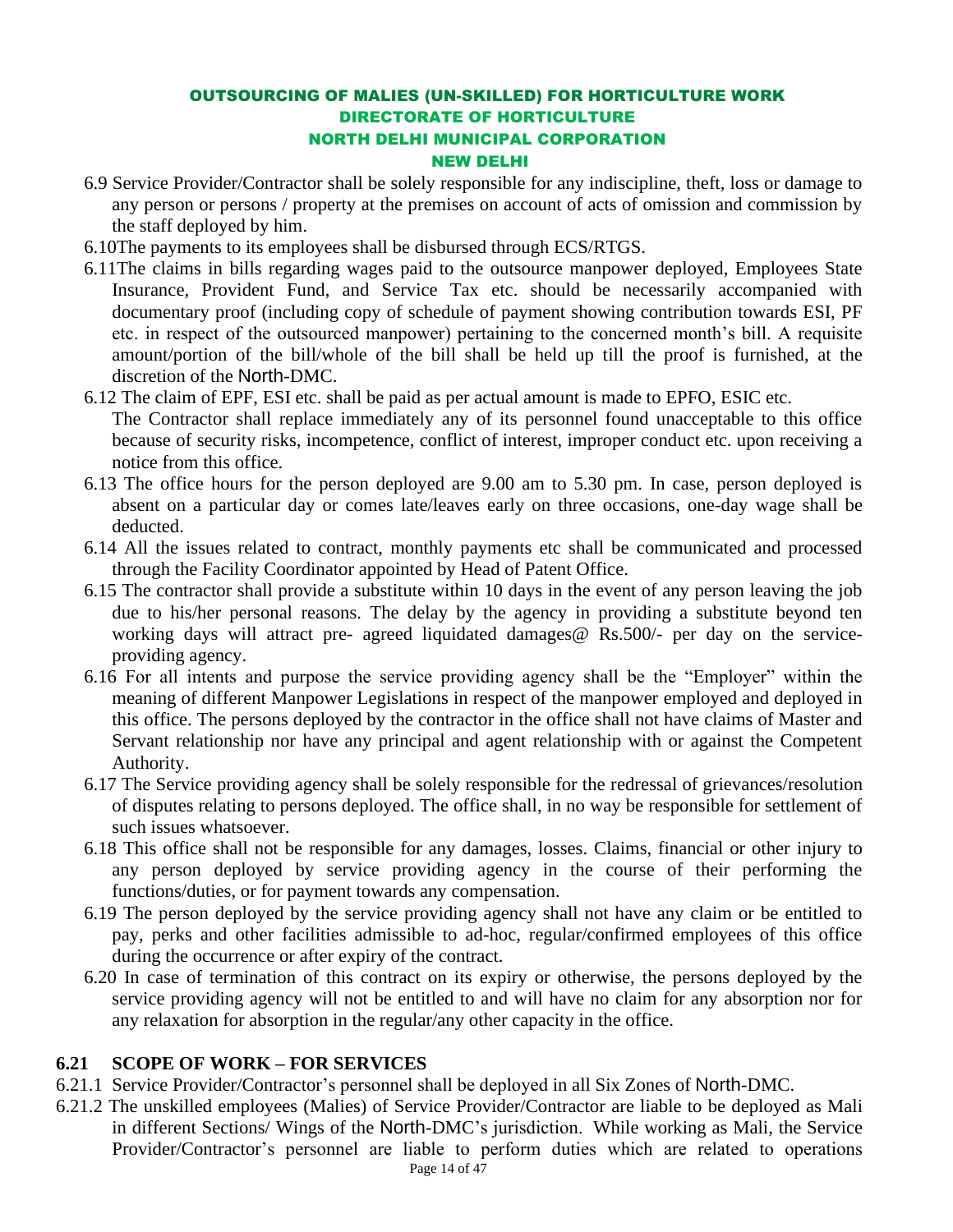6.9 Service Provider/Contractor shall be solely responsible for any indiscipline, theft, loss or damage to any person or persons / property at the premises on account of acts of omission and commission by the staff deployed by him.

6.10The payments to its employees shall be disbursed through ECS/RTGS.

6.11The claims in bills regarding wages paid to the outsource manpower deployed, Employees State Insurance, Provident Fund, and Service Tax etc. should be necessarily accompanied with documentary proof (including copy of schedule of payment showing contribution towards ESI, PF etc. in respect of the outsourced manpower) pertaining to the concerned month's bill. A requisite amount/portion of the bill/whole of the bill shall be held up till the proof is furnished, at the discretion of the North-DMC.

6.12 The claim of EPF, ESI etc. shall be paid as per actual amount is made to EPFO, ESIC etc.
The Contractor shall replace immediately any of its personnel found unacceptable to this office because of security risks, incompetence, conflict of interest, improper conduct etc. upon receiving a notice from this office.

6.13 The office hours for the person deployed are 9.00 am to 5.30 pm. In case, person deployed is absent on a particular day or comes late/leaves early on three occasions, one-day wage shall be deducted.

6.14 All the issues related to contract, monthly payments etc shall be communicated and processed through the Facility Coordinator appointed by Head of Patent Office.

6.15 The contractor shall provide a substitute within 10 days in the event of any person leaving the job due to his/her personal reasons. The delay by the agency in providing a substitute beyond ten working days will attract pre- agreed liquidated damages@ Rs.500/- per day on the service-providing agency.

6.16 For all intents and purpose the service providing agency shall be the "Employer" within the meaning of different Manpower Legislations in respect of the manpower employed and deployed in this office. The persons deployed by the contractor in the office shall not have claims of Master and Servant relationship nor have any principal and agent relationship with or against the Competent Authority.

6.17 The Service providing agency shall be solely responsible for the redressal of grievances/resolution of disputes relating to persons deployed. The office shall, in no way be responsible for settlement of such issues whatsoever.

6.18 This office shall not be responsible for any damages, losses. Claims, financial or other injury to any person deployed by service providing agency in the course of their performing the functions/duties, or for payment towards any compensation.

6.19 The person deployed by the service providing agency shall not have any claim or be entitled to pay, perks and other facilities admissible to ad-hoc, regular/confirmed employees of this office during the occurrence or after expiry of the contract.

6.20 In case of termination of this contract on its expiry or otherwise, the persons deployed by the service providing agency will not be entitled to and will have no claim for any absorption nor for any relaxation for absorption in the regular/any other capacity in the office.

## 6.21 SCOPE OF WORK – FOR SERVICES

6.21.1 Service Provider/Contractor's personnel shall be deployed in all Six Zones of North-DMC.

6.21.2 The unskilled employees (Malies) of Service Provider/Contractor are liable to be deployed as Mali in different Sections/ Wings of the North-DMC's jurisdiction. While working as Mali, the Service Provider/Contractor's personnel are liable to perform duties which are related to operations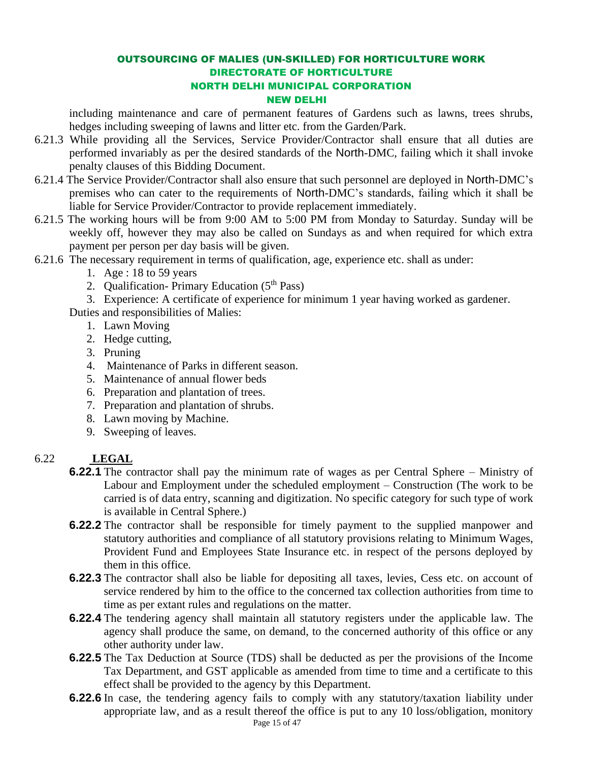including maintenance and care of permanent features of Gardens such as lawns, trees shrubs, hedges including sweeping of lawns and litter etc. from the Garden/Park.

6.21.3 While providing all the Services, Service Provider/Contractor shall ensure that all duties are performed invariably as per the desired standards of the North-DMC, failing which it shall invoke penalty clauses of this Bidding Document.

6.21.4 The Service Provider/Contractor shall also ensure that such personnel are deployed in North-DMC's premises who can cater to the requirements of North-DMC's standards, failing which it shall be liable for Service Provider/Contractor to provide replacement immediately.

6.21.5 The working hours will be from 9:00 AM to 5:00 PM from Monday to Saturday. Sunday will be weekly off, however they may also be called on Sundays as and when required for which extra payment per person per day basis will be given.

6.21.6 The necessary requirement in terms of qualification, age, experience etc. shall as under:

1. Age : 18 to 59 years
2. Qualification- Primary Education (5th Pass)
3. Experience: A certificate of experience for minimum 1 year having worked as gardener.

Duties and responsibilities of Malies:

1. Lawn Moving
2. Hedge cutting,
3. Pruning
4. Maintenance of Parks in different season.
5. Maintenance of annual flower beds
6. Preparation and plantation of trees.
7. Preparation and plantation of shrubs.
8. Lawn moving by Machine.
9. Sweeping of leaves.

## 6.22 LEGAL

**6.22.1** The contractor shall pay the minimum rate of wages as per Central Sphere – Ministry of Labour and Employment under the scheduled employment – Construction (The work to be carried is of data entry, scanning and digitization. No specific category for such type of work is available in Central Sphere.)

**6.22.2** The contractor shall be responsible for timely payment to the supplied manpower and statutory authorities and compliance of all statutory provisions relating to Minimum Wages, Provident Fund and Employees State Insurance etc. in respect of the persons deployed by them in this office.

**6.22.3** The contractor shall also be liable for depositing all taxes, levies, Cess etc. on account of service rendered by him to the office to the concerned tax collection authorities from time to time as per extant rules and regulations on the matter.

**6.22.4** The tendering agency shall maintain all statutory registers under the applicable law. The agency shall produce the same, on demand, to the concerned authority of this office or any other authority under law.

**6.22.5** The Tax Deduction at Source (TDS) shall be deducted as per the provisions of the Income Tax Department, and GST applicable as amended from time to time and a certificate to this effect shall be provided to the agency by this Department.

**6.22.6** In case, the tendering agency fails to comply with any statutory/taxation liability under appropriate law, and as a result thereof the office is put to any 10 loss/obligation, monitory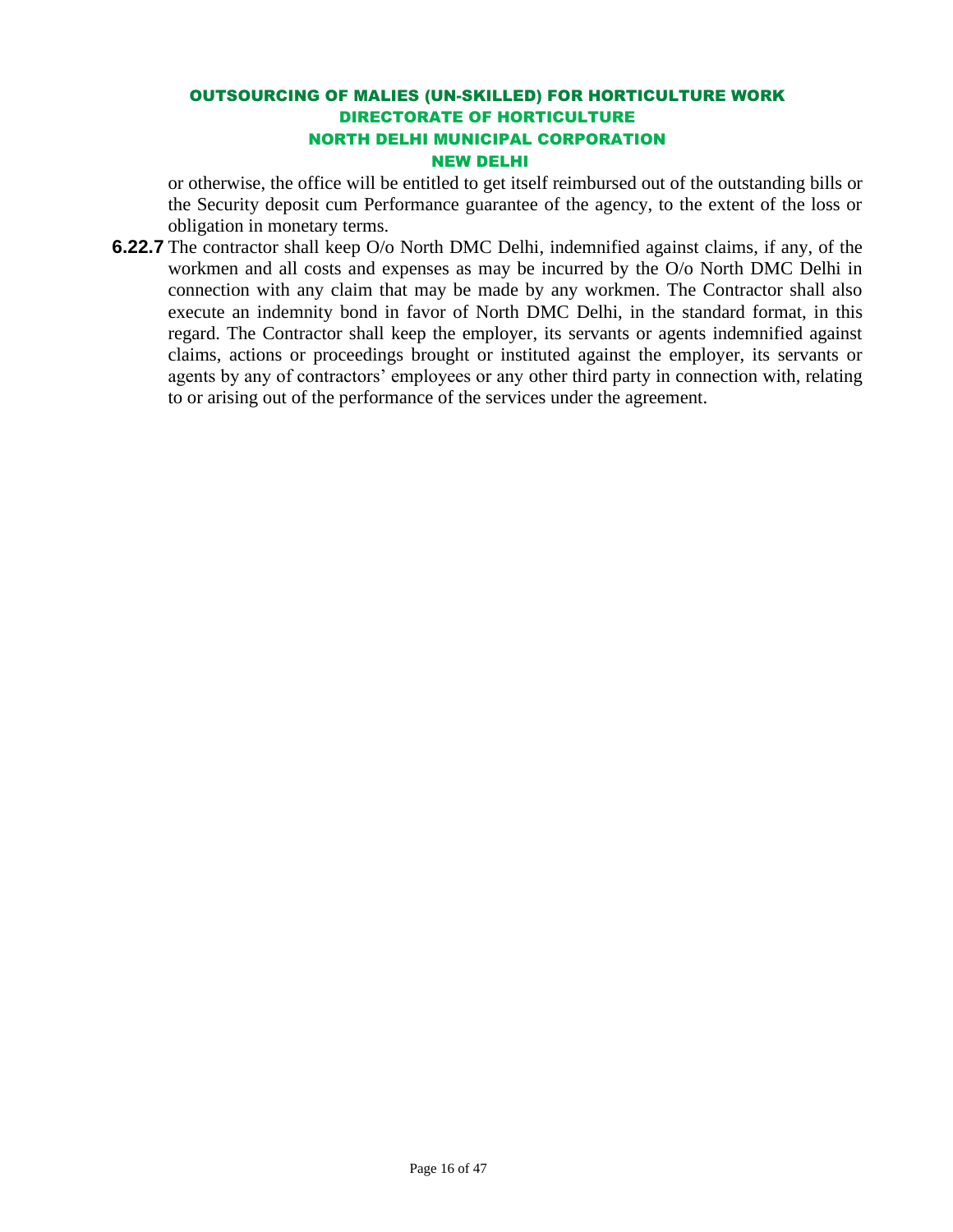or otherwise, the office will be entitled to get itself reimbursed out of the outstanding bills or the Security deposit cum Performance guarantee of the agency, to the extent of the loss or obligation in monetary terms.

**6.22.7** The contractor shall keep O/o North DMC Delhi, indemnified against claims, if any, of the workmen and all costs and expenses as may be incurred by the O/o North DMC Delhi in connection with any claim that may be made by any workmen. The Contractor shall also execute an indemnity bond in favor of North DMC Delhi, in the standard format, in this regard. The Contractor shall keep the employer, its servants or agents indemnified against claims, actions or proceedings brought or instituted against the employer, its servants or agents by any of contractors' employees or any other third party in connection with, relating to or arising out of the performance of the services under the agreement.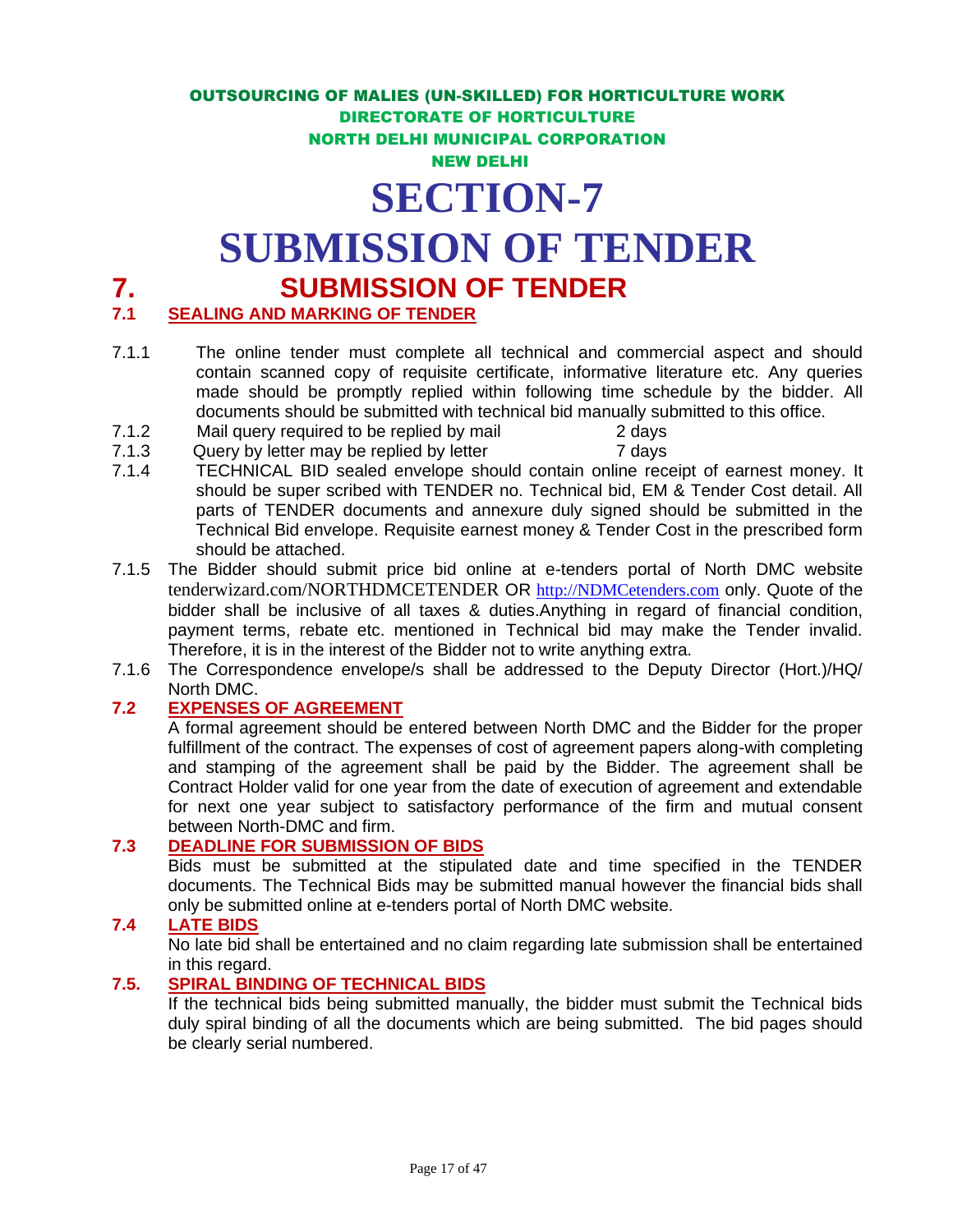OUTSOURCING OF MALIES (UN-SKILLED) FOR HORTICULTURE WORK
DIRECTORATE OF HORTICULTURE
NORTH DELHI MUNICIPAL CORPORATION
NEW DELHI

# SECTION-7
# SUBMISSION OF TENDER

## 7. SUBMISSION OF TENDER

### 7.1 SEALING AND MARKING OF TENDER

7.1.1 The online tender must complete all technical and commercial aspect and should contain scanned copy of requisite certificate, informative literature etc. Any queries made should be promptly replied within following time schedule by the bidder. All documents should be submitted with technical bid manually submitted to this office.

7.1.2 Mail query required to be replied by mail 2 days

7.1.3 Query by letter may be replied by letter 7 days

7.1.4 TECHNICAL BID sealed envelope should contain online receipt of earnest money. It should be super scribed with TENDER no. Technical bid, EM & Tender Cost detail. All parts of TENDER documents and annexure duly signed should be submitted in the Technical Bid envelope. Requisite earnest money & Tender Cost in the prescribed form should be attached.

7.1.5 The Bidder should submit price bid online at e-tenders portal of North DMC website tenderwizard.com/NORTHDMCETENDER OR http://NDMCetenders.com only. Quote of the bidder shall be inclusive of all taxes & duties.Anything in regard of financial condition, payment terms, rebate etc. mentioned in Technical bid may make the Tender invalid. Therefore, it is in the interest of the Bidder not to write anything extra.

7.1.6 The Correspondence envelope/s shall be addressed to the Deputy Director (Hort.)/HQ/ North DMC.

### 7.2 EXPENSES OF AGREEMENT

A formal agreement should be entered between North DMC and the Bidder for the proper fulfillment of the contract. The expenses of cost of agreement papers along-with completing and stamping of the agreement shall be paid by the Bidder. The agreement shall be Contract Holder valid for one year from the date of execution of agreement and extendable for next one year subject to satisfactory performance of the firm and mutual consent between North-DMC and firm.

### 7.3 DEADLINE FOR SUBMISSION OF BIDS

Bids must be submitted at the stipulated date and time specified in the TENDER documents. The Technical Bids may be submitted manual however the financial bids shall only be submitted online at e-tenders portal of North DMC website.

### 7.4 LATE BIDS

No late bid shall be entertained and no claim regarding late submission shall be entertained in this regard.

### 7.5. SPIRAL BINDING OF TECHNICAL BIDS

If the technical bids being submitted manually, the bidder must submit the Technical bids duly spiral binding of all the documents which are being submitted. The bid pages should be clearly serial numbered.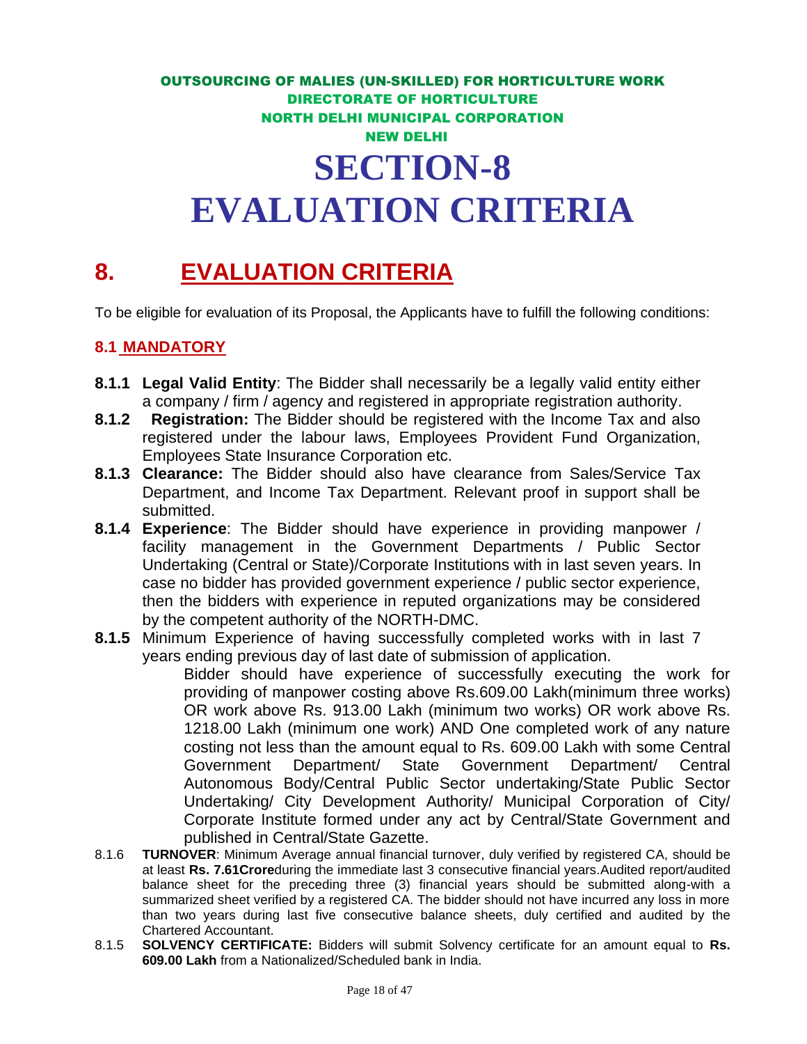OUTSOURCING OF MALIES (UN-SKILLED) FOR HORTICULTURE WORK
DIRECTORATE OF HORTICULTURE
NORTH DELHI MUNICIPAL CORPORATION
NEW DELHI

# SECTION-8
# EVALUATION CRITERIA

## 8. EVALUATION CRITERIA

To be eligible for evaluation of its Proposal, the Applicants have to fulfill the following conditions:

### 8.1 MANDATORY

**8.1.1 Legal Valid Entity**: The Bidder shall necessarily be a legally valid entity either a company / firm / agency and registered in appropriate registration authority.

**8.1.2 Registration:** The Bidder should be registered with the Income Tax and also registered under the labour laws, Employees Provident Fund Organization, Employees State Insurance Corporation etc.

**8.1.3 Clearance:** The Bidder should also have clearance from Sales/Service Tax Department, and Income Tax Department. Relevant proof in support shall be submitted.

**8.1.4 Experience**: The Bidder should have experience in providing manpower / facility management in the Government Departments / Public Sector Undertaking (Central or State)/Corporate Institutions with in last seven years. In case no bidder has provided government experience / public sector experience, then the bidders with experience in reputed organizations may be considered by the competent authority of the NORTH-DMC.

**8.1.5** Minimum Experience of having successfully completed works with in last 7 years ending previous day of last date of submission of application.

Bidder should have experience of successfully executing the work for providing of manpower costing above Rs.609.00 Lakh(minimum three works) OR work above Rs. 913.00 Lakh (minimum two works) OR work above Rs. 1218.00 Lakh (minimum one work) AND One completed work of any nature costing not less than the amount equal to Rs. 609.00 Lakh with some Central Government Department/ State Government Department/ Central Autonomous Body/Central Public Sector undertaking/State Public Sector Undertaking/ City Development Authority/ Municipal Corporation of City/ Corporate Institute formed under any act by Central/State Government and published in Central/State Gazette.

8.1.6 **TURNOVER**: Minimum Average annual financial turnover, duly verified by registered CA, should be at least **Rs. 7.61Crore**during the immediate last 3 consecutive financial years.Audited report/audited balance sheet for the preceding three (3) financial years should be submitted along-with a summarized sheet verified by a registered CA. The bidder should not have incurred any loss in more than two years during last five consecutive balance sheets, duly certified and audited by the Chartered Accountant.

8.1.5 **SOLVENCY CERTIFICATE:** Bidders will submit Solvency certificate for an amount equal to **Rs. 609.00 Lakh** from a Nationalized/Scheduled bank in India.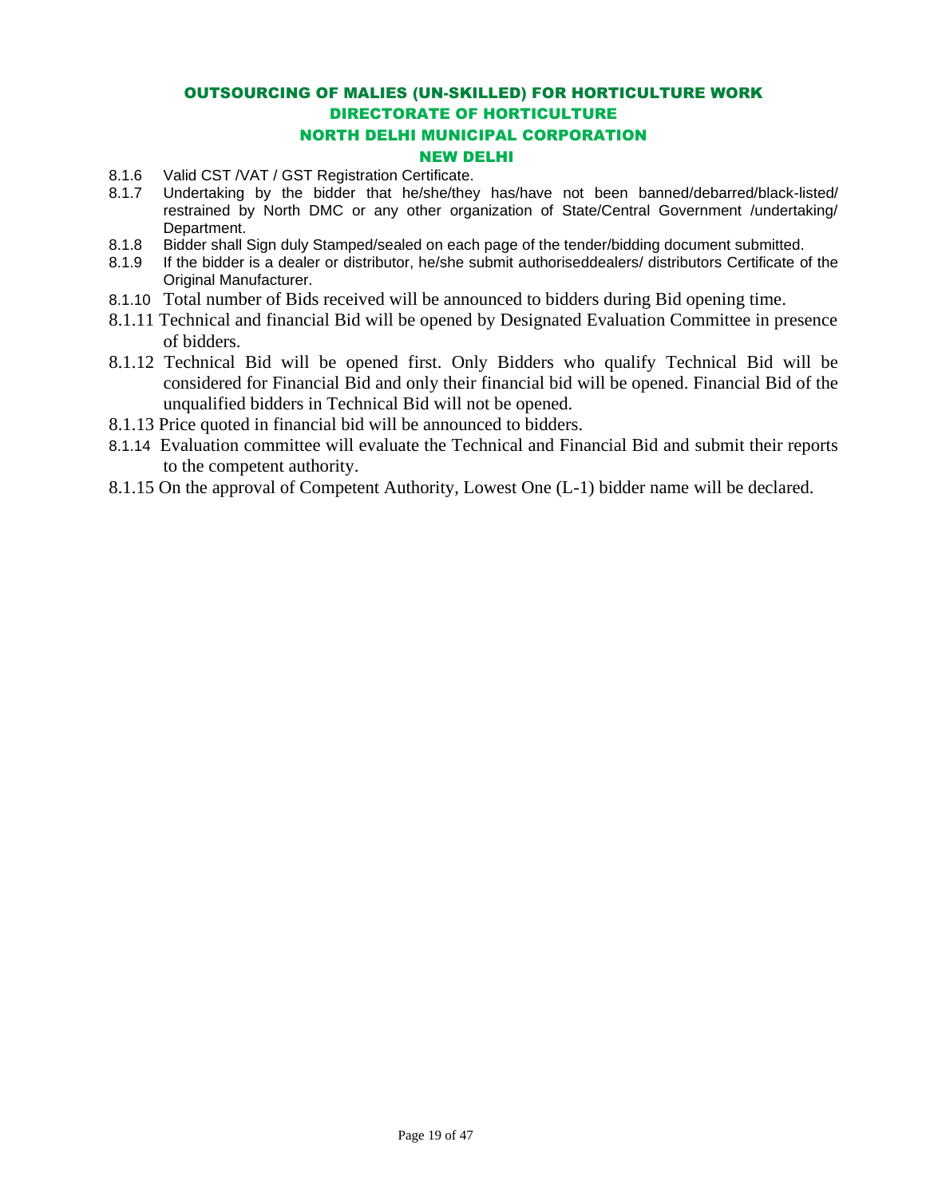8.1.6 Valid CST /VAT / GST Registration Certificate.

8.1.7 Undertaking by the bidder that he/she/they has/have not been banned/debarred/black-listed/ restrained by North DMC or any other organization of State/Central Government /undertaking/ Department.

8.1.8 Bidder shall Sign duly Stamped/sealed on each page of the tender/bidding document submitted.

8.1.9 If the bidder is a dealer or distributor, he/she submit authoriseddealers/ distributors Certificate of the Original Manufacturer.

8.1.10 Total number of Bids received will be announced to bidders during Bid opening time.

8.1.11 Technical and financial Bid will be opened by Designated Evaluation Committee in presence of bidders.

8.1.12 Technical Bid will be opened first. Only Bidders who qualify Technical Bid will be considered for Financial Bid and only their financial bid will be opened. Financial Bid of the unqualified bidders in Technical Bid will not be opened.

8.1.13 Price quoted in financial bid will be announced to bidders.

8.1.14 Evaluation committee will evaluate the Technical and Financial Bid and submit their reports to the competent authority.

8.1.15 On the approval of Competent Authority, Lowest One (L-1) bidder name will be declared.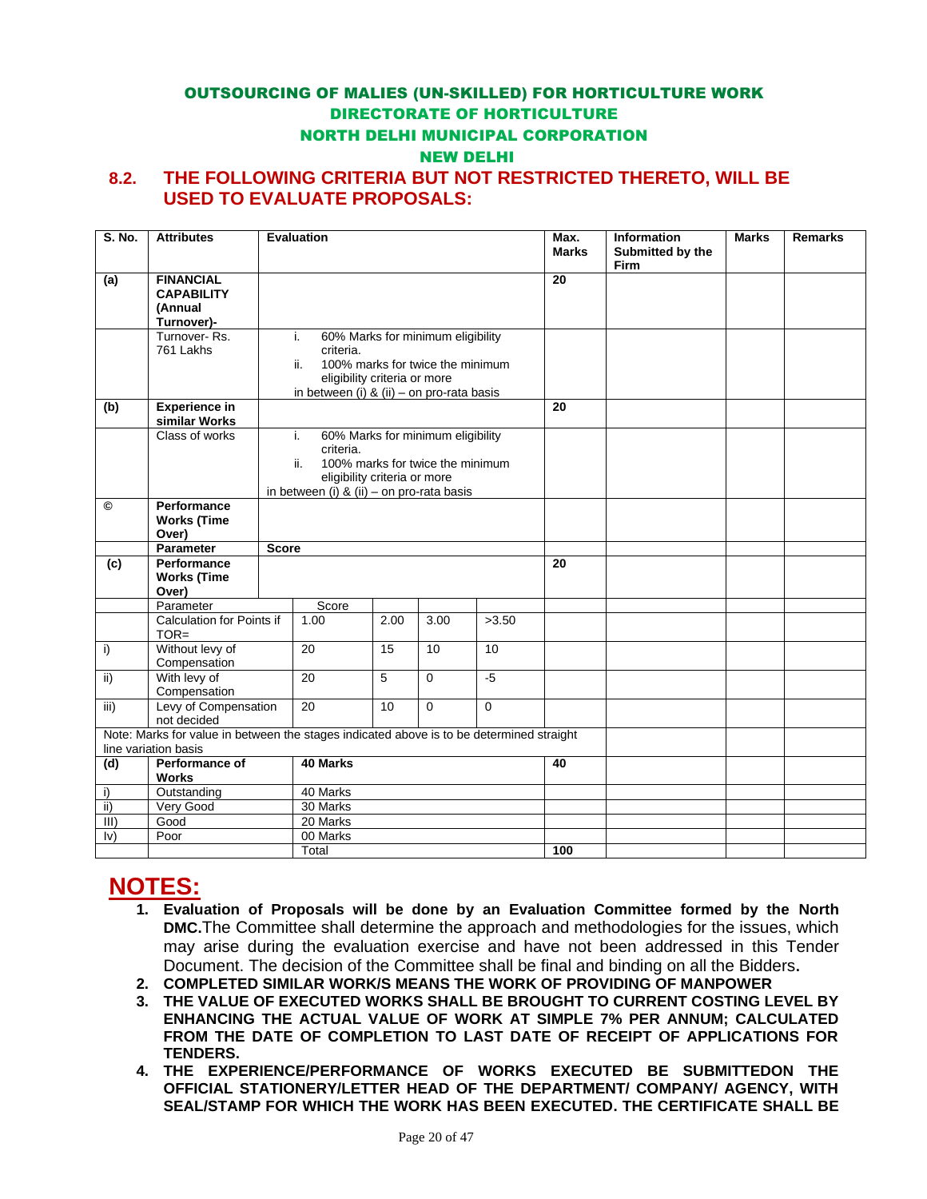**OUTSOURCING OF MALIES (UN-SKILLED) FOR HORTICULTURE WORK**
**DIRECTORATE OF HORTICULTURE**
**NORTH DELHI MUNICIPAL CORPORATION**
**NEW DELHI**

## 8.2. THE FOLLOWING CRITERIA BUT NOT RESTRICTED THERETO, WILL BE USED TO EVALUATE PROPOSALS:

| S. No. | Attributes | Evaluation | | | | | Max. Marks | Information Submitted by the Firm | Marks | Remarks |
|---|---|---|---|---|---|---|---|---|---|---|
| **(a)** | **FINANCIAL CAPABILITY (Annual Turnover)-** | | | | | | **20** | | | |
| | Turnover- Rs. 761 Lakhs | i. 60% Marks for minimum eligibility criteria. ii. 100% marks for twice the minimum eligibility criteria or more in between (i) & (ii) – on pro-rata basis | | | | | | | | |
| **(b)** | **Experience in similar Works** | | | | | | **20** | | | |
| | Class of works | i. 60% Marks for minimum eligibility criteria. ii. 100% marks for twice the minimum eligibility criteria or more in between (i) & (ii) – on pro-rata basis | | | | | | | | |
| **©** | **Performance Works (Time Over)** | | | | | | | | | |
| | **Parameter** | **Score** | | | | | | | | |
| **(c)** | **Performance Works (Time Over)** | | | | | | **20** | | | |
| | Parameter | | Score | | | | | | | |
| | Calculation for Points if TOR= | | 1.00 | 2.00 | 3.00 | >3.50 | | | | |
| i) | Without levy of Compensation | | 20 | 15 | 10 | 10 | | | | |
| ii) | With levy of Compensation | | 20 | 5 | 0 | -5 | | | | |
| iii) | Levy of Compensation not decided | | 20 | 10 | 0 | 0 | | | | |
| Note: Marks for value in between the stages indicated above is to be determined straight line variation basis | | | | | | | | | | |
| **(d)** | **Performance of Works** | | **40 Marks** | | | | **40** | | | |
| i) | Outstanding | | 40 Marks | | | | | | | |
| ii) | Very Good | | 30 Marks | | | | | | | |
| III) | Good | | 20 Marks | | | | | | | |
| Iv) | Poor | | 00 Marks | | | | | | | |
| | | | Total | | | | **100** | | | |

# NOTES:

1. **Evaluation of Proposals will be done by an Evaluation Committee formed by the North DMC.** The Committee shall determine the approach and methodologies for the issues, which may arise during the evaluation exercise and have not been addressed in this Tender Document. The decision of the Committee shall be final and binding on all the Bidders**.**
2. **COMPLETED SIMILAR WORK/S MEANS THE WORK OF PROVIDING OF MANPOWER**
3. **THE VALUE OF EXECUTED WORKS SHALL BE BROUGHT TO CURRENT COSTING LEVEL BY ENHANCING THE ACTUAL VALUE OF WORK AT SIMPLE 7% PER ANNUM; CALCULATED FROM THE DATE OF COMPLETION TO LAST DATE OF RECEIPT OF APPLICATIONS FOR TENDERS.**
4. **THE EXPERIENCE/PERFORMANCE OF WORKS EXECUTED BE SUBMITTEDON THE OFFICIAL STATIONERY/LETTER HEAD OF THE DEPARTMENT/ COMPANY/ AGENCY, WITH SEAL/STAMP FOR WHICH THE WORK HAS BEEN EXECUTED. THE CERTIFICATE SHALL BE**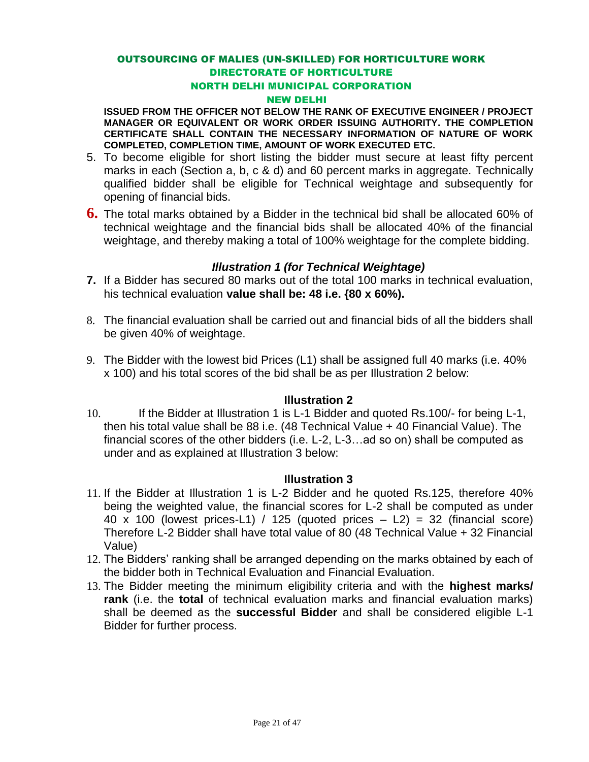**OUTSOURCING OF MALIES (UN-SKILLED) FOR HORTICULTURE WORK**
**DIRECTORATE OF HORTICULTURE**
**NORTH DELHI MUNICIPAL CORPORATION**
**NEW DELHI**

**ISSUED FROM THE OFFICER NOT BELOW THE RANK OF EXECUTIVE ENGINEER / PROJECT MANAGER OR EQUIVALENT OR WORK ORDER ISSUING AUTHORITY. THE COMPLETION CERTIFICATE SHALL CONTAIN THE NECESSARY INFORMATION OF NATURE OF WORK COMPLETED, COMPLETION TIME, AMOUNT OF WORK EXECUTED ETC.**

5. To become eligible for short listing the bidder must secure at least fifty percent marks in each (Section a, b, c & d) and 60 percent marks in aggregate. Technically qualified bidder shall be eligible for Technical weightage and subsequently for opening of financial bids.

**6.** The total marks obtained by a Bidder in the technical bid shall be allocated 60% of technical weightage and the financial bids shall be allocated 40% of the financial weightage, and thereby making a total of 100% weightage for the complete bidding.

### *Illustration 1 (for Technical Weightage)*

**7.** If a Bidder has secured 80 marks out of the total 100 marks in technical evaluation, his technical evaluation **value shall be: 48 i.e. {80 x 60%).**

8. The financial evaluation shall be carried out and financial bids of all the bidders shall be given 40% of weightage.

9. The Bidder with the lowest bid Prices (L1) shall be assigned full 40 marks (i.e. 40% x 100) and his total scores of the bid shall be as per Illustration 2 below:

### Illustration 2

10. If the Bidder at Illustration 1 is L-1 Bidder and quoted Rs.100/- for being L-1, then his total value shall be 88 i.e. (48 Technical Value + 40 Financial Value). The financial scores of the other bidders (i.e. L-2, L-3…ad so on) shall be computed as under and as explained at Illustration 3 below:

### Illustration 3

11. If the Bidder at Illustration 1 is L-2 Bidder and he quoted Rs.125, therefore 40% being the weighted value, the financial scores for L-2 shall be computed as under 40 x 100 (lowest prices-L1) / 125 (quoted prices – L2) = 32 (financial score) Therefore L-2 Bidder shall have total value of 80 (48 Technical Value + 32 Financial Value)

12. The Bidders' ranking shall be arranged depending on the marks obtained by each of the bidder both in Technical Evaluation and Financial Evaluation.

13. The Bidder meeting the minimum eligibility criteria and with the **highest marks/ rank** (i.e. the **total** of technical evaluation marks and financial evaluation marks) shall be deemed as the **successful Bidder** and shall be considered eligible L-1 Bidder for further process.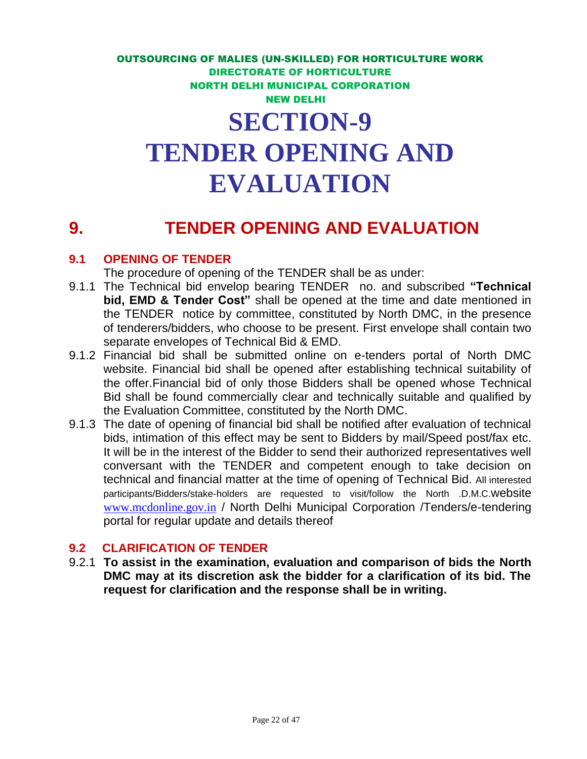OUTSOURCING OF MALIES (UN-SKILLED) FOR HORTICULTURE WORK
DIRECTORATE OF HORTICULTURE
NORTH DELHI MUNICIPAL CORPORATION
NEW DELHI

# SECTION-9
# TENDER OPENING AND EVALUATION

## 9. TENDER OPENING AND EVALUATION

### 9.1 OPENING OF TENDER

The procedure of opening of the TENDER shall be as under:

9.1.1 The Technical bid envelop bearing TENDER no. and subscribed **"Technical bid, EMD & Tender Cost"** shall be opened at the time and date mentioned in the TENDER notice by committee, constituted by North DMC, in the presence of tenderers/bidders, who choose to be present. First envelope shall contain two separate envelopes of Technical Bid & EMD.

9.1.2 Financial bid shall be submitted online on e-tenders portal of North DMC website. Financial bid shall be opened after establishing technical suitability of the offer.Financial bid of only those Bidders shall be opened whose Technical Bid shall be found commercially clear and technically suitable and qualified by the Evaluation Committee, constituted by the North DMC.

9.1.3 The date of opening of financial bid shall be notified after evaluation of technical bids, intimation of this effect may be sent to Bidders by mail/Speed post/fax etc. It will be in the interest of the Bidder to send their authorized representatives well conversant with the TENDER and competent enough to take decision on technical and financial matter at the time of opening of Technical Bid. All interested participants/Bidders/stake-holders are requested to visit/follow the North .D.M.C.website www.mcdonline.gov.in / North Delhi Municipal Corporation /Tenders/e-tendering portal for regular update and details thereof

### 9.2 CLARIFICATION OF TENDER

9.2.1 **To assist in the examination, evaluation and comparison of bids the North DMC may at its discretion ask the bidder for a clarification of its bid. The request for clarification and the response shall be in writing.**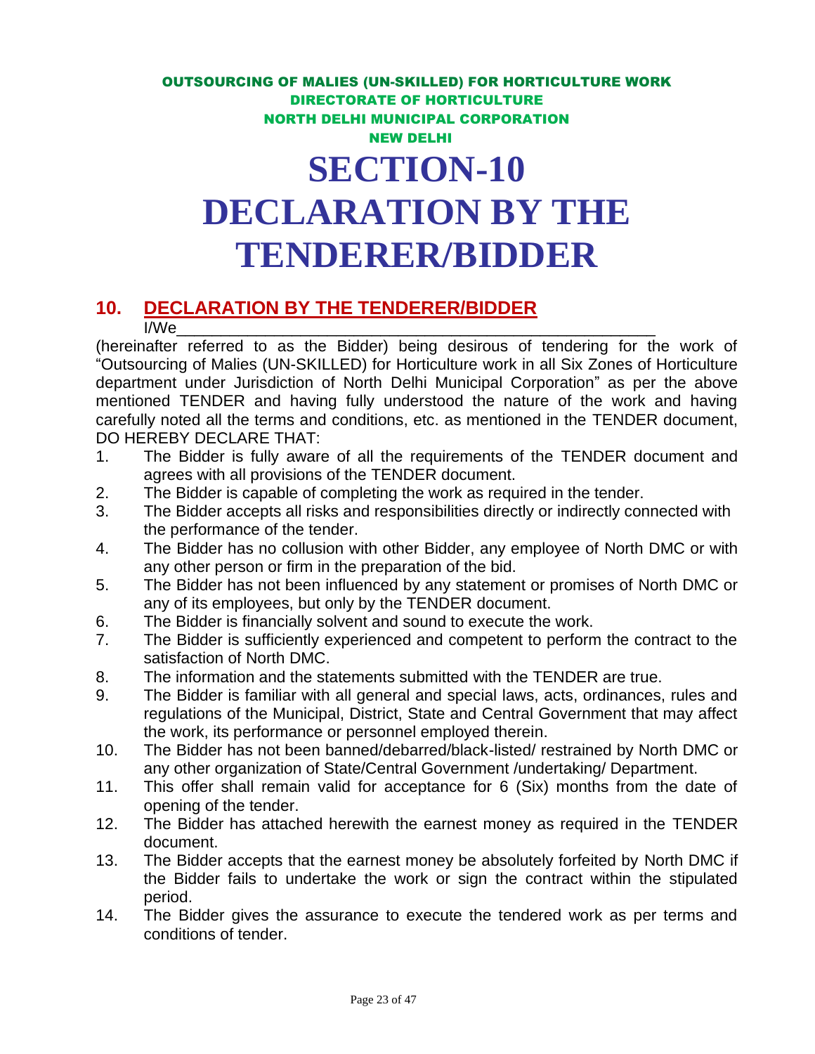OUTSOURCING OF MALIES (UN-SKILLED) FOR HORTICULTURE WORK
DIRECTORATE OF HORTICULTURE
NORTH DELHI MUNICIPAL CORPORATION
NEW DELHI

# SECTION-10
# DECLARATION BY THE TENDERER/BIDDER

## 10. DECLARATION BY THE TENDERER/BIDDER

I/We\_\_\_\_\_\_\_\_\_\_\_\_\_\_\_\_\_\_\_\_\_\_\_\_\_\_\_\_\_\_\_\_\_\_\_\_\_\_\_\_\_\_\_\_\_\_\_\_\_\_\_\_\_

(hereinafter referred to as the Bidder) being desirous of tendering for the work of "Outsourcing of Malies (UN-SKILLED) for Horticulture work in all Six Zones of Horticulture department under Jurisdiction of North Delhi Municipal Corporation" as per the above mentioned TENDER and having fully understood the nature of the work and having carefully noted all the terms and conditions, etc. as mentioned in the TENDER document, DO HEREBY DECLARE THAT:

1. The Bidder is fully aware of all the requirements of the TENDER document and agrees with all provisions of the TENDER document.
2. The Bidder is capable of completing the work as required in the tender.
3. The Bidder accepts all risks and responsibilities directly or indirectly connected with the performance of the tender.
4. The Bidder has no collusion with other Bidder, any employee of North DMC or with any other person or firm in the preparation of the bid.
5. The Bidder has not been influenced by any statement or promises of North DMC or any of its employees, but only by the TENDER document.
6. The Bidder is financially solvent and sound to execute the work.
7. The Bidder is sufficiently experienced and competent to perform the contract to the satisfaction of North DMC.
8. The information and the statements submitted with the TENDER are true.
9. The Bidder is familiar with all general and special laws, acts, ordinances, rules and regulations of the Municipal, District, State and Central Government that may affect the work, its performance or personnel employed therein.
10. The Bidder has not been banned/debarred/black-listed/ restrained by North DMC or any other organization of State/Central Government /undertaking/ Department.
11. This offer shall remain valid for acceptance for 6 (Six) months from the date of opening of the tender.
12. The Bidder has attached herewith the earnest money as required in the TENDER document.
13. The Bidder accepts that the earnest money be absolutely forfeited by North DMC if the Bidder fails to undertake the work or sign the contract within the stipulated period.
14. The Bidder gives the assurance to execute the tendered work as per terms and conditions of tender.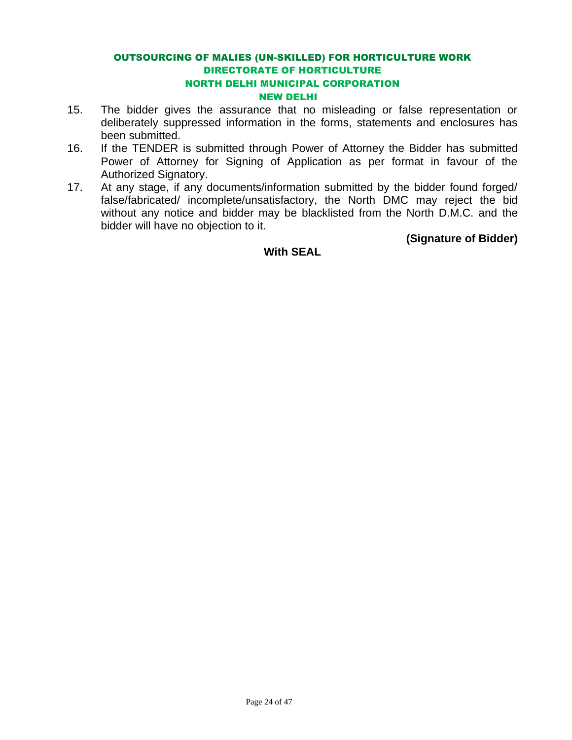15. The bidder gives the assurance that no misleading or false representation or deliberately suppressed information in the forms, statements and enclosures has been submitted.
16. If the TENDER is submitted through Power of Attorney the Bidder has submitted Power of Attorney for Signing of Application as per format in favour of the Authorized Signatory.
17. At any stage, if any documents/information submitted by the bidder found forged/ false/fabricated/ incomplete/unsatisfactory, the North DMC may reject the bid without any notice and bidder may be blacklisted from the North D.M.C. and the bidder will have no objection to it.

**(Signature of Bidder)**

**With SEAL**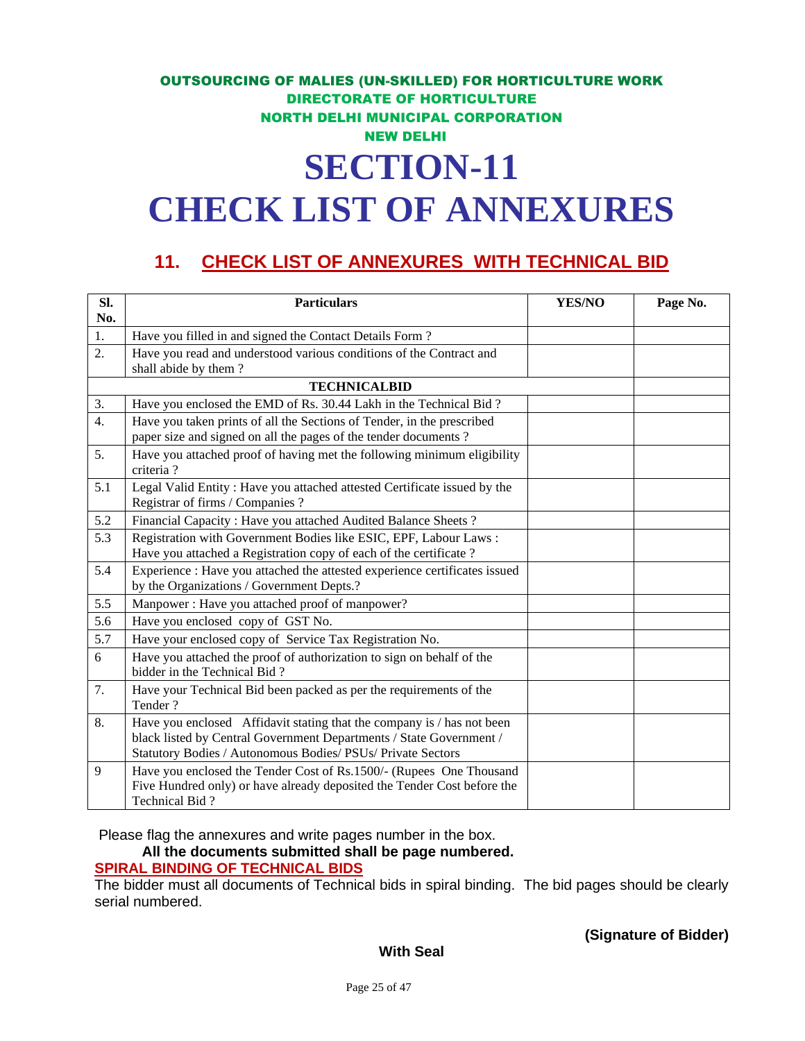OUTSOURCING OF MALIES (UN-SKILLED) FOR HORTICULTURE WORK
DIRECTORATE OF HORTICULTURE
NORTH DELHI MUNICIPAL CORPORATION
NEW DELHI

# SECTION-11
# CHECK LIST OF ANNEXURES

## 11. CHECK LIST OF ANNEXURES WITH TECHNICAL BID

| Sl. No. | Particulars | YES/NO | Page No. |
|---|---|---|---|
| 1. | Have you filled in and signed the Contact Details Form ? | | |
| 2. | Have you read and understood various conditions of the Contract and shall abide by them ? | | |
| | **TECHNICALBID** | | |
| 3. | Have you enclosed the EMD of Rs. 30.44 Lakh in the Technical Bid ? | | |
| 4. | Have you taken prints of all the Sections of Tender, in the prescribed paper size and signed on all the pages of the tender documents ? | | |
| 5. | Have you attached proof of having met the following minimum eligibility criteria ? | | |
| 5.1 | Legal Valid Entity : Have you attached attested Certificate issued by the Registrar of firms / Companies ? | | |
| 5.2 | Financial Capacity : Have you attached Audited Balance Sheets ? | | |
| 5.3 | Registration with Government Bodies like ESIC, EPF, Labour Laws : Have you attached a Registration copy of each of the certificate ? | | |
| 5.4 | Experience : Have you attached the attested experience certificates issued by the Organizations / Government Depts.? | | |
| 5.5 | Manpower : Have you attached proof of manpower? | | |
| 5.6 | Have you enclosed copy of GST No. | | |
| 5.7 | Have your enclosed copy of Service Tax Registration No. | | |
| 6 | Have you attached the proof of authorization to sign on behalf of the bidder in the Technical Bid ? | | |
| 7. | Have your Technical Bid been packed as per the requirements of the Tender ? | | |
| 8. | Have you enclosed Affidavit stating that the company is / has not been black listed by Central Government Departments / State Government / Statutory Bodies / Autonomous Bodies/ PSUs/ Private Sectors | | |
| 9 | Have you enclosed the Tender Cost of Rs.1500/- (Rupees One Thousand Five Hundred only) or have already deposited the Tender Cost before the Technical Bid ? | | |

Please flag the annexures and write pages number in the box.

**All the documents submitted shall be page numbered.**

**SPIRAL BINDING OF TECHNICAL BIDS**

The bidder must all documents of Technical bids in spiral binding. The bid pages should be clearly serial numbered.

**(Signature of Bidder)**

**With Seal**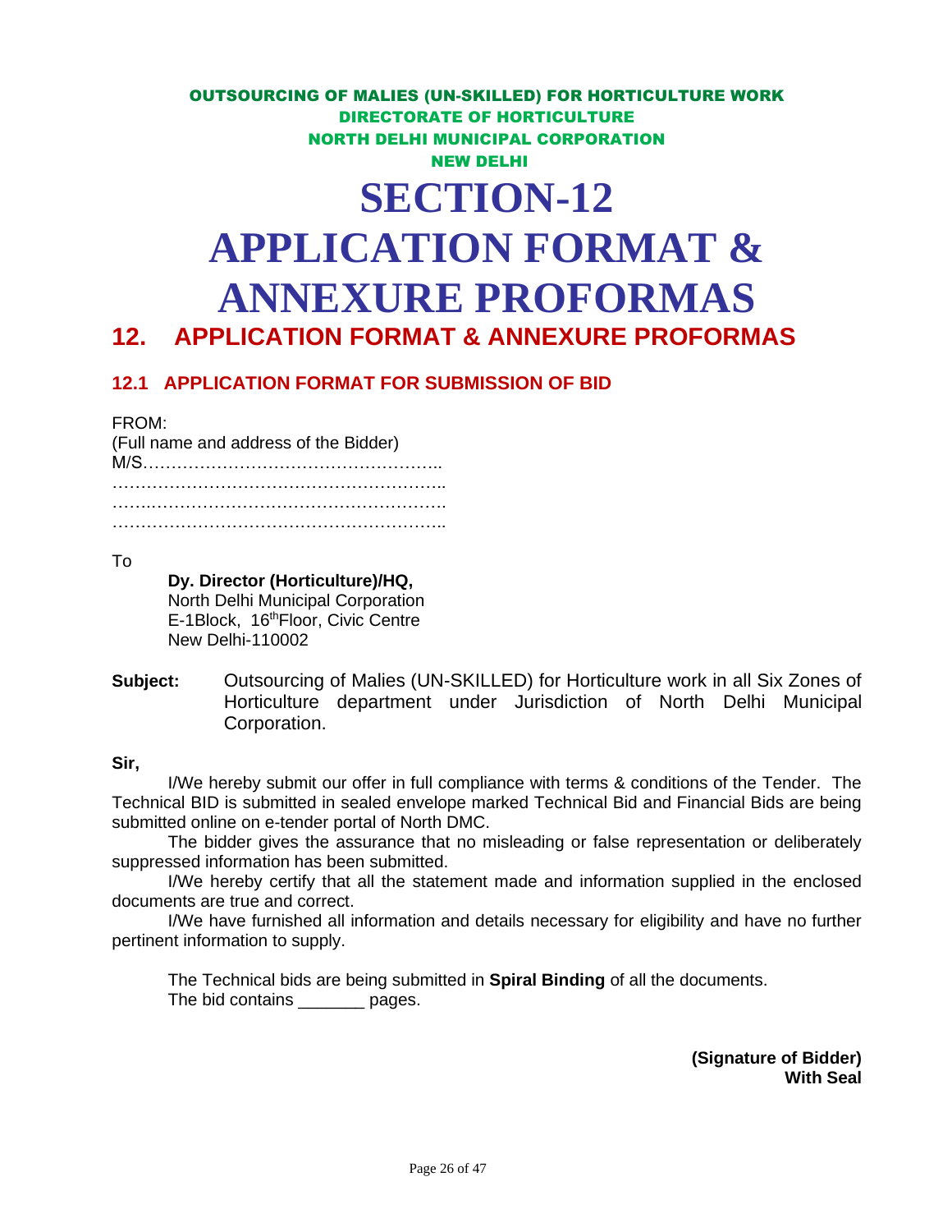OUTSOURCING OF MALIES (UN-SKILLED) FOR HORTICULTURE WORK
DIRECTORATE OF HORTICULTURE
NORTH DELHI MUNICIPAL CORPORATION
NEW DELHI

# SECTION-12
# APPLICATION FORMAT & ANNEXURE PROFORMAS

## 12. APPLICATION FORMAT & ANNEXURE PROFORMAS

### 12.1 APPLICATION FORMAT FOR SUBMISSION OF BID

FROM:
(Full name and address of the Bidder)
M/S……………………………………………..
…………………………………………………..
…….…………………………………………….
…………………………………………………..

To

**Dy. Director (Horticulture)/HQ,**
North Delhi Municipal Corporation
E-1Block, 16th Floor, Civic Centre
New Delhi-110002

**Subject:** Outsourcing of Malies (UN-SKILLED) for Horticulture work in all Six Zones of Horticulture department under Jurisdiction of North Delhi Municipal Corporation.

**Sir,**

I/We hereby submit our offer in full compliance with terms & conditions of the Tender. The Technical BID is submitted in sealed envelope marked Technical Bid and Financial Bids are being submitted online on e-tender portal of North DMC.

The bidder gives the assurance that no misleading or false representation or deliberately suppressed information has been submitted.

I/We hereby certify that all the statement made and information supplied in the enclosed documents are true and correct.

I/We have furnished all information and details necessary for eligibility and have no further pertinent information to supply.

The Technical bids are being submitted in **Spiral Binding** of all the documents.
The bid contains _______ pages.

**(Signature of Bidder)**
**With Seal**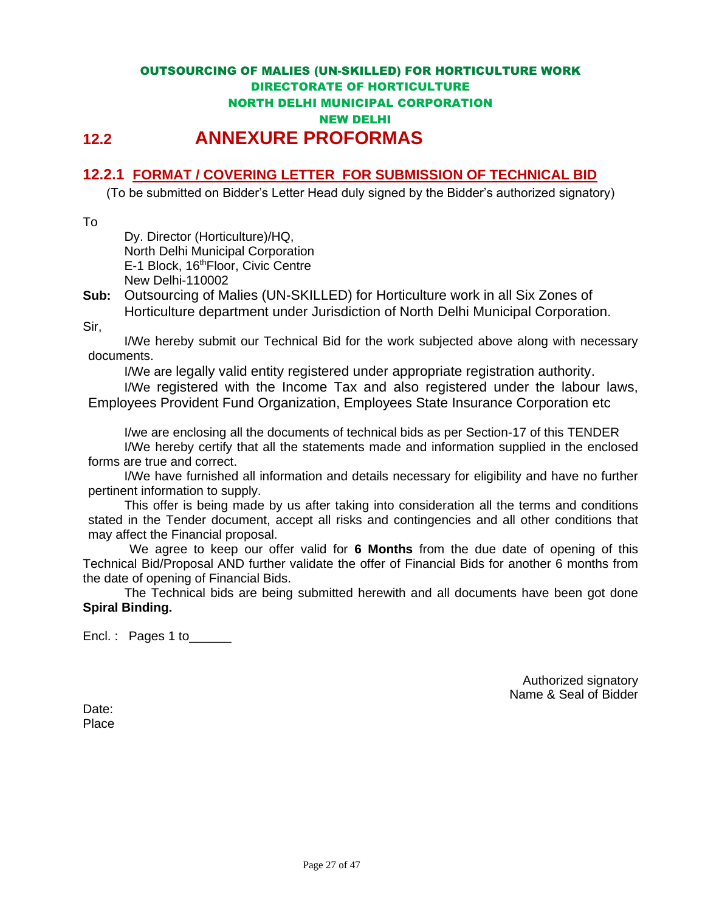OUTSOURCING OF MALIES (UN-SKILLED) FOR HORTICULTURE WORK
DIRECTORATE OF HORTICULTURE
NORTH DELHI MUNICIPAL CORPORATION
NEW DELHI

## 12.2 ANNEXURE PROFORMAS

### 12.2.1 FORMAT / COVERING LETTER FOR SUBMISSION OF TECHNICAL BID

(To be submitted on Bidder's Letter Head duly signed by the Bidder's authorized signatory)

To

Dy. Director (Horticulture)/HQ,
North Delhi Municipal Corporation
E-1 Block, 16th Floor, Civic Centre
New Delhi-110002

**Sub:** Outsourcing of Malies (UN-SKILLED) for Horticulture work in all Six Zones of Horticulture department under Jurisdiction of North Delhi Municipal Corporation.

Sir,

I/We hereby submit our Technical Bid for the work subjected above along with necessary documents.

I/We are legally valid entity registered under appropriate registration authority.

I/We registered with the Income Tax and also registered under the labour laws, Employees Provident Fund Organization, Employees State Insurance Corporation etc

I/we are enclosing all the documents of technical bids as per Section-17 of this TENDER

I/We hereby certify that all the statements made and information supplied in the enclosed forms are true and correct.

I/We have furnished all information and details necessary for eligibility and have no further pertinent information to supply.

This offer is being made by us after taking into consideration all the terms and conditions stated in the Tender document, accept all risks and contingencies and all other conditions that may affect the Financial proposal.

We agree to keep our offer valid for **6 Months** from the due date of opening of this Technical Bid/Proposal AND further validate the offer of Financial Bids for another 6 months from the date of opening of Financial Bids.

The Technical bids are being submitted herewith and all documents have been got done **Spiral Binding.**

Encl. : Pages 1 to______

Authorized signatory
Name & Seal of Bidder

Date:
Place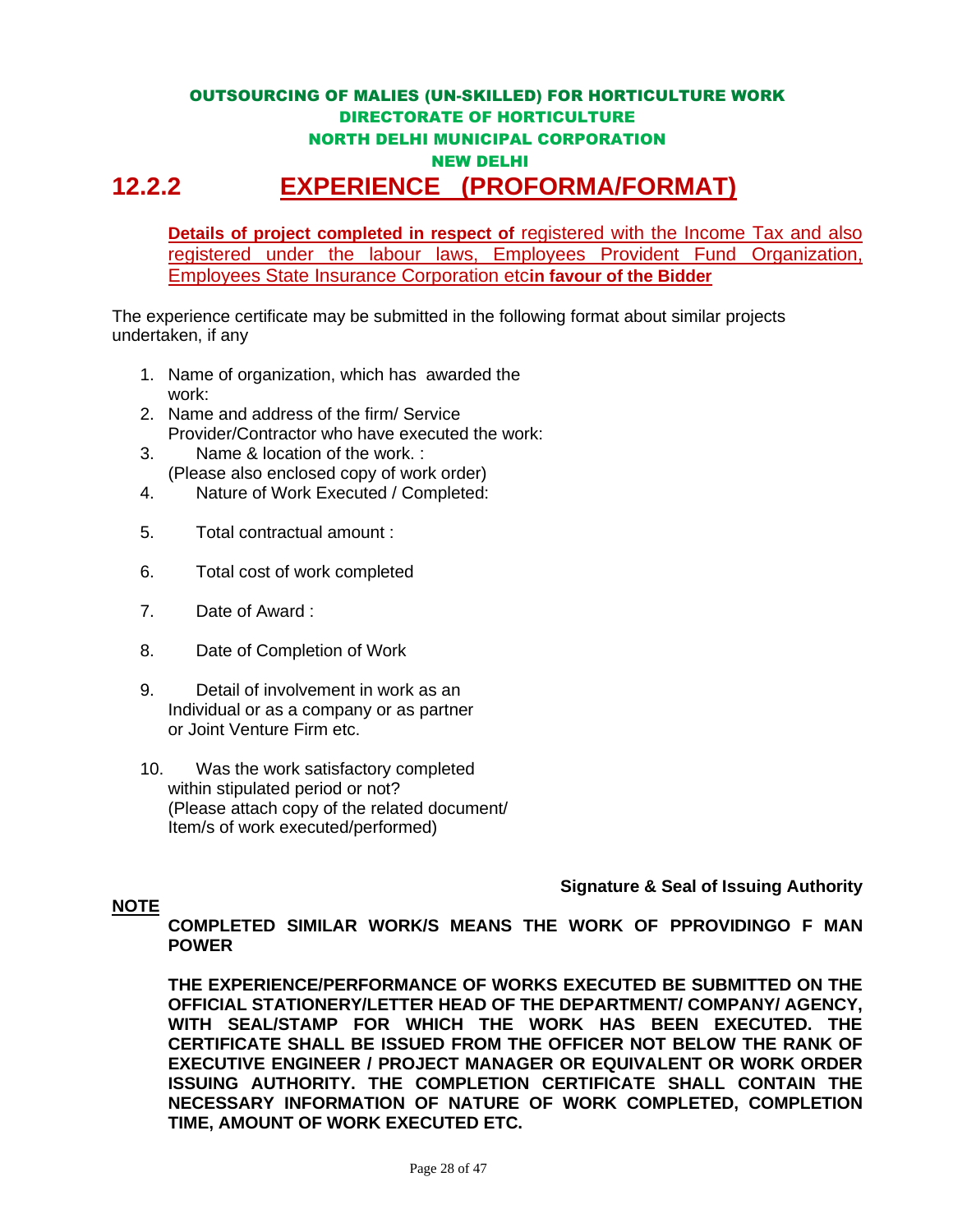**OUTSOURCING OF MALIES (UN-SKILLED) FOR HORTICULTURE WORK**
**DIRECTORATE OF HORTICULTURE**
**NORTH DELHI MUNICIPAL CORPORATION**
**NEW DELHI**

# 12.2.2 EXPERIENCE (PROFORMA/FORMAT)

**Details of project completed in respect of** registered with the Income Tax and also registered under the labour laws, Employees Provident Fund Organization, Employees State Insurance Corporation etc**in favour of the Bidder**

The experience certificate may be submitted in the following format about similar projects undertaken, if any

1. Name of organization, which has awarded the work:
2. Name and address of the firm/ Service Provider/Contractor who have executed the work:
3. Name & location of the work. :
   (Please also enclosed copy of work order)
4. Nature of Work Executed / Completed:
5. Total contractual amount :
6. Total cost of work completed
7. Date of Award :
8. Date of Completion of Work
9. Detail of involvement in work as an Individual or as a company or as partner or Joint Venture Firm etc.
10. Was the work satisfactory completed within stipulated period or not?
    (Please attach copy of the related document/ Item/s of work executed/performed)

**Signature & Seal of Issuing Authority**

**NOTE**

**COMPLETED SIMILAR WORK/S MEANS THE WORK OF PPROVIDINGO F MAN POWER**

**THE EXPERIENCE/PERFORMANCE OF WORKS EXECUTED BE SUBMITTED ON THE OFFICIAL STATIONERY/LETTER HEAD OF THE DEPARTMENT/ COMPANY/ AGENCY, WITH SEAL/STAMP FOR WHICH THE WORK HAS BEEN EXECUTED. THE CERTIFICATE SHALL BE ISSUED FROM THE OFFICER NOT BELOW THE RANK OF EXECUTIVE ENGINEER / PROJECT MANAGER OR EQUIVALENT OR WORK ORDER ISSUING AUTHORITY. THE COMPLETION CERTIFICATE SHALL CONTAIN THE NECESSARY INFORMATION OF NATURE OF WORK COMPLETED, COMPLETION TIME, AMOUNT OF WORK EXECUTED ETC.**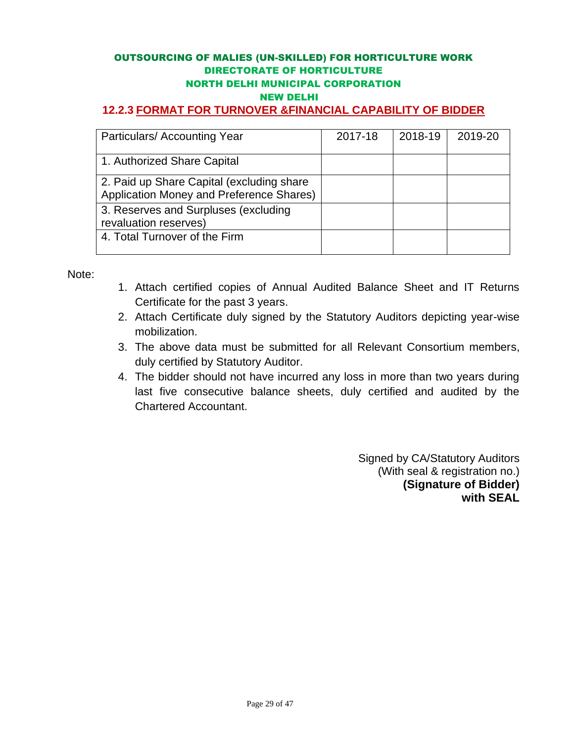**OUTSOURCING OF MALIES (UN-SKILLED) FOR HORTICULTURE WORK**
**DIRECTORATE OF HORTICULTURE**
**NORTH DELHI MUNICIPAL CORPORATION**
**NEW DELHI**

## 12.2.3 FORMAT FOR TURNOVER &FINANCIAL CAPABILITY OF BIDDER

| Particulars/ Accounting Year | 2017-18 | 2018-19 | 2019-20 |
|---|---|---|---|
| 1. Authorized Share Capital | | | |
| 2. Paid up Share Capital (excluding share Application Money and Preference Shares) | | | |
| 3. Reserves and Surpluses (excluding revaluation reserves) | | | |
| 4. Total Turnover of the Firm | | | |

Note:

1. Attach certified copies of Annual Audited Balance Sheet and IT Returns Certificate for the past 3 years.
2. Attach Certificate duly signed by the Statutory Auditors depicting year-wise mobilization.
3. The above data must be submitted for all Relevant Consortium members, duly certified by Statutory Auditor.
4. The bidder should not have incurred any loss in more than two years during last five consecutive balance sheets, duly certified and audited by the Chartered Accountant.

Signed by CA/Statutory Auditors
(With seal & registration no.)
**(Signature of Bidder)**
**with SEAL**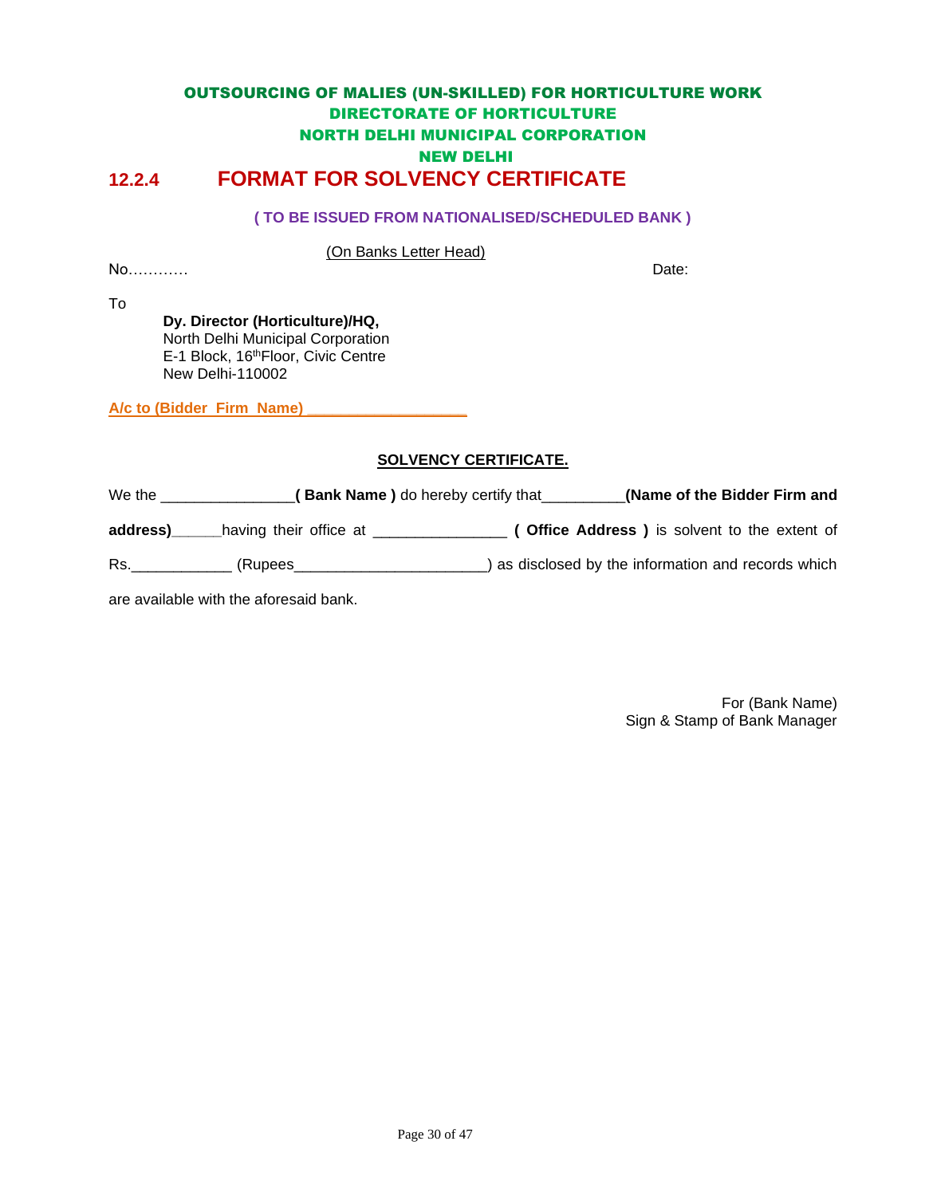**OUTSOURCING OF MALIES (UN-SKILLED) FOR HORTICULTURE WORK**
**DIRECTORATE OF HORTICULTURE**
**NORTH DELHI MUNICIPAL CORPORATION**
**NEW DELHI**

## 12.2.4 FORMAT FOR SOLVENCY CERTIFICATE

**( TO BE ISSUED FROM NATIONALISED/SCHEDULED BANK )**

(On Banks Letter Head)

No………… Date:

To

**Dy. Director (Horticulture)/HQ,**
North Delhi Municipal Corporation
E-1 Block, 16thFloor, Civic Centre
New Delhi-110002

**A/c to (Bidder Firm Name) ___________________**

**SOLVENCY CERTIFICATE.**

We the _______________**( Bank Name )** do hereby certify that_________**(Name of the Bidder Firm and address)**______having their office at _______________ **( Office Address )** is solvent to the extent of Rs.___________ (Rupees______________________) as disclosed by the information and records which are available with the aforesaid bank.

For (Bank Name)
Sign & Stamp of Bank Manager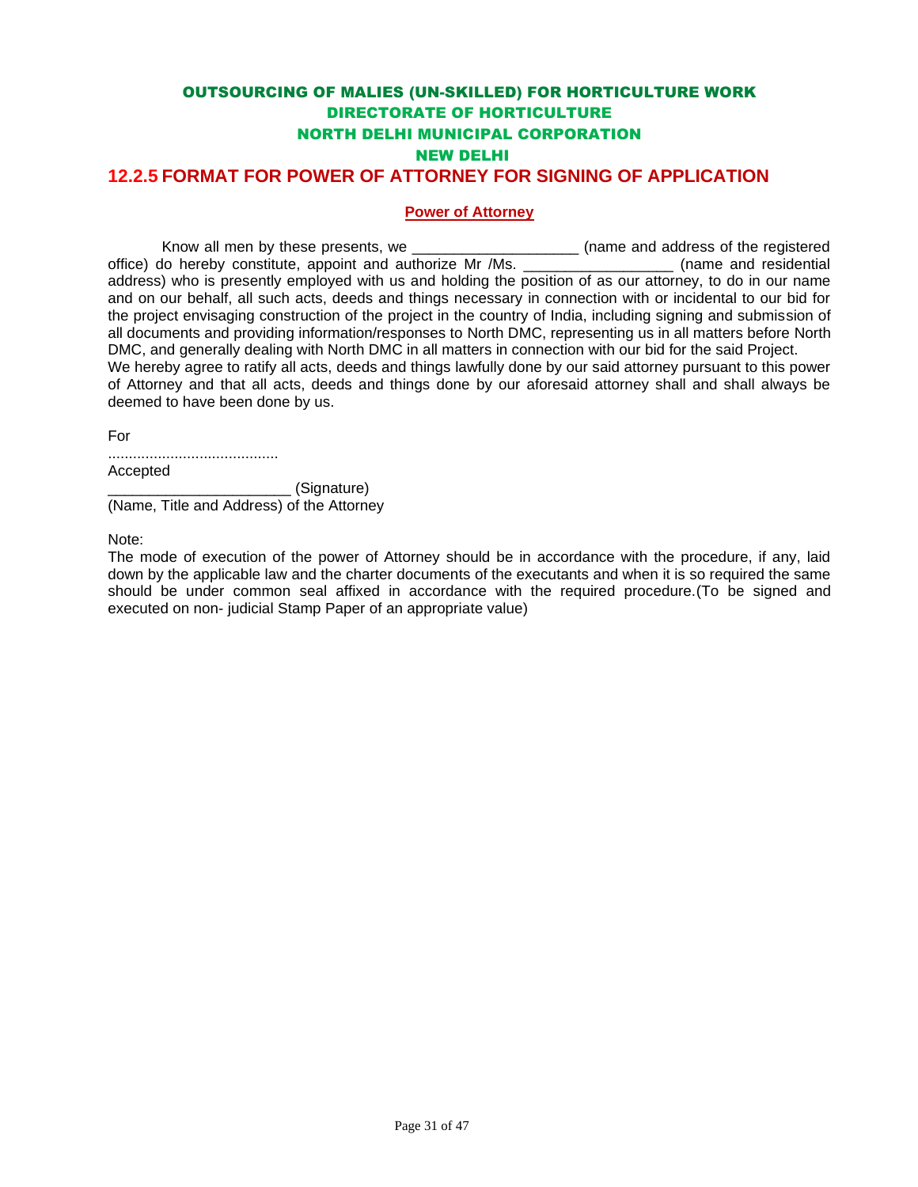**OUTSOURCING OF MALIES (UN-SKILLED) FOR HORTICULTURE WORK**
**DIRECTORATE OF HORTICULTURE**
**NORTH DELHI MUNICIPAL CORPORATION**
**NEW DELHI**

## 12.2.5 FORMAT FOR POWER OF ATTORNEY FOR SIGNING OF APPLICATION

**Power of Attorney**

Know all men by these presents, we ___________________ (name and address of the registered office) do hereby constitute, appoint and authorize Mr /Ms. _________________ (name and residential address) who is presently employed with us and holding the position of as our attorney, to do in our name and on our behalf, all such acts, deeds and things necessary in connection with or incidental to our bid for the project envisaging construction of the project in the country of India, including signing and submission of all documents and providing information/responses to North DMC, representing us in all matters before North DMC, and generally dealing with North DMC in all matters in connection with our bid for the said Project.
We hereby agree to ratify all acts, deeds and things lawfully done by our said attorney pursuant to this power of Attorney and that all acts, deeds and things done by our aforesaid attorney shall and shall always be deemed to have been done by us.

For
.........................................
Accepted
_____________________ (Signature)
(Name, Title and Address) of the Attorney

Note:
The mode of execution of the power of Attorney should be in accordance with the procedure, if any, laid down by the applicable law and the charter documents of the executants and when it is so required the same should be under common seal affixed in accordance with the required procedure.(To be signed and executed on non- judicial Stamp Paper of an appropriate value)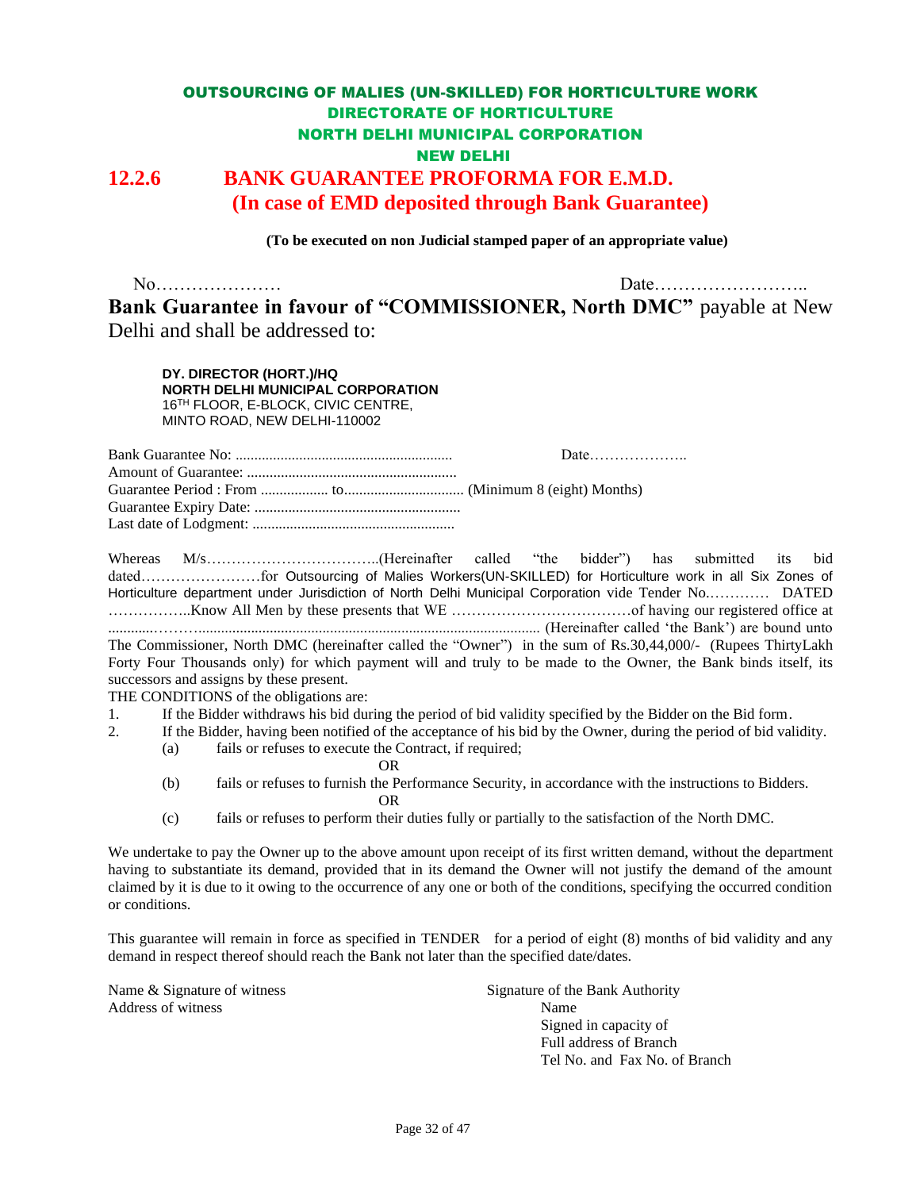**OUTSOURCING OF MALIES (UN-SKILLED) FOR HORTICULTURE WORK**
**DIRECTORATE OF HORTICULTURE**
**NORTH DELHI MUNICIPAL CORPORATION**
**NEW DELHI**

## 12.2.6 BANK GUARANTEE PROFORMA FOR E.M.D. (In case of EMD deposited through Bank Guarantee)

**(To be executed on non Judicial stamped paper of an appropriate value)**

No………………… Date……………………..

**Bank Guarantee in favour of "COMMISSIONER, North DMC"** payable at New Delhi and shall be addressed to:

**DY. DIRECTOR (HORT.)/HQ**
**NORTH DELHI MUNICIPAL CORPORATION**
16TH FLOOR, E-BLOCK, CIVIC CENTRE,
MINTO ROAD, NEW DELHI-110002

Bank Guarantee No: ......................................................... Date………………..
Amount of Guarantee: ........................................................
Guarantee Period : From .................. to................................ (Minimum 8 (eight) Months)
Guarantee Expiry Date: .......................................................
Last date of Lodgment: ......................................................

Whereas M/s……………………………..(Hereinafter called "the bidder") has submitted its bid dated……………………for Outsourcing of Malies Workers(UN-SKILLED) for Horticulture work in all Six Zones of Horticulture department under Jurisdiction of North Delhi Municipal Corporation vide Tender No.………… DATED ……………..Know All Men by these presents that WE ………………………………of having our registered office at ............…….............................................................................................. (Hereinafter called 'the Bank') are bound unto The Commissioner, North DMC (hereinafter called the "Owner") in the sum of Rs.30,44,000/- (Rupees ThirtyLakh Forty Four Thousands only) for which payment will and truly to be made to the Owner, the Bank binds itself, its successors and assigns by these present.

THE CONDITIONS of the obligations are:

1. If the Bidder withdraws his bid during the period of bid validity specified by the Bidder on the Bid form.
2. If the Bidder, having been notified of the acceptance of his bid by the Owner, during the period of bid validity.
   (a) fails or refuses to execute the Contract, if required;
   OR
   (b) fails or refuses to furnish the Performance Security, in accordance with the instructions to Bidders.
   OR
   (c) fails or refuses to perform their duties fully or partially to the satisfaction of the North DMC.

We undertake to pay the Owner up to the above amount upon receipt of its first written demand, without the department having to substantiate its demand, provided that in its demand the Owner will not justify the demand of the amount claimed by it is due to it owing to the occurrence of any one or both of the conditions, specifying the occurred condition or conditions.

This guarantee will remain in force as specified in TENDER for a period of eight (8) months of bid validity and any demand in respect thereof should reach the Bank not later than the specified date/dates.

Name & Signature of witness
Address of witness

Signature of the Bank Authority
Name
Signed in capacity of
Full address of Branch
Tel No. and Fax No. of Branch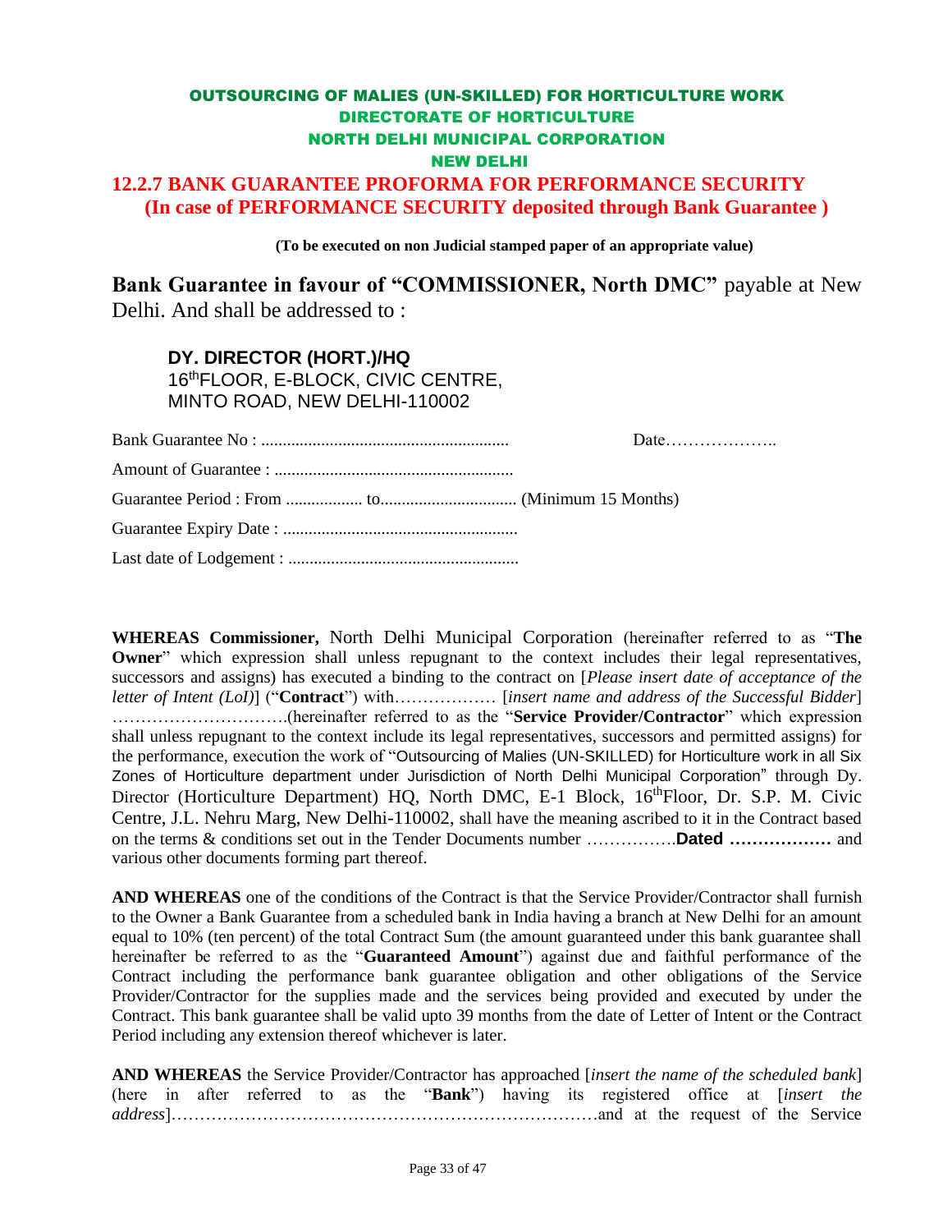**OUTSOURCING OF MALIES (UN-SKILLED) FOR HORTICULTURE WORK**
**DIRECTORATE OF HORTICULTURE**
**NORTH DELHI MUNICIPAL CORPORATION**
**NEW DELHI**

## 12.2.7 BANK GUARANTEE PROFORMA FOR PERFORMANCE SECURITY
## (In case of PERFORMANCE SECURITY deposited through Bank Guarantee )

**(To be executed on non Judicial stamped paper of an appropriate value)**

**Bank Guarantee in favour of "COMMISSIONER, North DMC"** payable at New Delhi. And shall be addressed to :

**DY. DIRECTOR (HORT.)/HQ**
16th FLOOR, E-BLOCK, CIVIC CENTRE,
MINTO ROAD, NEW DELHI-110002

Bank Guarantee No : .......................................................... Date………………..

Amount of Guarantee : ........................................................

Guarantee Period : From .................. to................................ (Minimum 15 Months)

Guarantee Expiry Date : .......................................................

Last date of Lodgement : ......................................................

**WHEREAS Commissioner,** North Delhi Municipal Corporation (hereinafter referred to as "**The Owner**" which expression shall unless repugnant to the context includes their legal representatives, successors and assigns) has executed a binding to the contract on [*Please insert date of acceptance of the letter of Intent (LoI)*] ("**Contract**") with……………… [*insert name and address of the Successful Bidder*] ………………………….(hereinafter referred to as the "**Service Provider/Contractor**" which expression shall unless repugnant to the context include its legal representatives, successors and permitted assigns) for the performance, execution the work of "Outsourcing of Malies (UN-SKILLED) for Horticulture work in all Six Zones of Horticulture department under Jurisdiction of North Delhi Municipal Corporation" through Dy. Director (Horticulture Department) HQ, North DMC, E-1 Block, 16th Floor, Dr. S.P. M. Civic Centre, J.L. Nehru Marg, New Delhi-110002, shall have the meaning ascribed to it in the Contract based on the terms & conditions set out in the Tender Documents number …………….**Dated ………………** and various other documents forming part thereof.

**AND WHEREAS** one of the conditions of the Contract is that the Service Provider/Contractor shall furnish to the Owner a Bank Guarantee from a scheduled bank in India having a branch at New Delhi for an amount equal to 10% (ten percent) of the total Contract Sum (the amount guaranteed under this bank guarantee shall hereinafter be referred to as the "**Guaranteed Amount**") against due and faithful performance of the Contract including the performance bank guarantee obligation and other obligations of the Service Provider/Contractor for the supplies made and the services being provided and executed by under the Contract. This bank guarantee shall be valid upto 39 months from the date of Letter of Intent or the Contract Period including any extension thereof whichever is later.

**AND WHEREAS** the Service Provider/Contractor has approached [*insert the name of the scheduled bank*] (here in after referred to as the "**Bank**") having its registered office at [*insert the address*]………………………………………………………………and at the request of the Service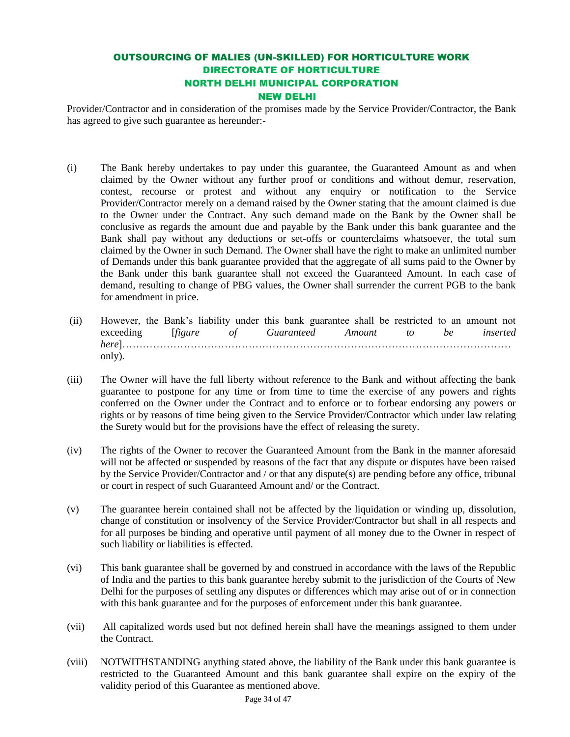Provider/Contractor and in consideration of the promises made by the Service Provider/Contractor, the Bank has agreed to give such guarantee as hereunder:-

(i) The Bank hereby undertakes to pay under this guarantee, the Guaranteed Amount as and when claimed by the Owner without any further proof or conditions and without demur, reservation, contest, recourse or protest and without any enquiry or notification to the Service Provider/Contractor merely on a demand raised by the Owner stating that the amount claimed is due to the Owner under the Contract. Any such demand made on the Bank by the Owner shall be conclusive as regards the amount due and payable by the Bank under this bank guarantee and the Bank shall pay without any deductions or set-offs or counterclaims whatsoever, the total sum claimed by the Owner in such Demand. The Owner shall have the right to make an unlimited number of Demands under this bank guarantee provided that the aggregate of all sums paid to the Owner by the Bank under this bank guarantee shall not exceed the Guaranteed Amount. In each case of demand, resulting to change of PBG values, the Owner shall surrender the current PGB to the bank for amendment in price.

(ii) However, the Bank's liability under this bank guarantee shall be restricted to an amount not exceeding [*figure of Guaranteed Amount to be inserted here*]………………………………………………………………………………………………… only).

(iii) The Owner will have the full liberty without reference to the Bank and without affecting the bank guarantee to postpone for any time or from time to time the exercise of any powers and rights conferred on the Owner under the Contract and to enforce or to forbear endorsing any powers or rights or by reasons of time being given to the Service Provider/Contractor which under law relating the Surety would but for the provisions have the effect of releasing the surety.

(iv) The rights of the Owner to recover the Guaranteed Amount from the Bank in the manner aforesaid will not be affected or suspended by reasons of the fact that any dispute or disputes have been raised by the Service Provider/Contractor and / or that any dispute(s) are pending before any office, tribunal or court in respect of such Guaranteed Amount and/ or the Contract.

(v) The guarantee herein contained shall not be affected by the liquidation or winding up, dissolution, change of constitution or insolvency of the Service Provider/Contractor but shall in all respects and for all purposes be binding and operative until payment of all money due to the Owner in respect of such liability or liabilities is effected.

(vi) This bank guarantee shall be governed by and construed in accordance with the laws of the Republic of India and the parties to this bank guarantee hereby submit to the jurisdiction of the Courts of New Delhi for the purposes of settling any disputes or differences which may arise out of or in connection with this bank guarantee and for the purposes of enforcement under this bank guarantee.

(vii) All capitalized words used but not defined herein shall have the meanings assigned to them under the Contract.

(viii) NOTWITHSTANDING anything stated above, the liability of the Bank under this bank guarantee is restricted to the Guaranteed Amount and this bank guarantee shall expire on the expiry of the validity period of this Guarantee as mentioned above.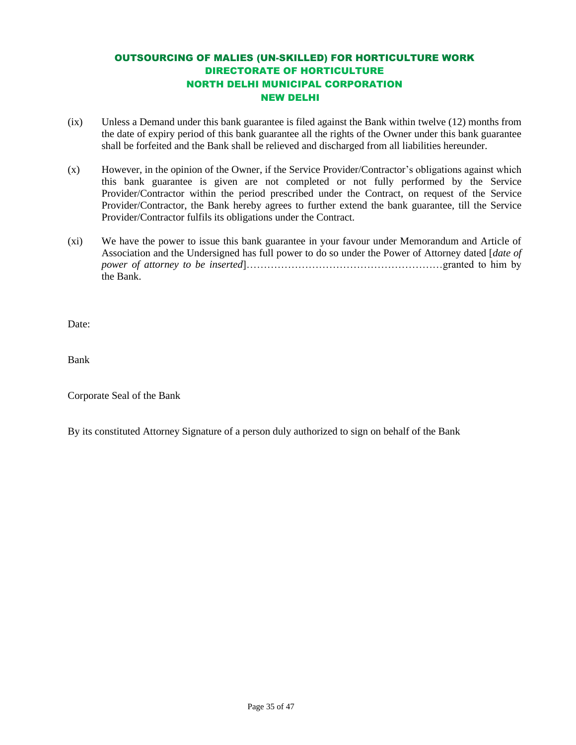(ix) Unless a Demand under this bank guarantee is filed against the Bank within twelve (12) months from the date of expiry period of this bank guarantee all the rights of the Owner under this bank guarantee shall be forfeited and the Bank shall be relieved and discharged from all liabilities hereunder.

(x) However, in the opinion of the Owner, if the Service Provider/Contractor's obligations against which this bank guarantee is given are not completed or not fully performed by the Service Provider/Contractor within the period prescribed under the Contract, on request of the Service Provider/Contractor, the Bank hereby agrees to further extend the bank guarantee, till the Service Provider/Contractor fulfils its obligations under the Contract.

(xi) We have the power to issue this bank guarantee in your favour under Memorandum and Article of Association and the Undersigned has full power to do so under the Power of Attorney dated [*date of power of attorney to be inserted*]…………………………………………………granted to him by the Bank.

Date:

Bank

Corporate Seal of the Bank

By its constituted Attorney Signature of a person duly authorized to sign on behalf of the Bank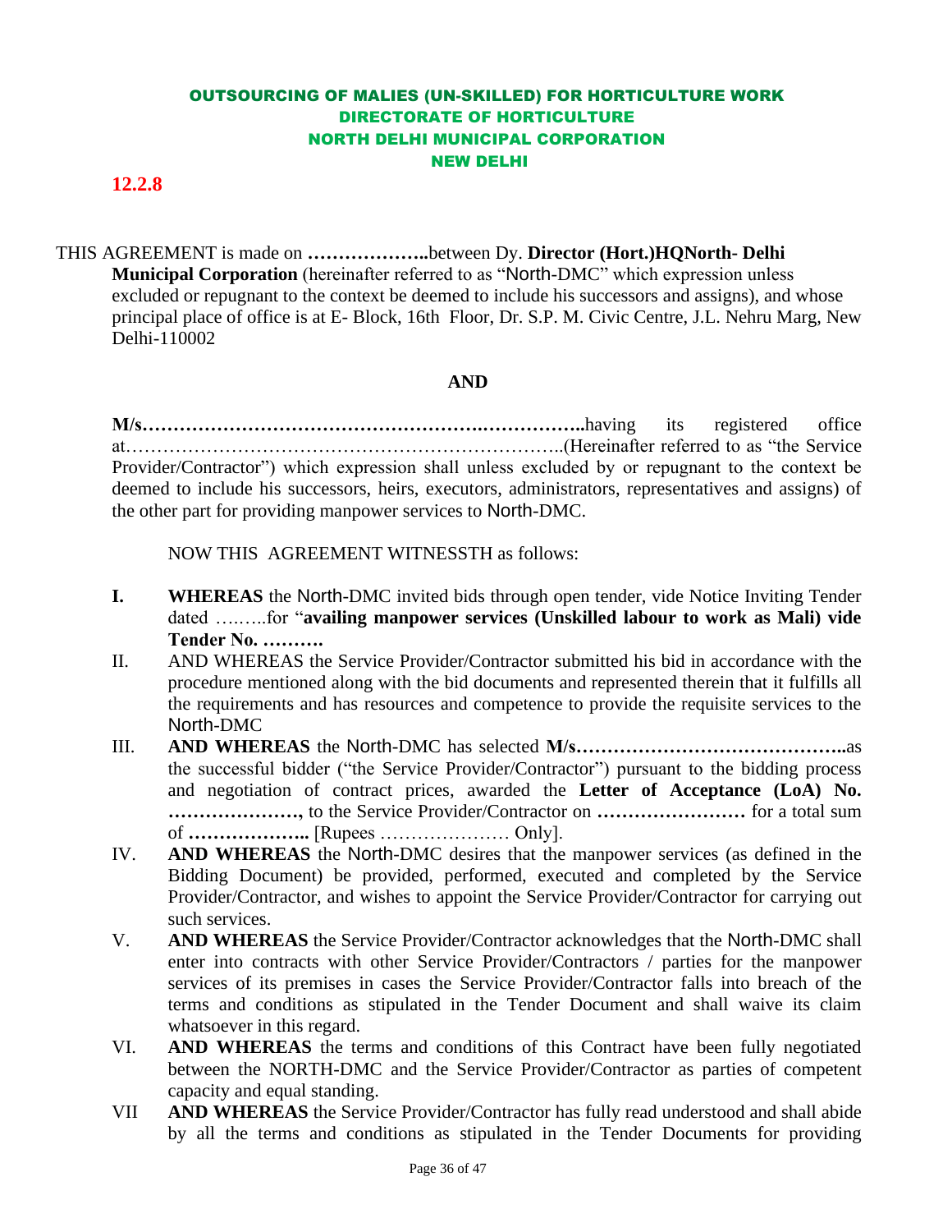# OUTSOURCING OF MALIES (UN-SKILLED) FOR HORTICULTURE WORK
## DIRECTORATE OF HORTICULTURE
## NORTH DELHI MUNICIPAL CORPORATION
## NEW DELHI

**12.2.8**

THIS AGREEMENT is made on **………………..**between Dy. **Director (Hort.)HQNorth- Delhi Municipal Corporation** (hereinafter referred to as "North-DMC" which expression unless excluded or repugnant to the context be deemed to include his successors and assigns), and whose principal place of office is at E- Block, 16th Floor, Dr. S.P. M. Civic Centre, J.L. Nehru Marg, New Delhi-110002

**AND**

**M/s……………………………………………….……………..**having its registered office at…………………………………………………………..(Hereinafter referred to as "the Service Provider/Contractor") which expression shall unless excluded by or repugnant to the context be deemed to include his successors, heirs, executors, administrators, representatives and assigns) of the other part for providing manpower services to North-DMC.

NOW THIS AGREEMENT WITNESSTH as follows:

**I.** **WHEREAS** the North-DMC invited bids through open tender, vide Notice Inviting Tender dated ….…..for "**availing manpower services (Unskilled labour to work as Mali) vide Tender No. ……….**

II. AND WHEREAS the Service Provider/Contractor submitted his bid in accordance with the procedure mentioned along with the bid documents and represented therein that it fulfills all the requirements and has resources and competence to provide the requisite services to the North-DMC

III. **AND WHEREAS** the North-DMC has selected **M/s……………………………………..**as the successful bidder ("the Service Provider/Contractor") pursuant to the bidding process and negotiation of contract prices, awarded the **Letter of Acceptance (LoA) No. …………………,** to the Service Provider/Contractor on **……………………** for a total sum of **………………..** [Rupees ………………… Only].

IV. **AND WHEREAS** the North-DMC desires that the manpower services (as defined in the Bidding Document) be provided, performed, executed and completed by the Service Provider/Contractor, and wishes to appoint the Service Provider/Contractor for carrying out such services.

V. **AND WHEREAS** the Service Provider/Contractor acknowledges that the North-DMC shall enter into contracts with other Service Provider/Contractors / parties for the manpower services of its premises in cases the Service Provider/Contractor falls into breach of the terms and conditions as stipulated in the Tender Document and shall waive its claim whatsoever in this regard.

VI. **AND WHEREAS** the terms and conditions of this Contract have been fully negotiated between the NORTH-DMC and the Service Provider/Contractor as parties of competent capacity and equal standing.

VII **AND WHEREAS** the Service Provider/Contractor has fully read understood and shall abide by all the terms and conditions as stipulated in the Tender Documents for providing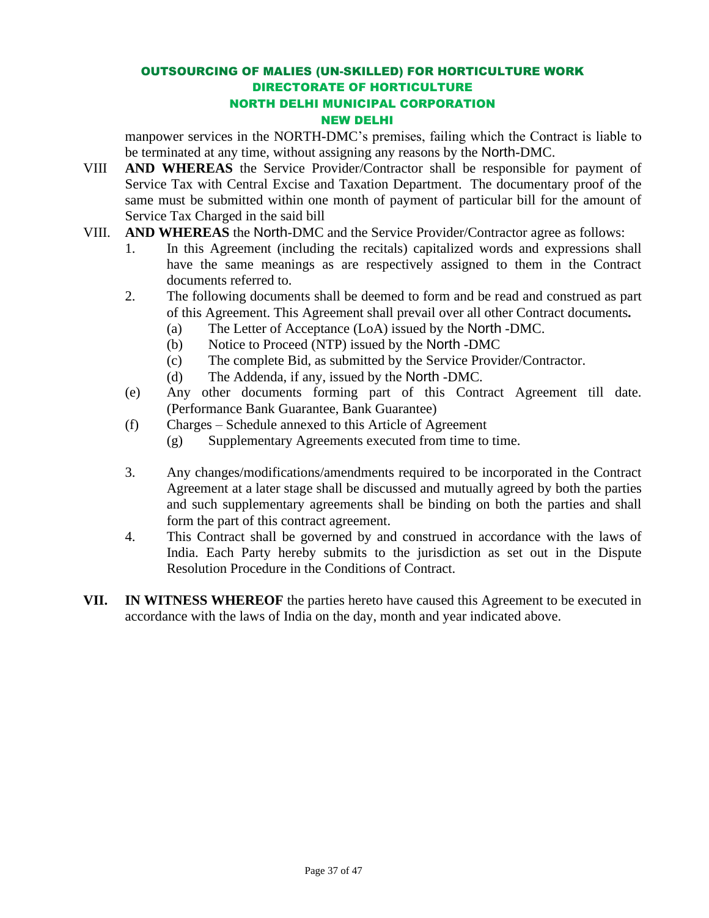manpower services in the NORTH-DMC's premises, failing which the Contract is liable to be terminated at any time, without assigning any reasons by the North-DMC.

VIII **AND WHEREAS** the Service Provider/Contractor shall be responsible for payment of Service Tax with Central Excise and Taxation Department. The documentary proof of the same must be submitted within one month of payment of particular bill for the amount of Service Tax Charged in the said bill

VIII. **AND WHEREAS** the North-DMC and the Service Provider/Contractor agree as follows:

1. In this Agreement (including the recitals) capitalized words and expressions shall have the same meanings as are respectively assigned to them in the Contract documents referred to.
2. The following documents shall be deemed to form and be read and construed as part of this Agreement. This Agreement shall prevail over all other Contract documents**.**
   - (a) The Letter of Acceptance (LoA) issued by the North -DMC.
   - (b) Notice to Proceed (NTP) issued by the North -DMC
   - (c) The complete Bid, as submitted by the Service Provider/Contractor.
   - (d) The Addenda, if any, issued by the North -DMC.
   - (e) Any other documents forming part of this Contract Agreement till date. (Performance Bank Guarantee, Bank Guarantee)
   - (f) Charges – Schedule annexed to this Article of Agreement
   - (g) Supplementary Agreements executed from time to time.
3. Any changes/modifications/amendments required to be incorporated in the Contract Agreement at a later stage shall be discussed and mutually agreed by both the parties and such supplementary agreements shall be binding on both the parties and shall form the part of this contract agreement.
4. This Contract shall be governed by and construed in accordance with the laws of India. Each Party hereby submits to the jurisdiction as set out in the Dispute Resolution Procedure in the Conditions of Contract.

**VII. IN WITNESS WHEREOF** the parties hereto have caused this Agreement to be executed in accordance with the laws of India on the day, month and year indicated above.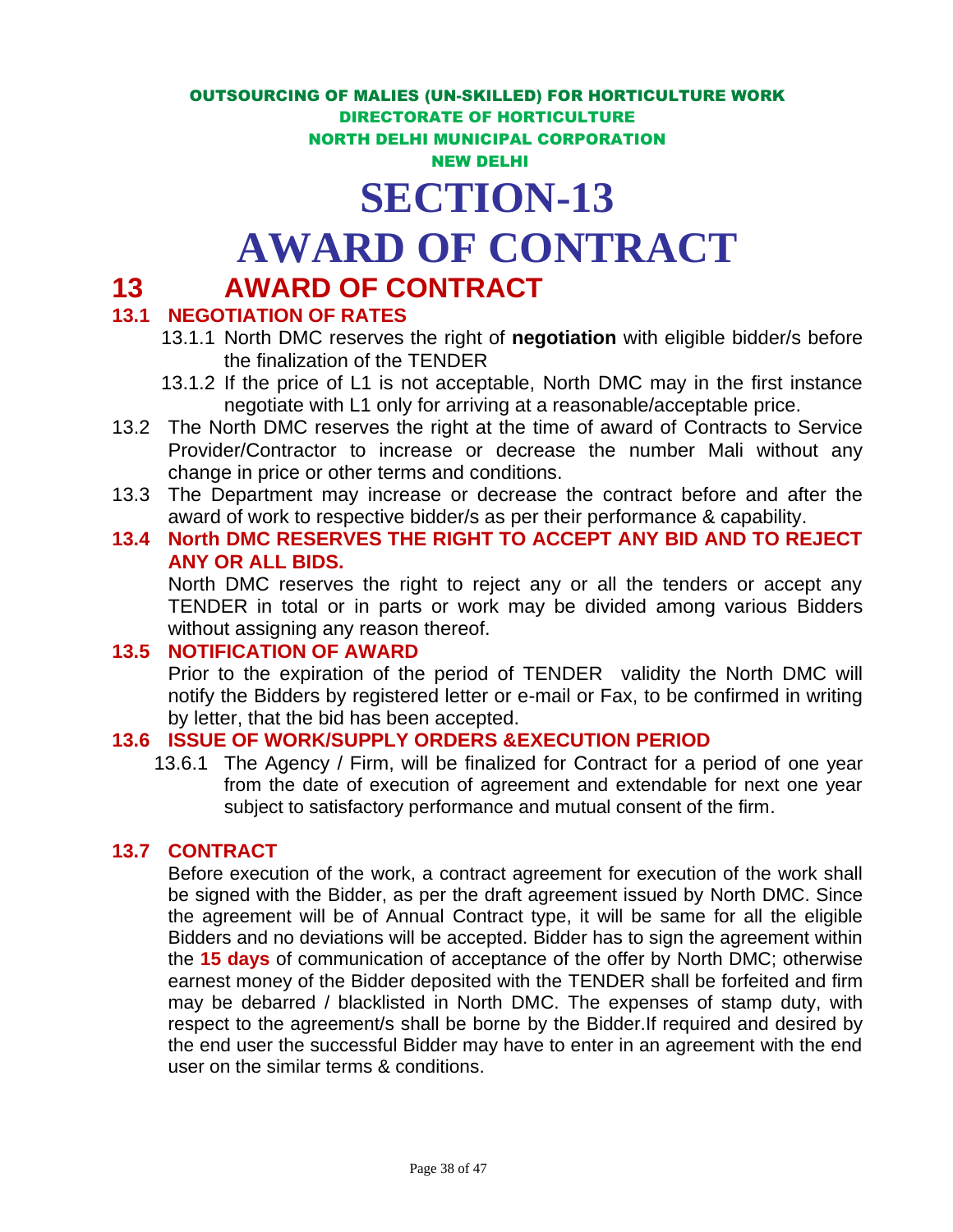OUTSOURCING OF MALIES (UN-SKILLED) FOR HORTICULTURE WORK
DIRECTORATE OF HORTICULTURE
NORTH DELHI MUNICIPAL CORPORATION
NEW DELHI

# SECTION-13
# AWARD OF CONTRACT

## 13 AWARD OF CONTRACT

### 13.1 NEGOTIATION OF RATES

13.1.1 North DMC reserves the right of **negotiation** with eligible bidder/s before the finalization of the TENDER

13.1.2 If the price of L1 is not acceptable, North DMC may in the first instance negotiate with L1 only for arriving at a reasonable/acceptable price.

13.2 The North DMC reserves the right at the time of award of Contracts to Service Provider/Contractor to increase or decrease the number Mali without any change in price or other terms and conditions.

13.3 The Department may increase or decrease the contract before and after the award of work to respective bidder/s as per their performance & capability.

### 13.4 North DMC RESERVES THE RIGHT TO ACCEPT ANY BID AND TO REJECT ANY OR ALL BIDS.

North DMC reserves the right to reject any or all the tenders or accept any TENDER in total or in parts or work may be divided among various Bidders without assigning any reason thereof.

### 13.5 NOTIFICATION OF AWARD

Prior to the expiration of the period of TENDER validity the North DMC will notify the Bidders by registered letter or e-mail or Fax, to be confirmed in writing by letter, that the bid has been accepted.

### 13.6 ISSUE OF WORK/SUPPLY ORDERS &EXECUTION PERIOD

13.6.1 The Agency / Firm, will be finalized for Contract for a period of one year from the date of execution of agreement and extendable for next one year subject to satisfactory performance and mutual consent of the firm.

### 13.7 CONTRACT

Before execution of the work, a contract agreement for execution of the work shall be signed with the Bidder, as per the draft agreement issued by North DMC. Since the agreement will be of Annual Contract type, it will be same for all the eligible Bidders and no deviations will be accepted. Bidder has to sign the agreement within the **15 days** of communication of acceptance of the offer by North DMC; otherwise earnest money of the Bidder deposited with the TENDER shall be forfeited and firm may be debarred / blacklisted in North DMC. The expenses of stamp duty, with respect to the agreement/s shall be borne by the Bidder.If required and desired by the end user the successful Bidder may have to enter in an agreement with the end user on the similar terms & conditions.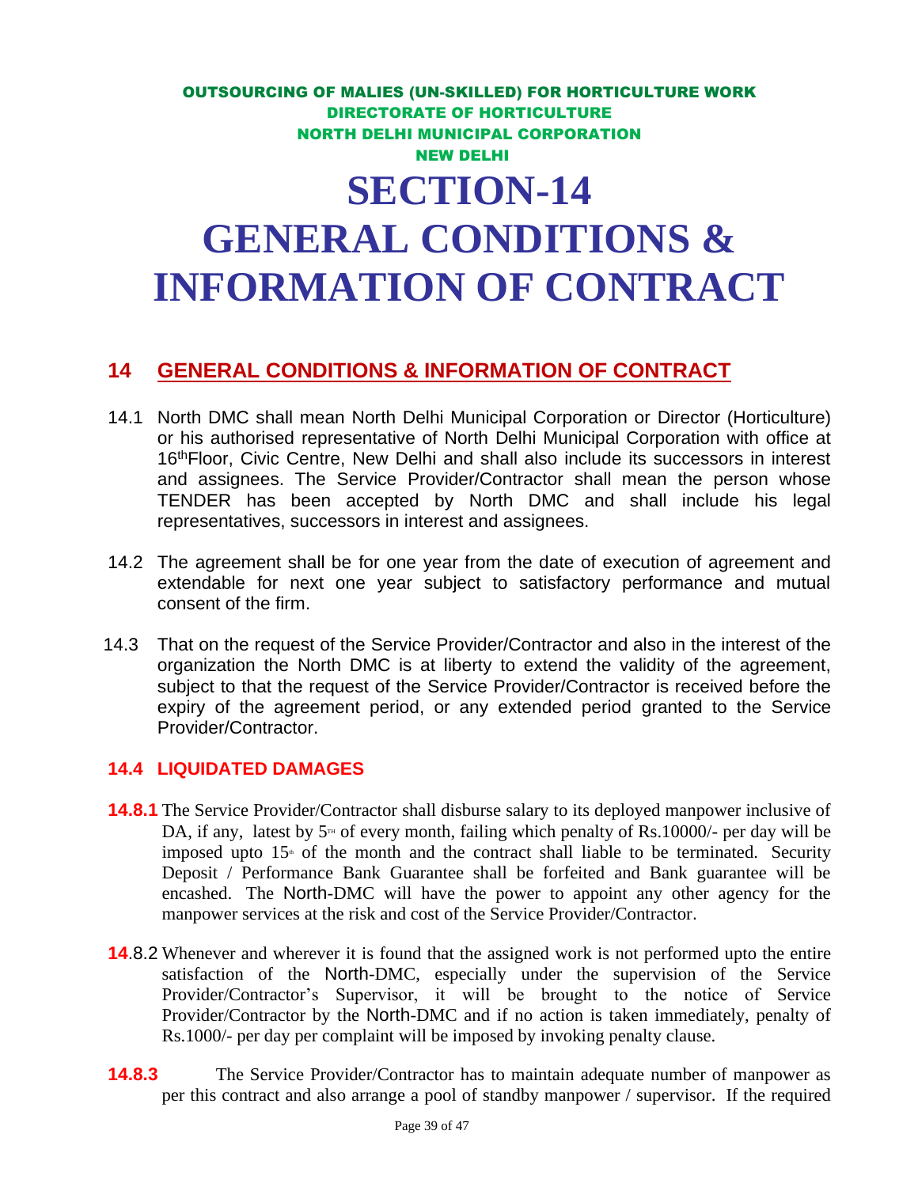OUTSOURCING OF MALIES (UN-SKILLED) FOR HORTICULTURE WORK
DIRECTORATE OF HORTICULTURE
NORTH DELHI MUNICIPAL CORPORATION
NEW DELHI

# SECTION-14
# GENERAL CONDITIONS & INFORMATION OF CONTRACT

## 14 GENERAL CONDITIONS & INFORMATION OF CONTRACT

14.1 North DMC shall mean North Delhi Municipal Corporation or Director (Horticulture) or his authorised representative of North Delhi Municipal Corporation with office at 16thFloor, Civic Centre, New Delhi and shall also include its successors in interest and assignees. The Service Provider/Contractor shall mean the person whose TENDER has been accepted by North DMC and shall include his legal representatives, successors in interest and assignees.

14.2 The agreement shall be for one year from the date of execution of agreement and extendable for next one year subject to satisfactory performance and mutual consent of the firm.

14.3 That on the request of the Service Provider/Contractor and also in the interest of the organization the North DMC is at liberty to extend the validity of the agreement, subject to that the request of the Service Provider/Contractor is received before the expiry of the agreement period, or any extended period granted to the Service Provider/Contractor.

### 14.4 LIQUIDATED DAMAGES

**14.8.1** The Service Provider/Contractor shall disburse salary to its deployed manpower inclusive of DA, if any, latest by 5TH of every month, failing which penalty of Rs.10000/- per day will be imposed upto 15th of the month and the contract shall liable to be terminated. Security Deposit / Performance Bank Guarantee shall be forfeited and Bank guarantee will be encashed. The North-DMC will have the power to appoint any other agency for the manpower services at the risk and cost of the Service Provider/Contractor.

**14**.8.2 Whenever and wherever it is found that the assigned work is not performed upto the entire satisfaction of the North-DMC, especially under the supervision of the Service Provider/Contractor's Supervisor, it will be brought to the notice of Service Provider/Contractor by the North-DMC and if no action is taken immediately, penalty of Rs.1000/- per day per complaint will be imposed by invoking penalty clause.

**14.8.3** The Service Provider/Contractor has to maintain adequate number of manpower as per this contract and also arrange a pool of standby manpower / supervisor. If the required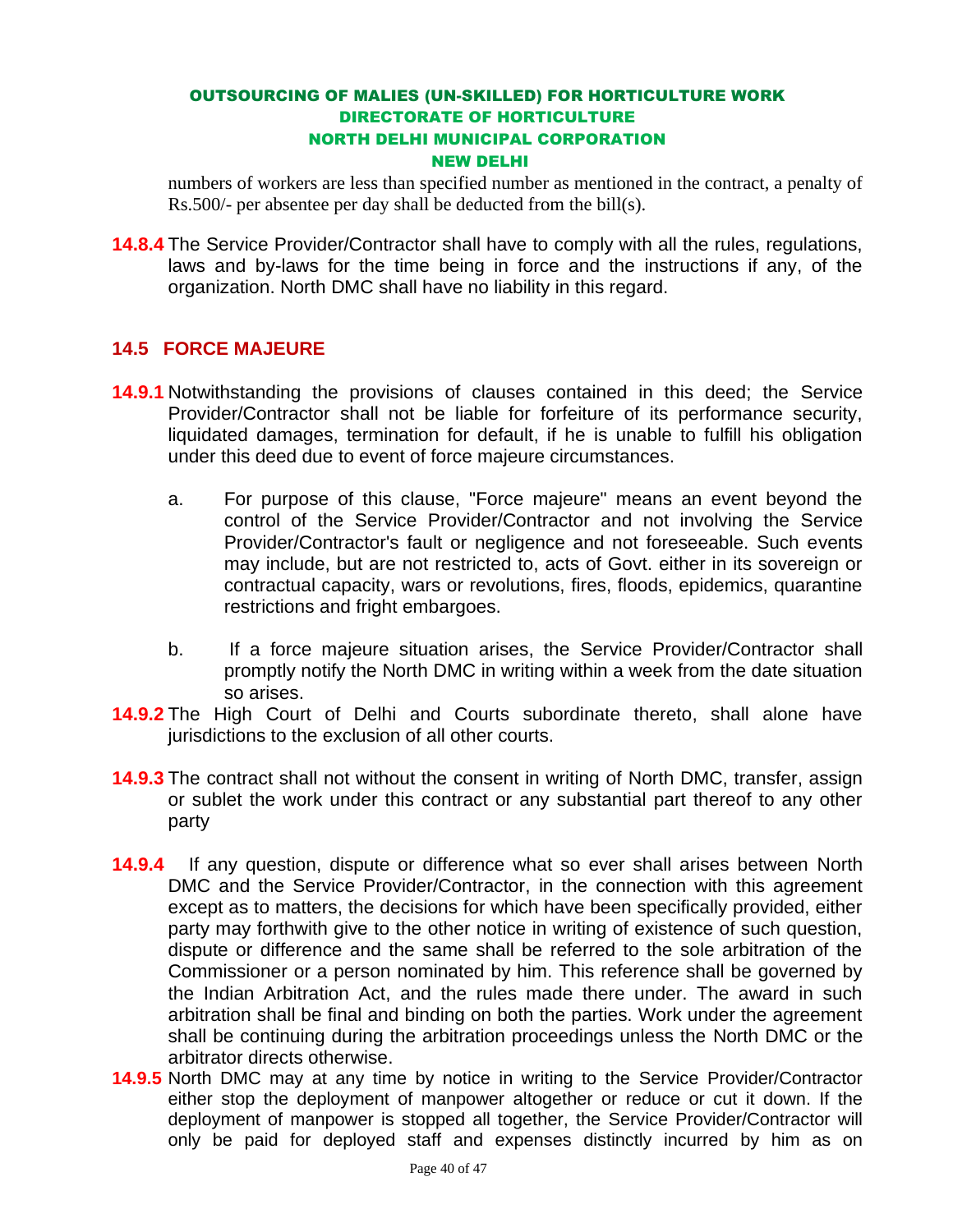numbers of workers are less than specified number as mentioned in the contract, a penalty of Rs.500/- per absentee per day shall be deducted from the bill(s).

**14.8.4** The Service Provider/Contractor shall have to comply with all the rules, regulations, laws and by-laws for the time being in force and the instructions if any, of the organization. North DMC shall have no liability in this regard.

## 14.5 FORCE MAJEURE

**14.9.1** Notwithstanding the provisions of clauses contained in this deed; the Service Provider/Contractor shall not be liable for forfeiture of its performance security, liquidated damages, termination for default, if he is unable to fulfill his obligation under this deed due to event of force majeure circumstances.

a. For purpose of this clause, "Force majeure" means an event beyond the control of the Service Provider/Contractor and not involving the Service Provider/Contractor's fault or negligence and not foreseeable. Such events may include, but are not restricted to, acts of Govt. either in its sovereign or contractual capacity, wars or revolutions, fires, floods, epidemics, quarantine restrictions and fright embargoes.

b. If a force majeure situation arises, the Service Provider/Contractor shall promptly notify the North DMC in writing within a week from the date situation so arises.

**14.9.2** The High Court of Delhi and Courts subordinate thereto, shall alone have jurisdictions to the exclusion of all other courts.

**14.9.3** The contract shall not without the consent in writing of North DMC, transfer, assign or sublet the work under this contract or any substantial part thereof to any other party

**14.9.4** If any question, dispute or difference what so ever shall arises between North DMC and the Service Provider/Contractor, in the connection with this agreement except as to matters, the decisions for which have been specifically provided, either party may forthwith give to the other notice in writing of existence of such question, dispute or difference and the same shall be referred to the sole arbitration of the Commissioner or a person nominated by him. This reference shall be governed by the Indian Arbitration Act, and the rules made there under. The award in such arbitration shall be final and binding on both the parties. Work under the agreement shall be continuing during the arbitration proceedings unless the North DMC or the arbitrator directs otherwise.

**14.9.5** North DMC may at any time by notice in writing to the Service Provider/Contractor either stop the deployment of manpower altogether or reduce or cut it down. If the deployment of manpower is stopped all together, the Service Provider/Contractor will only be paid for deployed staff and expenses distinctly incurred by him as on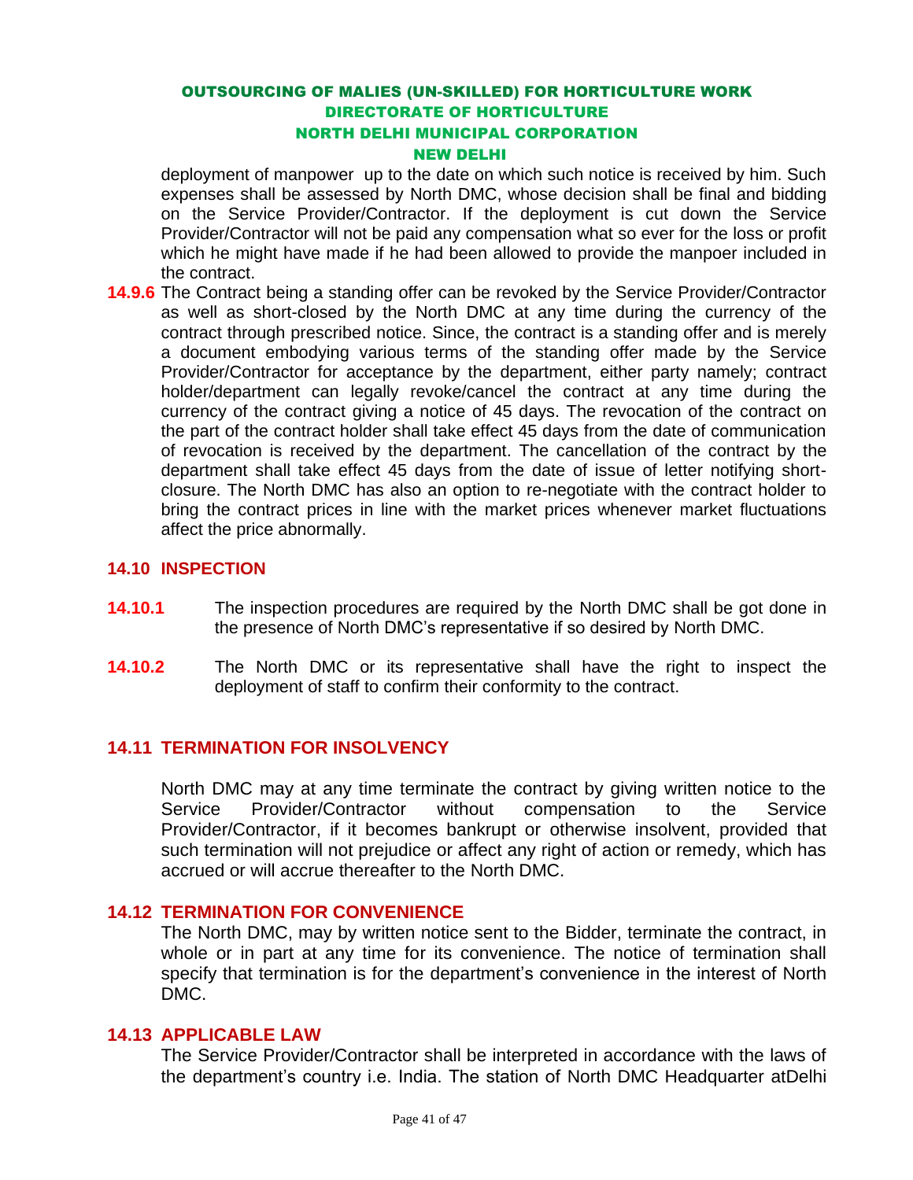deployment of manpower up to the date on which such notice is received by him. Such expenses shall be assessed by North DMC, whose decision shall be final and bidding on the Service Provider/Contractor. If the deployment is cut down the Service Provider/Contractor will not be paid any compensation what so ever for the loss or profit which he might have made if he had been allowed to provide the manpoer included in the contract.

**14.9.6** The Contract being a standing offer can be revoked by the Service Provider/Contractor as well as short-closed by the North DMC at any time during the currency of the contract through prescribed notice. Since, the contract is a standing offer and is merely a document embodying various terms of the standing offer made by the Service Provider/Contractor for acceptance by the department, either party namely; contract holder/department can legally revoke/cancel the contract at any time during the currency of the contract giving a notice of 45 days. The revocation of the contract on the part of the contract holder shall take effect 45 days from the date of communication of revocation is received by the department. The cancellation of the contract by the department shall take effect 45 days from the date of issue of letter notifying short-closure. The North DMC has also an option to re-negotiate with the contract holder to bring the contract prices in line with the market prices whenever market fluctuations affect the price abnormally.

## 14.10 INSPECTION

**14.10.1** The inspection procedures are required by the North DMC shall be got done in the presence of North DMC's representative if so desired by North DMC.

**14.10.2** The North DMC or its representative shall have the right to inspect the deployment of staff to confirm their conformity to the contract.

## 14.11 TERMINATION FOR INSOLVENCY

North DMC may at any time terminate the contract by giving written notice to the Service Provider/Contractor without compensation to the Service Provider/Contractor, if it becomes bankrupt or otherwise insolvent, provided that such termination will not prejudice or affect any right of action or remedy, which has accrued or will accrue thereafter to the North DMC.

## 14.12 TERMINATION FOR CONVENIENCE

The North DMC, may by written notice sent to the Bidder, terminate the contract, in whole or in part at any time for its convenience. The notice of termination shall specify that termination is for the department's convenience in the interest of North DMC.

## 14.13 APPLICABLE LAW

The Service Provider/Contractor shall be interpreted in accordance with the laws of the department's country i.e. India. The station of North DMC Headquarter atDelhi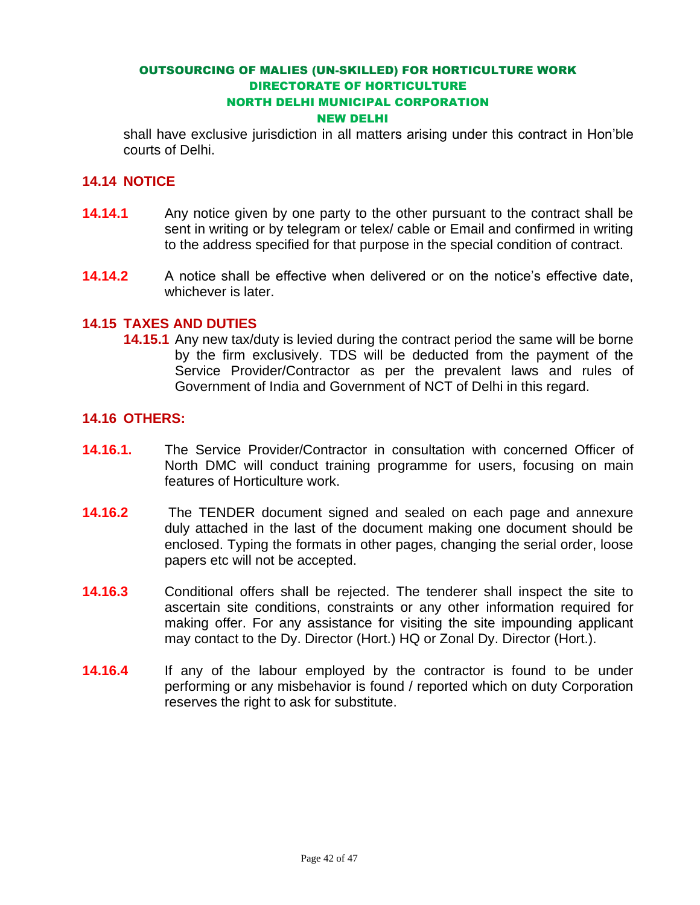shall have exclusive jurisdiction in all matters arising under this contract in Hon'ble courts of Delhi.

## 14.14 NOTICE

**14.14.1** Any notice given by one party to the other pursuant to the contract shall be sent in writing or by telegram or telex/ cable or Email and confirmed in writing to the address specified for that purpose in the special condition of contract.

**14.14.2** A notice shall be effective when delivered or on the notice's effective date, whichever is later.

## 14.15 TAXES AND DUTIES

**14.15.1** Any new tax/duty is levied during the contract period the same will be borne by the firm exclusively. TDS will be deducted from the payment of the Service Provider/Contractor as per the prevalent laws and rules of Government of India and Government of NCT of Delhi in this regard.

## 14.16 OTHERS:

**14.16.1.** The Service Provider/Contractor in consultation with concerned Officer of North DMC will conduct training programme for users, focusing on main features of Horticulture work.

**14.16.2** The TENDER document signed and sealed on each page and annexure duly attached in the last of the document making one document should be enclosed. Typing the formats in other pages, changing the serial order, loose papers etc will not be accepted.

**14.16.3** Conditional offers shall be rejected. The tenderer shall inspect the site to ascertain site conditions, constraints or any other information required for making offer. For any assistance for visiting the site impounding applicant may contact to the Dy. Director (Hort.) HQ or Zonal Dy. Director (Hort.).

**14.16.4** If any of the labour employed by the contractor is found to be under performing or any misbehavior is found / reported which on duty Corporation reserves the right to ask for substitute.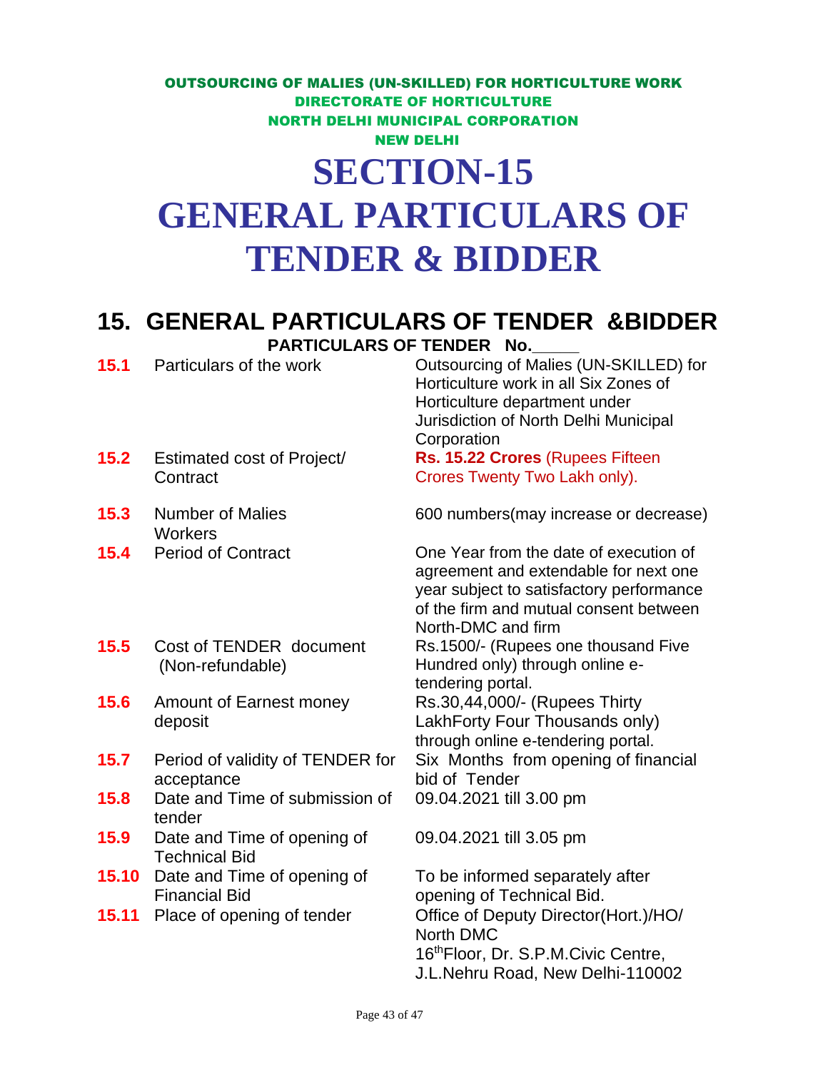OUTSOURCING OF MALIES (UN-SKILLED) FOR HORTICULTURE WORK
DIRECTORATE OF HORTICULTURE
NORTH DELHI MUNICIPAL CORPORATION
NEW DELHI

# SECTION-15
# GENERAL PARTICULARS OF TENDER & BIDDER

## 15. GENERAL PARTICULARS OF TENDER &BIDDER

**PARTICULARS OF TENDER No.\_\_\_\_\_**

| | | |
|---|---|---|
| **15.1** | Particulars of the work | Outsourcing of Malies (UN-SKILLED) for Horticulture work in all Six Zones of Horticulture department under Jurisdiction of North Delhi Municipal Corporation |
| **15.2** | Estimated cost of Project/ Contract | **Rs. 15.22 Crores** (Rupees Fifteen Crores Twenty Two Lakh only). |
| **15.3** | Number of Malies Workers | 600 numbers(may increase or decrease) |
| **15.4** | Period of Contract | One Year from the date of execution of agreement and extendable for next one year subject to satisfactory performance of the firm and mutual consent between North-DMC and firm |
| **15.5** | Cost of TENDER document (Non-refundable) | Rs.1500/- (Rupees one thousand Five Hundred only) through online e-tendering portal. |
| **15.6** | Amount of Earnest money deposit | Rs.30,44,000/- (Rupees Thirty LakhForty Four Thousands only) through online e-tendering portal. |
| **15.7** | Period of validity of TENDER for acceptance | Six Months from opening of financial bid of Tender |
| **15.8** | Date and Time of submission of tender | 09.04.2021 till 3.00 pm |
| **15.9** | Date and Time of opening of Technical Bid | 09.04.2021 till 3.05 pm |
| **15.10** | Date and Time of opening of Financial Bid | To be informed separately after opening of Technical Bid. |
| **15.11** | Place of opening of tender | Office of Deputy Director(Hort.)/HO/ North DMC<br>16thFloor, Dr. S.P.M.Civic Centre, J.L.Nehru Road, New Delhi-110002 |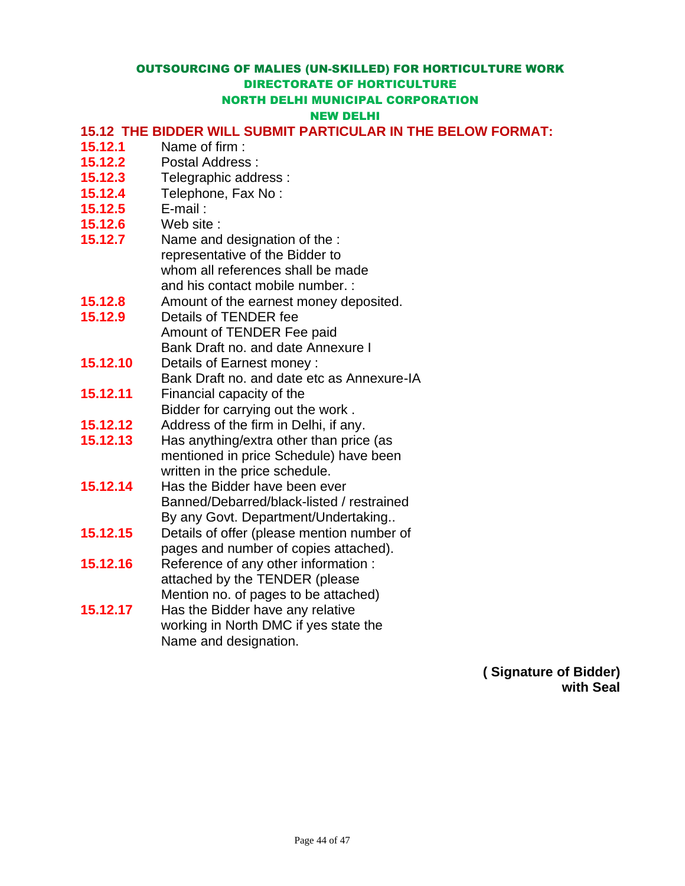**OUTSOURCING OF MALIES (UN-SKILLED) FOR HORTICULTURE WORK**
**DIRECTORATE OF HORTICULTURE**
**NORTH DELHI MUNICIPAL CORPORATION**
**NEW DELHI**

## 15.12 THE BIDDER WILL SUBMIT PARTICULAR IN THE BELOW FORMAT:

**15.12.1** Name of firm :

**15.12.2** Postal Address :

**15.12.3** Telegraphic address :

**15.12.4** Telephone, Fax No :

**15.12.5** E-mail :

**15.12.6** Web site :

**15.12.7** Name and designation of the : representative of the Bidder to whom all references shall be made and his contact mobile number. :

**15.12.8** Amount of the earnest money deposited.

**15.12.9** Details of TENDER fee
Amount of TENDER Fee paid
Bank Draft no. and date Annexure I

**15.12.10** Details of Earnest money :
Bank Draft no. and date etc as Annexure-IA

**15.12.11** Financial capacity of the Bidder for carrying out the work .

**15.12.12** Address of the firm in Delhi, if any.

**15.12.13** Has anything/extra other than price (as mentioned in price Schedule) have been written in the price schedule.

**15.12.14** Has the Bidder have been ever Banned/Debarred/black-listed / restrained By any Govt. Department/Undertaking..

**15.12.15** Details of offer (please mention number of pages and number of copies attached).

**15.12.16** Reference of any other information : attached by the TENDER (please Mention no. of pages to be attached)

**15.12.17** Has the Bidder have any relative working in North DMC if yes state the Name and designation.

**( Signature of Bidder)**
**with Seal**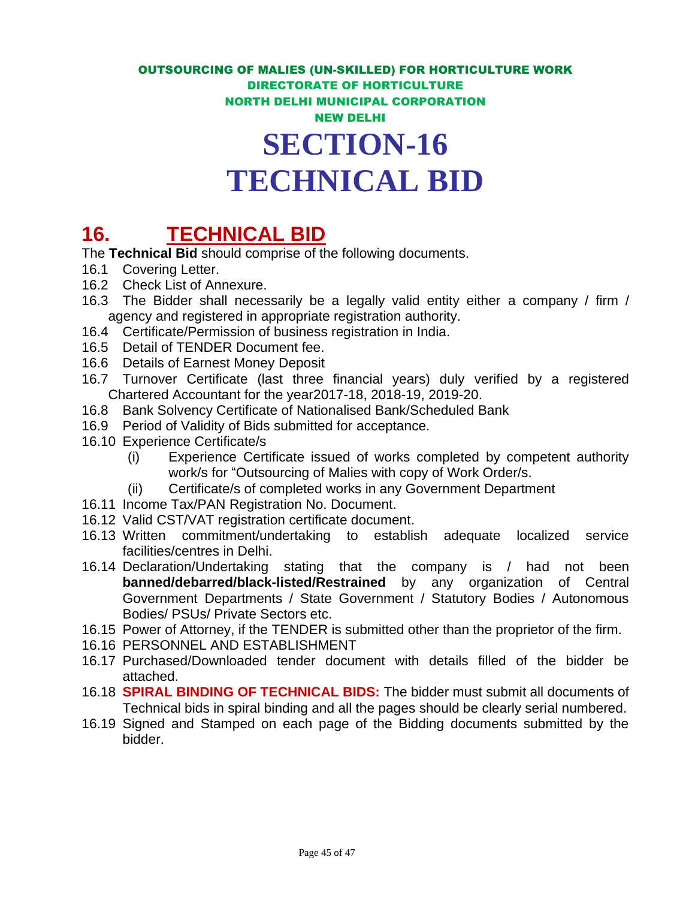OUTSOURCING OF MALIES (UN-SKILLED) FOR HORTICULTURE WORK
DIRECTORATE OF HORTICULTURE
NORTH DELHI MUNICIPAL CORPORATION
NEW DELHI

# SECTION-16
# TECHNICAL BID

## 16. TECHNICAL BID

The **Technical Bid** should comprise of the following documents.

16.1 Covering Letter.

16.2 Check List of Annexure.

16.3 The Bidder shall necessarily be a legally valid entity either a company / firm / agency and registered in appropriate registration authority.

16.4 Certificate/Permission of business registration in India.

16.5 Detail of TENDER Document fee.

16.6 Details of Earnest Money Deposit

16.7 Turnover Certificate (last three financial years) duly verified by a registered Chartered Accountant for the year2017-18, 2018-19, 2019-20.

16.8 Bank Solvency Certificate of Nationalised Bank/Scheduled Bank

16.9 Period of Validity of Bids submitted for acceptance.

16.10 Experience Certificate/s

- (i) Experience Certificate issued of works completed by competent authority work/s for "Outsourcing of Malies with copy of Work Order/s.
- (ii) Certificate/s of completed works in any Government Department

16.11 Income Tax/PAN Registration No. Document.

16.12 Valid CST/VAT registration certificate document.

16.13 Written commitment/undertaking to establish adequate localized service facilities/centres in Delhi.

16.14 Declaration/Undertaking stating that the company is / had not been **banned/debarred/black-listed/Restrained** by any organization of Central Government Departments / State Government / Statutory Bodies / Autonomous Bodies/ PSUs/ Private Sectors etc.

16.15 Power of Attorney, if the TENDER is submitted other than the proprietor of the firm.

16.16 PERSONNEL AND ESTABLISHMENT

16.17 Purchased/Downloaded tender document with details filled of the bidder be attached.

16.18 **SPIRAL BINDING OF TECHNICAL BIDS:** The bidder must submit all documents of Technical bids in spiral binding and all the pages should be clearly serial numbered.

16.19 Signed and Stamped on each page of the Bidding documents submitted by the bidder.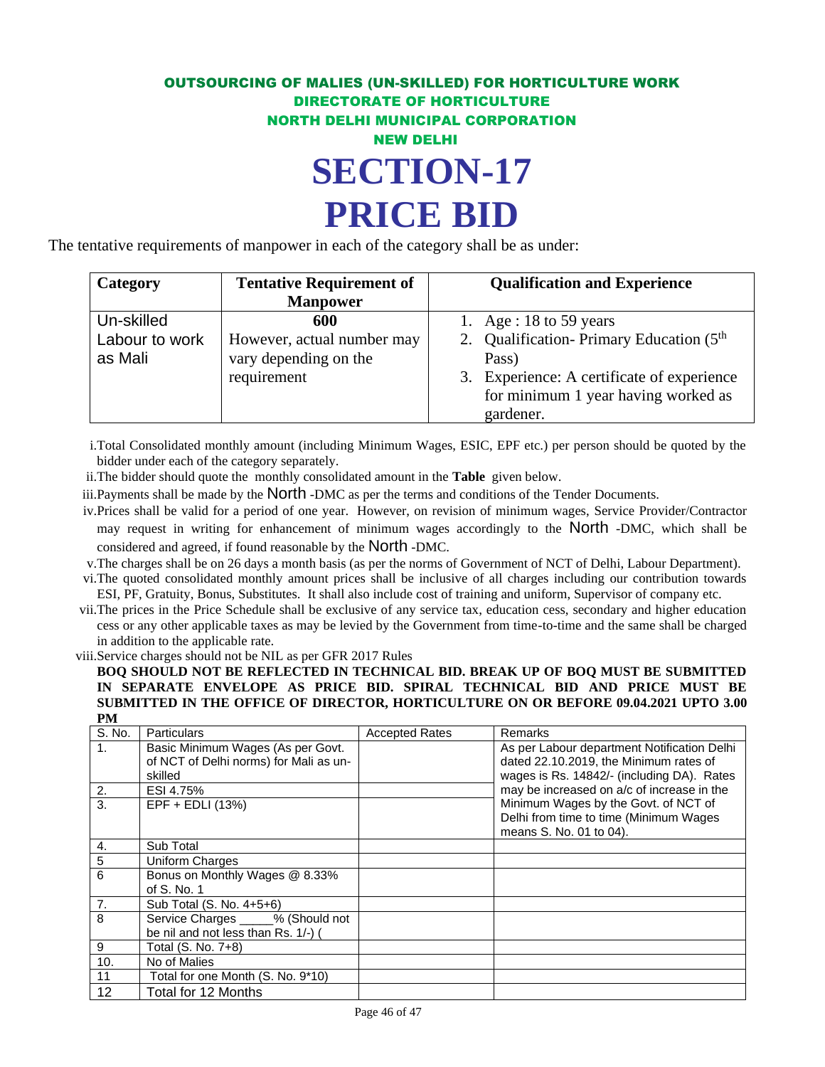## OUTSOURCING OF MALIES (UN-SKILLED) FOR HORTICULTURE WORK
## DIRECTORATE OF HORTICULTURE
## NORTH DELHI MUNICIPAL CORPORATION
## NEW DELHI

# SECTION-17
# PRICE BID

The tentative requirements of manpower in each of the category shall be as under:

| Category | Tentative Requirement of Manpower | Qualification and Experience |
|---|---|---|
| Un-skilled Labour to work as Mali | **600** However, actual number may vary depending on the requirement | 1. Age : 18 to 59 years<br>2. Qualification- Primary Education (5th Pass)<br>3. Experience: A certificate of experience for minimum 1 year having worked as gardener. |

i. Total Consolidated monthly amount (including Minimum Wages, ESIC, EPF etc.) per person should be quoted by the bidder under each of the category separately.

ii. The bidder should quote the monthly consolidated amount in the **Table** given below.

iii. Payments shall be made by the North -DMC as per the terms and conditions of the Tender Documents.

iv. Prices shall be valid for a period of one year. However, on revision of minimum wages, Service Provider/Contractor may request in writing for enhancement of minimum wages accordingly to the North -DMC, which shall be considered and agreed, if found reasonable by the North -DMC.

v. The charges shall be on 26 days a month basis (as per the norms of Government of NCT of Delhi, Labour Department).

vi. The quoted consolidated monthly amount prices shall be inclusive of all charges including our contribution towards ESI, PF, Gratuity, Bonus, Substitutes. It shall also include cost of training and uniform, Supervisor of company etc.

vii. The prices in the Price Schedule shall be exclusive of any service tax, education cess, secondary and higher education cess or any other applicable taxes as may be levied by the Government from time-to-time and the same shall be charged in addition to the applicable rate.

viii. Service charges should not be NIL as per GFR 2017 Rules

**BOQ SHOULD NOT BE REFLECTED IN TECHNICAL BID. BREAK UP OF BOQ MUST BE SUBMITTED IN SEPARATE ENVELOPE AS PRICE BID. SPIRAL TECHNICAL BID AND PRICE MUST BE SUBMITTED IN THE OFFICE OF DIRECTOR, HORTICULTURE ON OR BEFORE 09.04.2021 UPTO 3.00 PM**

| S. No. | Particulars | Accepted Rates | Remarks |
|---|---|---|---|
| 1. | Basic Minimum Wages (As per Govt. of NCT of Delhi norms) for Mali as un-skilled | | As per Labour department Notification Delhi dated 22.10.2019, the Minimum rates of wages is Rs. 14842/- (including DA). Rates may be increased on a/c of increase in the Minimum Wages by the Govt. of NCT of Delhi from time to time (Minimum Wages means S. No. 01 to 04). |
| 2. | ESI 4.75% | | |
| 3. | EPF + EDLI (13%) | | |
| 4. | Sub Total | | |
| 5 | Uniform Charges | | |
| 6 | Bonus on Monthly Wages @ 8.33% of S. No. 1 | | |
| 7. | Sub Total (S. No. 4+5+6) | | |
| 8 | Service Charges _____% (Should not be nil and not less than Rs. 1/-) ( | | |
| 9 | Total (S. No. 7+8) | | |
| 10. | No of Malies | | |
| 11 | Total for one Month (S. No. 9*10) | | |
| 12 | Total for 12 Months | | |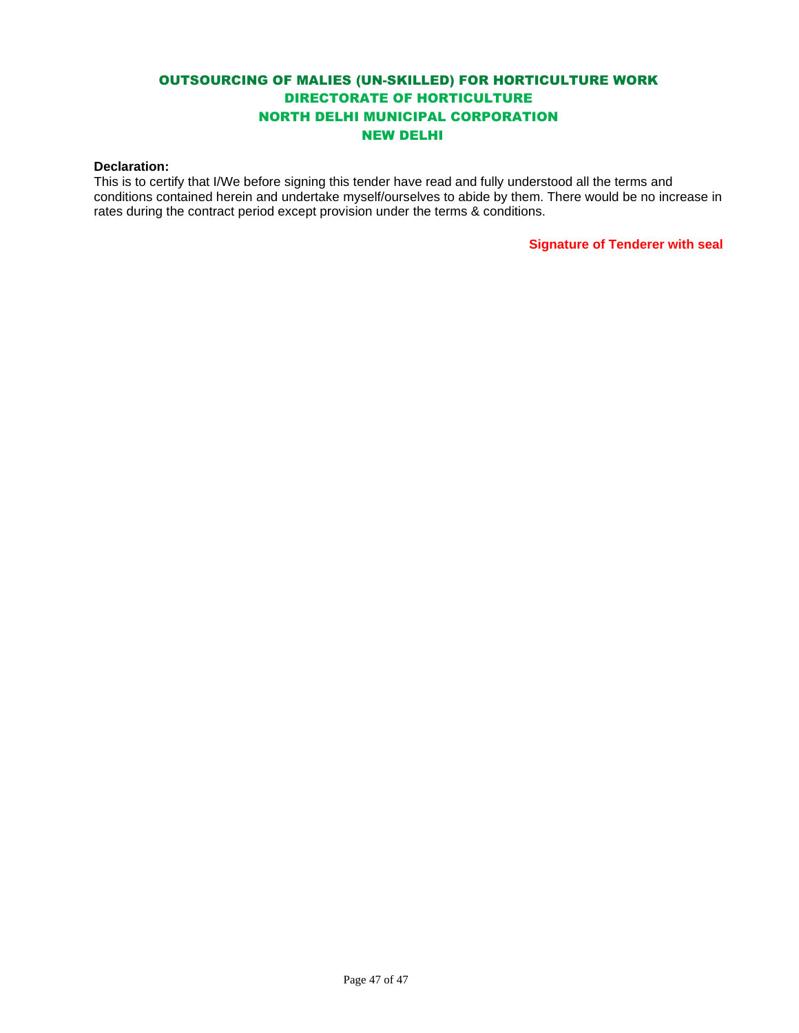# OUTSOURCING OF MALIES (UN-SKILLED) FOR HORTICULTURE WORK
## DIRECTORATE OF HORTICULTURE
## NORTH DELHI MUNICIPAL CORPORATION
## NEW DELHI

**Declaration:**

This is to certify that I/We before signing this tender have read and fully understood all the terms and conditions contained herein and undertake myself/ourselves to abide by them. There would be no increase in rates during the contract period except provision under the terms & conditions.

**Signature of Tenderer with seal**